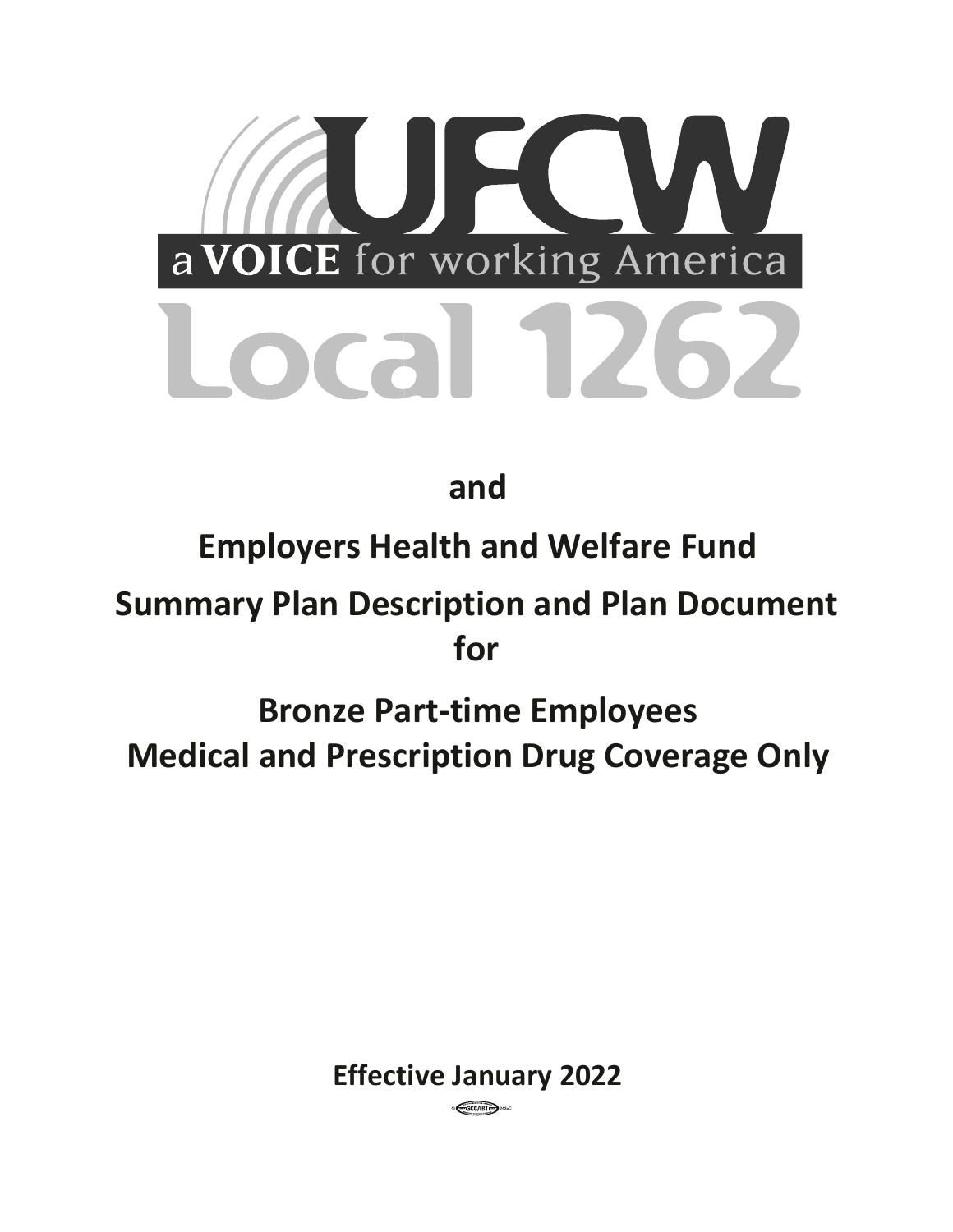# UFCW

a VOICE for working America

Local 1262

and

## Employers Health and Welfare Fund

## Summary Plan Description and Plan Document for

## Bronze Part-time Employees Medical and Prescription Drug Coverage Only

**Effective January 2022**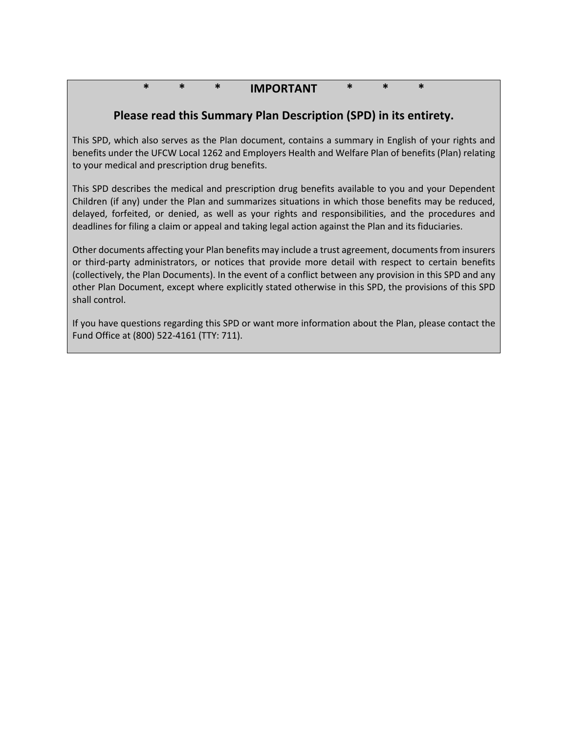**\*     \*     \*     IMPORTANT     \*     \*     \***

## Please read this Summary Plan Description (SPD) in its entirety.

This SPD, which also serves as the Plan document, contains a summary in English of your rights and benefits under the UFCW Local 1262 and Employers Health and Welfare Plan of benefits (Plan) relating to your medical and prescription drug benefits.

This SPD describes the medical and prescription drug benefits available to you and your Dependent Children (if any) under the Plan and summarizes situations in which those benefits may be reduced, delayed, forfeited, or denied, as well as your rights and responsibilities, and the procedures and deadlines for filing a claim or appeal and taking legal action against the Plan and its fiduciaries.

Other documents affecting your Plan benefits may include a trust agreement, documents from insurers or third-party administrators, or notices that provide more detail with respect to certain benefits (collectively, the Plan Documents). In the event of a conflict between any provision in this SPD and any other Plan Document, except where explicitly stated otherwise in this SPD, the provisions of this SPD shall control.

If you have questions regarding this SPD or want more information about the Plan, please contact the Fund Office at (800) 522-4161 (TTY: 711).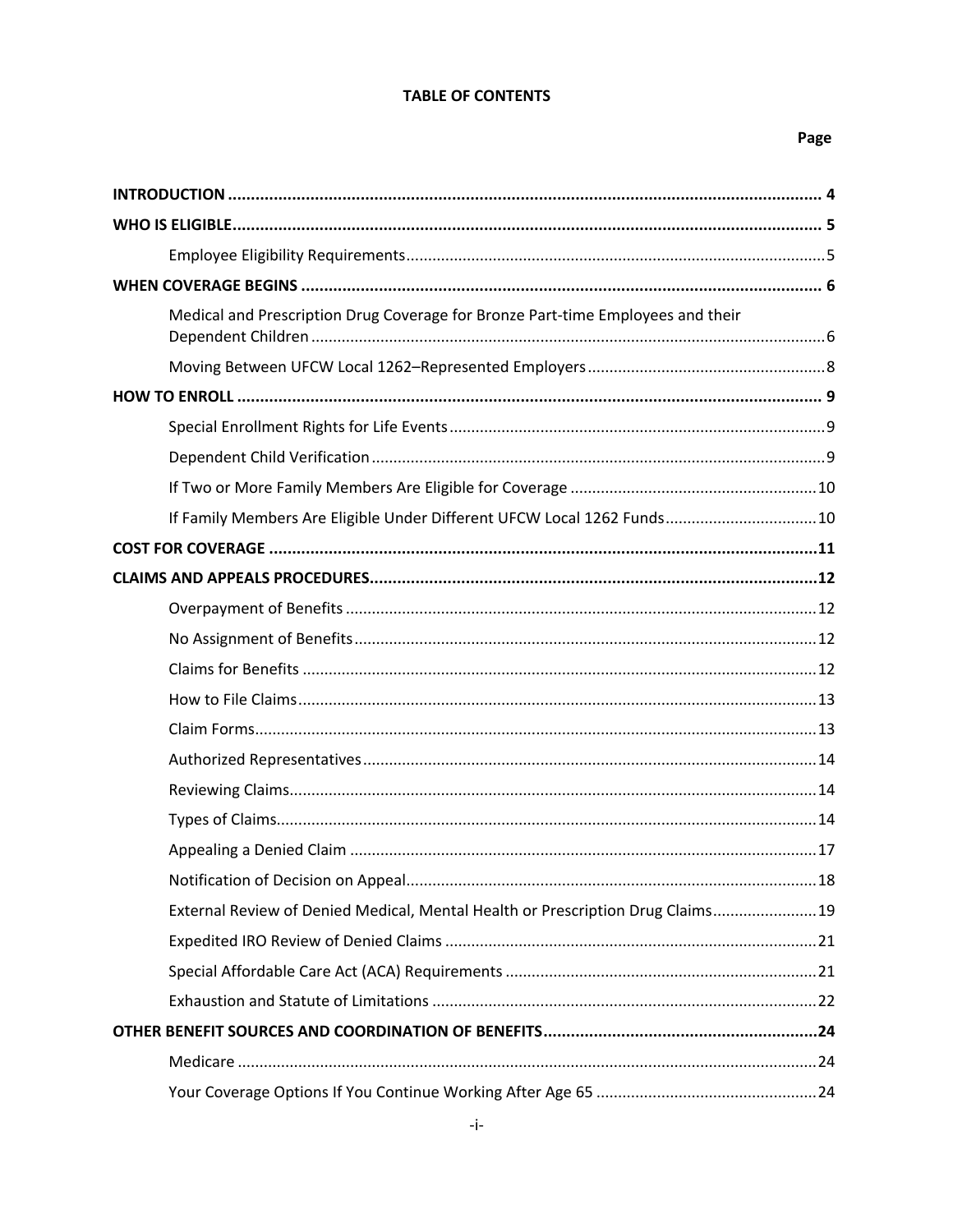**TABLE OF CONTENTS**

| | Page |
|---|---|
| **INTRODUCTION** | **4** |
| **WHO IS ELIGIBLE** | **5** |
| Employee Eligibility Requirements | 5 |
| **WHEN COVERAGE BEGINS** | **6** |
| Medical and Prescription Drug Coverage for Bronze Part-time Employees and their Dependent Children | 6 |
| Moving Between UFCW Local 1262–Represented Employers | 8 |
| **HOW TO ENROLL** | **9** |
| Special Enrollment Rights for Life Events | 9 |
| Dependent Child Verification | 9 |
| If Two or More Family Members Are Eligible for Coverage | 10 |
| If Family Members Are Eligible Under Different UFCW Local 1262 Funds | 10 |
| **COST FOR COVERAGE** | **11** |
| **CLAIMS AND APPEALS PROCEDURES** | **12** |
| Overpayment of Benefits | 12 |
| No Assignment of Benefits | 12 |
| Claims for Benefits | 12 |
| How to File Claims | 13 |
| Claim Forms | 13 |
| Authorized Representatives | 14 |
| Reviewing Claims | 14 |
| Types of Claims | 14 |
| Appealing a Denied Claim | 17 |
| Notification of Decision on Appeal | 18 |
| External Review of Denied Medical, Mental Health or Prescription Drug Claims | 19 |
| Expedited IRO Review of Denied Claims | 21 |
| Special Affordable Care Act (ACA) Requirements | 21 |
| Exhaustion and Statute of Limitations | 22 |
| **OTHER BENEFIT SOURCES AND COORDINATION OF BENEFITS** | **24** |
| Medicare | 24 |
| Your Coverage Options If You Continue Working After Age 65 | 24 |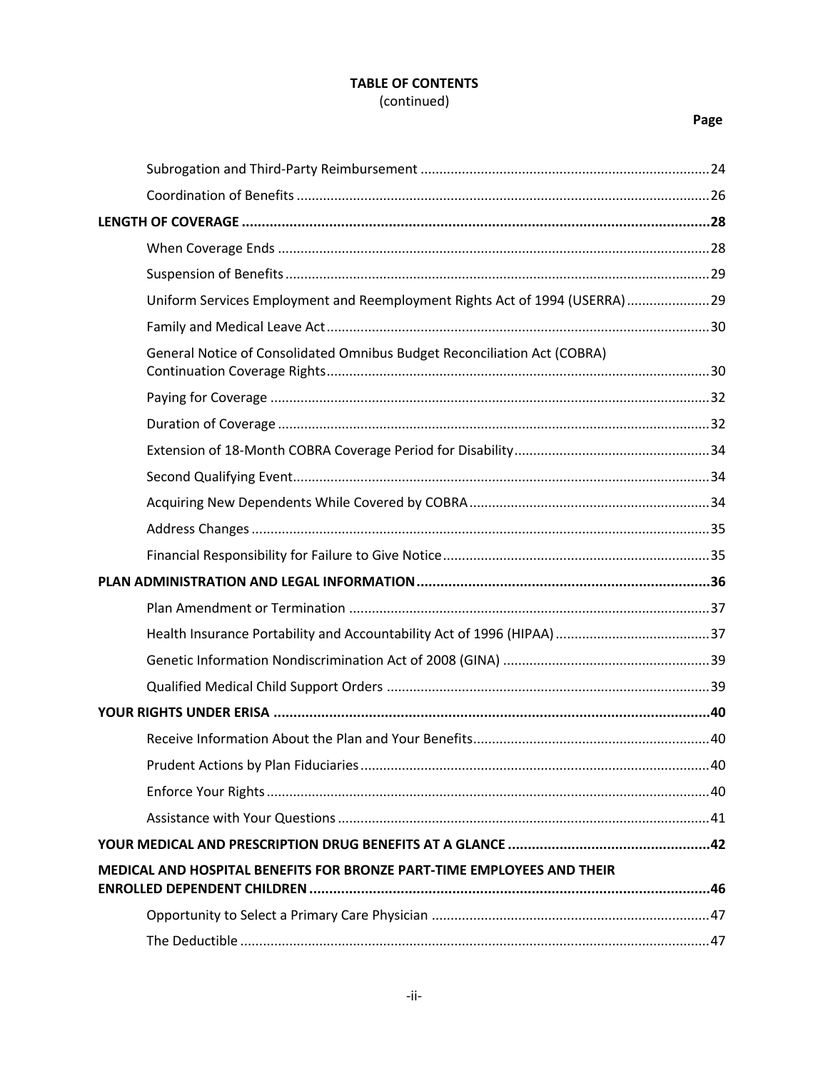**TABLE OF CONTENTS**
(continued)

| | Page |
|---|---|
| Subrogation and Third-Party Reimbursement | 24 |
| Coordination of Benefits | 26 |
| **LENGTH OF COVERAGE** | **28** |
| When Coverage Ends | 28 |
| Suspension of Benefits | 29 |
| Uniform Services Employment and Reemployment Rights Act of 1994 (USERRA) | 29 |
| Family and Medical Leave Act | 30 |
| General Notice of Consolidated Omnibus Budget Reconciliation Act (COBRA) Continuation Coverage Rights | 30 |
| Paying for Coverage | 32 |
| Duration of Coverage | 32 |
| Extension of 18-Month COBRA Coverage Period for Disability | 34 |
| Second Qualifying Event | 34 |
| Acquiring New Dependents While Covered by COBRA | 34 |
| Address Changes | 35 |
| Financial Responsibility for Failure to Give Notice | 35 |
| **PLAN ADMINISTRATION AND LEGAL INFORMATION** | **36** |
| Plan Amendment or Termination | 37 |
| Health Insurance Portability and Accountability Act of 1996 (HIPAA) | 37 |
| Genetic Information Nondiscrimination Act of 2008 (GINA) | 39 |
| Qualified Medical Child Support Orders | 39 |
| **YOUR RIGHTS UNDER ERISA** | **40** |
| Receive Information About the Plan and Your Benefits | 40 |
| Prudent Actions by Plan Fiduciaries | 40 |
| Enforce Your Rights | 40 |
| Assistance with Your Questions | 41 |
| **YOUR MEDICAL AND PRESCRIPTION DRUG BENEFITS AT A GLANCE** | **42** |
| **MEDICAL AND HOSPITAL BENEFITS FOR BRONZE PART-TIME EMPLOYEES AND THEIR ENROLLED DEPENDENT CHILDREN** | **46** |
| Opportunity to Select a Primary Care Physician | 47 |
| The Deductible | 47 |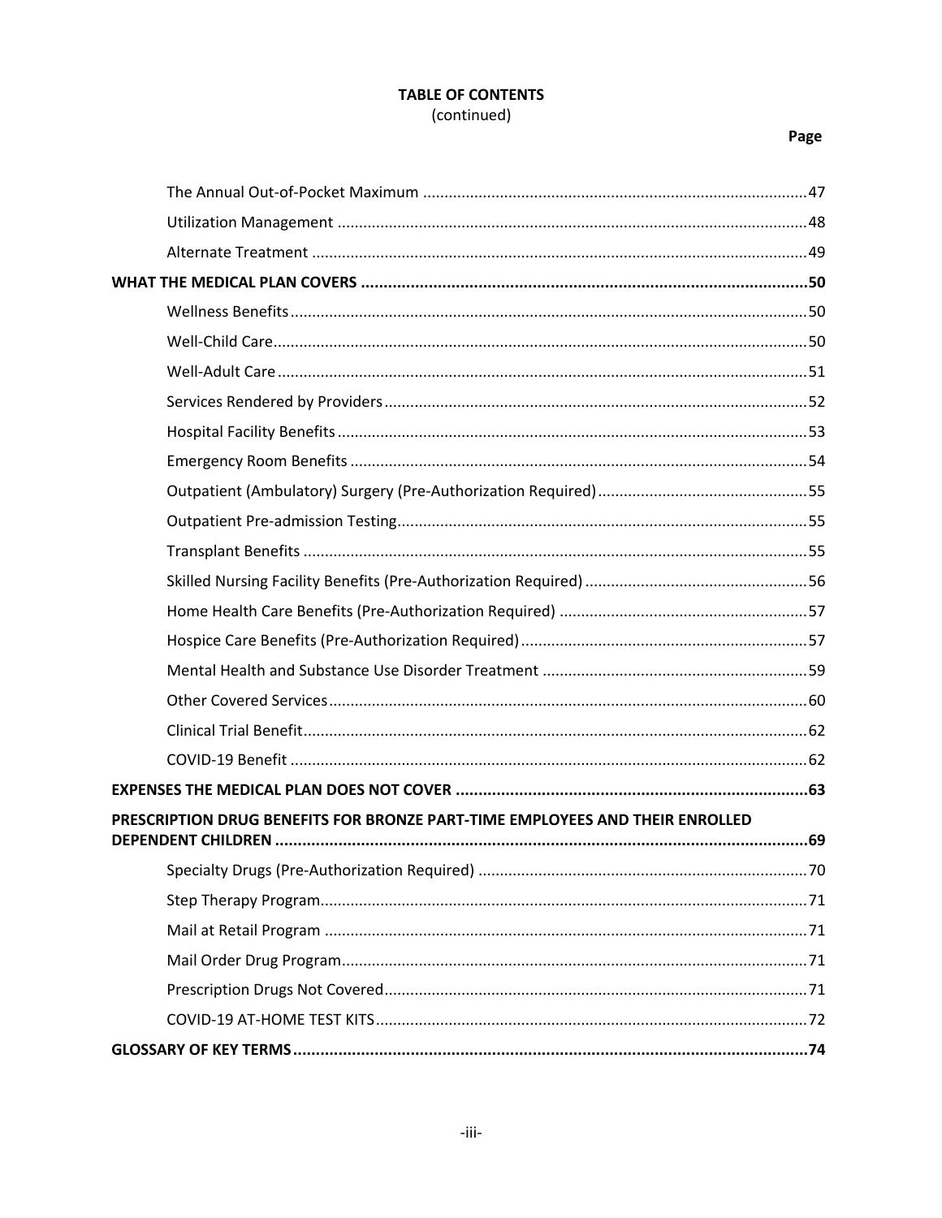**TABLE OF CONTENTS**
(continued)

| | Page |
|---|---|
| The Annual Out-of-Pocket Maximum | 47 |
| Utilization Management | 48 |
| Alternate Treatment | 49 |
| **WHAT THE MEDICAL PLAN COVERS** | **50** |
| Wellness Benefits | 50 |
| Well-Child Care | 50 |
| Well-Adult Care | 51 |
| Services Rendered by Providers | 52 |
| Hospital Facility Benefits | 53 |
| Emergency Room Benefits | 54 |
| Outpatient (Ambulatory) Surgery (Pre-Authorization Required) | 55 |
| Outpatient Pre-admission Testing | 55 |
| Transplant Benefits | 55 |
| Skilled Nursing Facility Benefits (Pre-Authorization Required) | 56 |
| Home Health Care Benefits (Pre-Authorization Required) | 57 |
| Hospice Care Benefits (Pre-Authorization Required) | 57 |
| Mental Health and Substance Use Disorder Treatment | 59 |
| Other Covered Services | 60 |
| Clinical Trial Benefit | 62 |
| COVID-19 Benefit | 62 |
| **EXPENSES THE MEDICAL PLAN DOES NOT COVER** | **63** |
| **PRESCRIPTION DRUG BENEFITS FOR BRONZE PART-TIME EMPLOYEES AND THEIR ENROLLED DEPENDENT CHILDREN** | **69** |
| Specialty Drugs (Pre-Authorization Required) | 70 |
| Step Therapy Program | 71 |
| Mail at Retail Program | 71 |
| Mail Order Drug Program | 71 |
| Prescription Drugs Not Covered | 71 |
| COVID-19 AT-HOME TEST KITS | 72 |
| **GLOSSARY OF KEY TERMS** | **74** |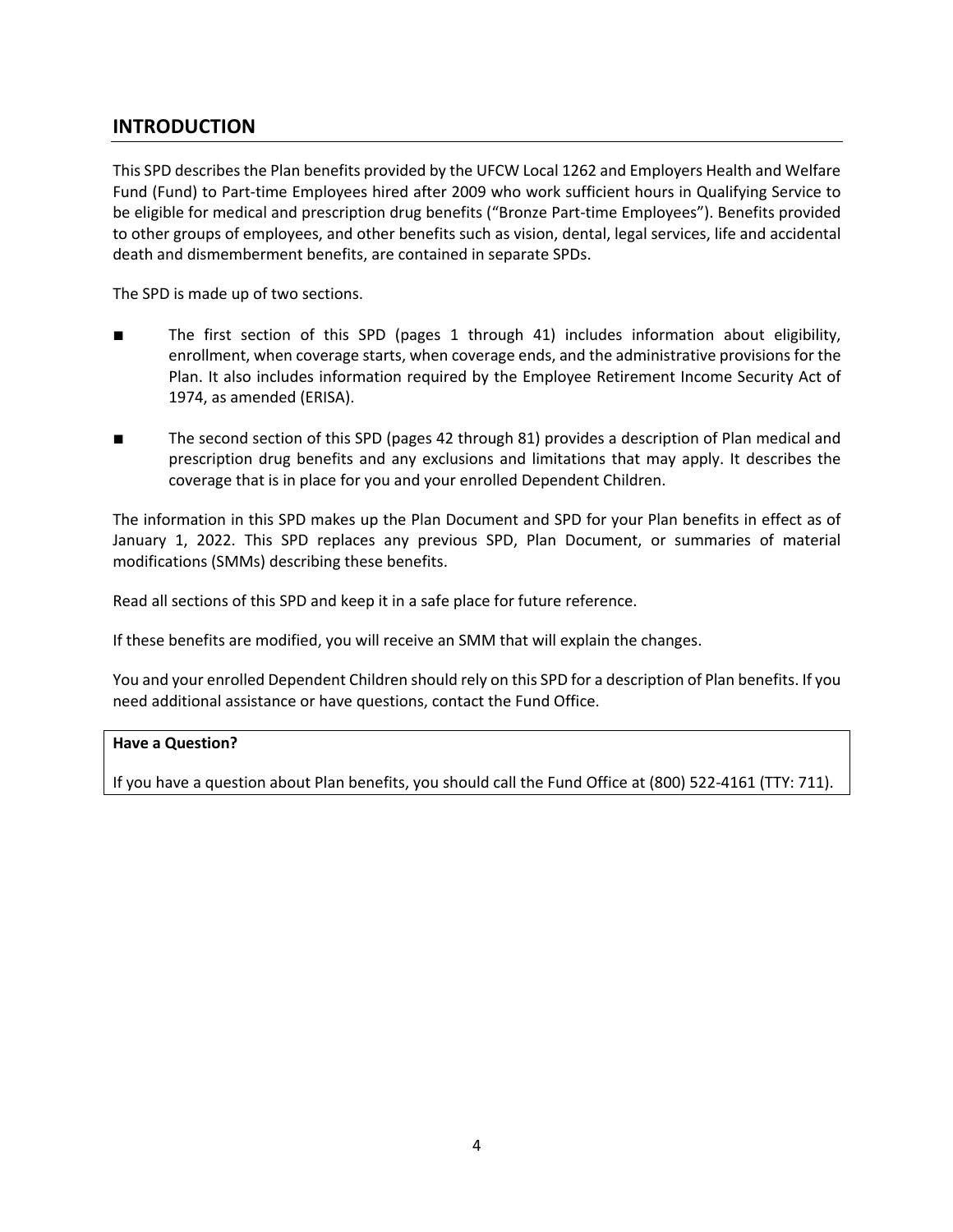## INTRODUCTION

This SPD describes the Plan benefits provided by the UFCW Local 1262 and Employers Health and Welfare Fund (Fund) to Part-time Employees hired after 2009 who work sufficient hours in Qualifying Service to be eligible for medical and prescription drug benefits ("Bronze Part-time Employees"). Benefits provided to other groups of employees, and other benefits such as vision, dental, legal services, life and accidental death and dismemberment benefits, are contained in separate SPDs.

The SPD is made up of two sections.

- The first section of this SPD (pages 1 through 41) includes information about eligibility, enrollment, when coverage starts, when coverage ends, and the administrative provisions for the Plan. It also includes information required by the Employee Retirement Income Security Act of 1974, as amended (ERISA).
- The second section of this SPD (pages 42 through 81) provides a description of Plan medical and prescription drug benefits and any exclusions and limitations that may apply. It describes the coverage that is in place for you and your enrolled Dependent Children.

The information in this SPD makes up the Plan Document and SPD for your Plan benefits in effect as of January 1, 2022. This SPD replaces any previous SPD, Plan Document, or summaries of material modifications (SMMs) describing these benefits.

Read all sections of this SPD and keep it in a safe place for future reference.

If these benefits are modified, you will receive an SMM that will explain the changes.

You and your enrolled Dependent Children should rely on this SPD for a description of Plan benefits. If you need additional assistance or have questions, contact the Fund Office.

**Have a Question?**

If you have a question about Plan benefits, you should call the Fund Office at (800) 522-4161 (TTY: 711).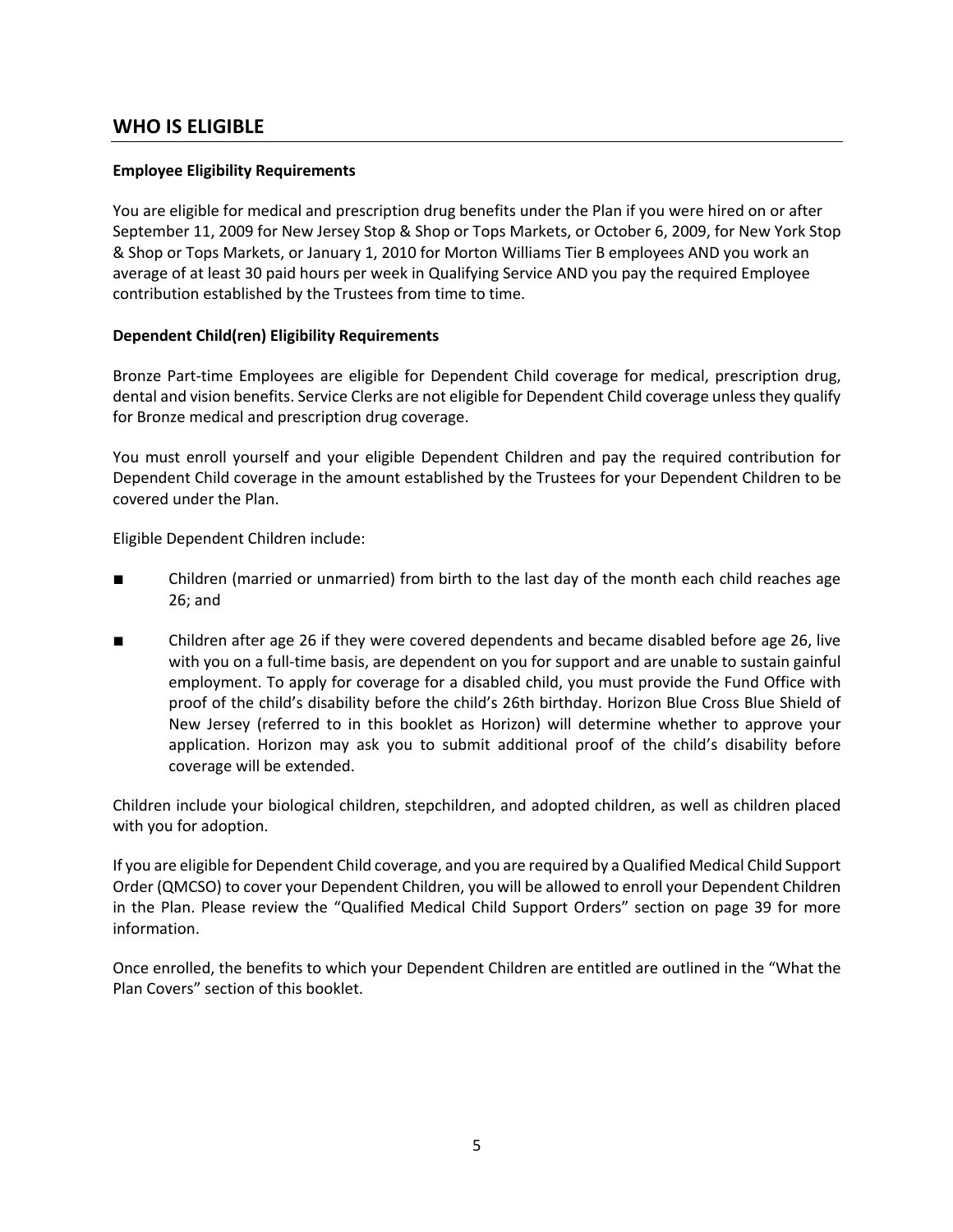## WHO IS ELIGIBLE

**Employee Eligibility Requirements**

You are eligible for medical and prescription drug benefits under the Plan if you were hired on or after September 11, 2009 for New Jersey Stop & Shop or Tops Markets, or October 6, 2009, for New York Stop & Shop or Tops Markets, or January 1, 2010 for Morton Williams Tier B employees AND you work an average of at least 30 paid hours per week in Qualifying Service AND you pay the required Employee contribution established by the Trustees from time to time.

**Dependent Child(ren) Eligibility Requirements**

Bronze Part-time Employees are eligible for Dependent Child coverage for medical, prescription drug, dental and vision benefits. Service Clerks are not eligible for Dependent Child coverage unless they qualify for Bronze medical and prescription drug coverage.

You must enroll yourself and your eligible Dependent Children and pay the required contribution for Dependent Child coverage in the amount established by the Trustees for your Dependent Children to be covered under the Plan.

Eligible Dependent Children include:

- Children (married or unmarried) from birth to the last day of the month each child reaches age 26; and
- Children after age 26 if they were covered dependents and became disabled before age 26, live with you on a full-time basis, are dependent on you for support and are unable to sustain gainful employment. To apply for coverage for a disabled child, you must provide the Fund Office with proof of the child's disability before the child's 26th birthday. Horizon Blue Cross Blue Shield of New Jersey (referred to in this booklet as Horizon) will determine whether to approve your application. Horizon may ask you to submit additional proof of the child's disability before coverage will be extended.

Children include your biological children, stepchildren, and adopted children, as well as children placed with you for adoption.

If you are eligible for Dependent Child coverage, and you are required by a Qualified Medical Child Support Order (QMCSO) to cover your Dependent Children, you will be allowed to enroll your Dependent Children in the Plan. Please review the "Qualified Medical Child Support Orders" section on page 39 for more information.

Once enrolled, the benefits to which your Dependent Children are entitled are outlined in the "What the Plan Covers" section of this booklet.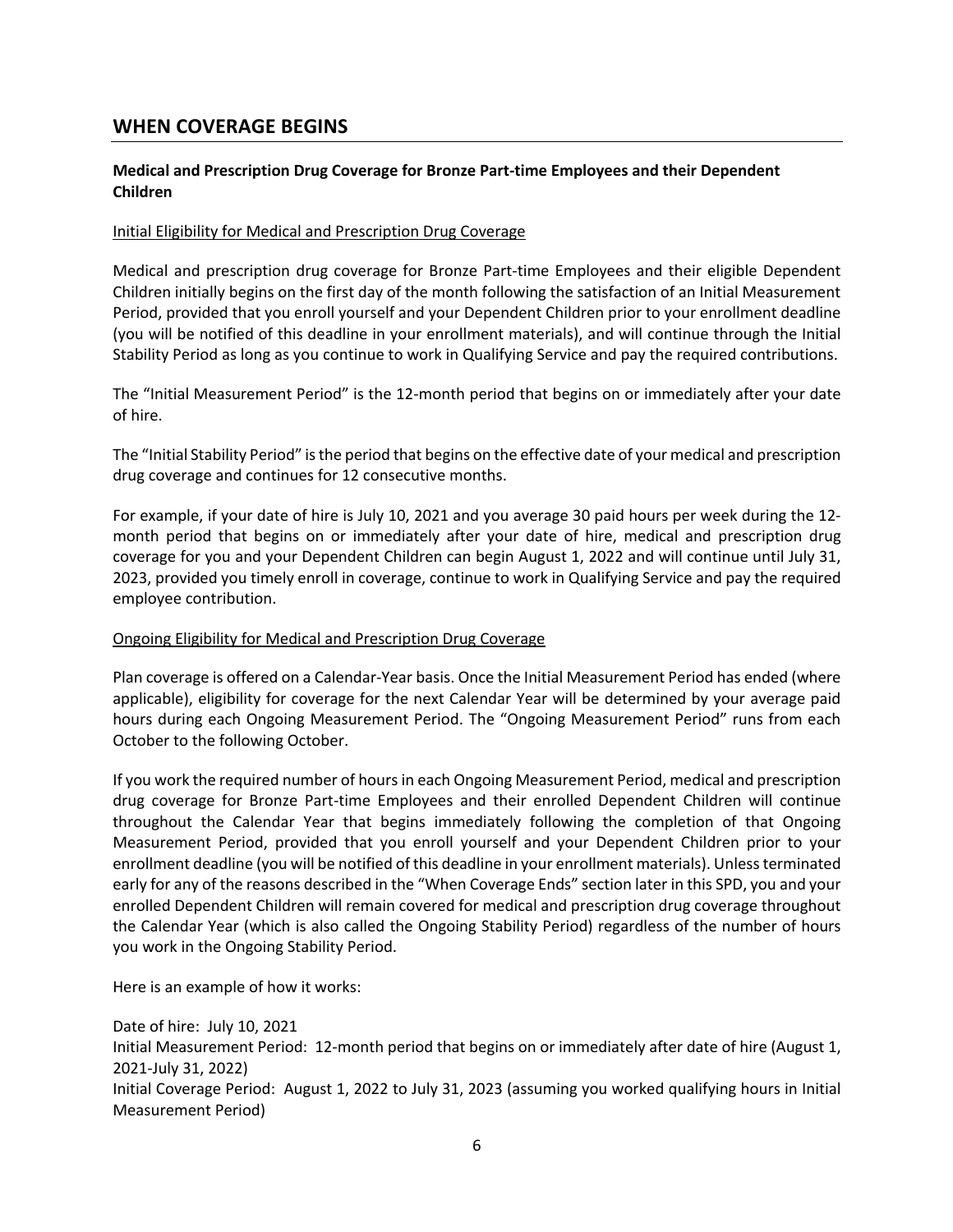## WHEN COVERAGE BEGINS

**Medical and Prescription Drug Coverage for Bronze Part-time Employees and their Dependent Children**

Initial Eligibility for Medical and Prescription Drug Coverage

Medical and prescription drug coverage for Bronze Part-time Employees and their eligible Dependent Children initially begins on the first day of the month following the satisfaction of an Initial Measurement Period, provided that you enroll yourself and your Dependent Children prior to your enrollment deadline (you will be notified of this deadline in your enrollment materials), and will continue through the Initial Stability Period as long as you continue to work in Qualifying Service and pay the required contributions.

The "Initial Measurement Period" is the 12-month period that begins on or immediately after your date of hire.

The "Initial Stability Period" is the period that begins on the effective date of your medical and prescription drug coverage and continues for 12 consecutive months.

For example, if your date of hire is July 10, 2021 and you average 30 paid hours per week during the 12-month period that begins on or immediately after your date of hire, medical and prescription drug coverage for you and your Dependent Children can begin August 1, 2022 and will continue until July 31, 2023, provided you timely enroll in coverage, continue to work in Qualifying Service and pay the required employee contribution.

Ongoing Eligibility for Medical and Prescription Drug Coverage

Plan coverage is offered on a Calendar-Year basis. Once the Initial Measurement Period has ended (where applicable), eligibility for coverage for the next Calendar Year will be determined by your average paid hours during each Ongoing Measurement Period. The "Ongoing Measurement Period" runs from each October to the following October.

If you work the required number of hours in each Ongoing Measurement Period, medical and prescription drug coverage for Bronze Part-time Employees and their enrolled Dependent Children will continue throughout the Calendar Year that begins immediately following the completion of that Ongoing Measurement Period, provided that you enroll yourself and your Dependent Children prior to your enrollment deadline (you will be notified of this deadline in your enrollment materials). Unless terminated early for any of the reasons described in the "When Coverage Ends" section later in this SPD, you and your enrolled Dependent Children will remain covered for medical and prescription drug coverage throughout the Calendar Year (which is also called the Ongoing Stability Period) regardless of the number of hours you work in the Ongoing Stability Period.

Here is an example of how it works:

Date of hire: July 10, 2021
Initial Measurement Period: 12-month period that begins on or immediately after date of hire (August 1, 2021-July 31, 2022)
Initial Coverage Period: August 1, 2022 to July 31, 2023 (assuming you worked qualifying hours in Initial Measurement Period)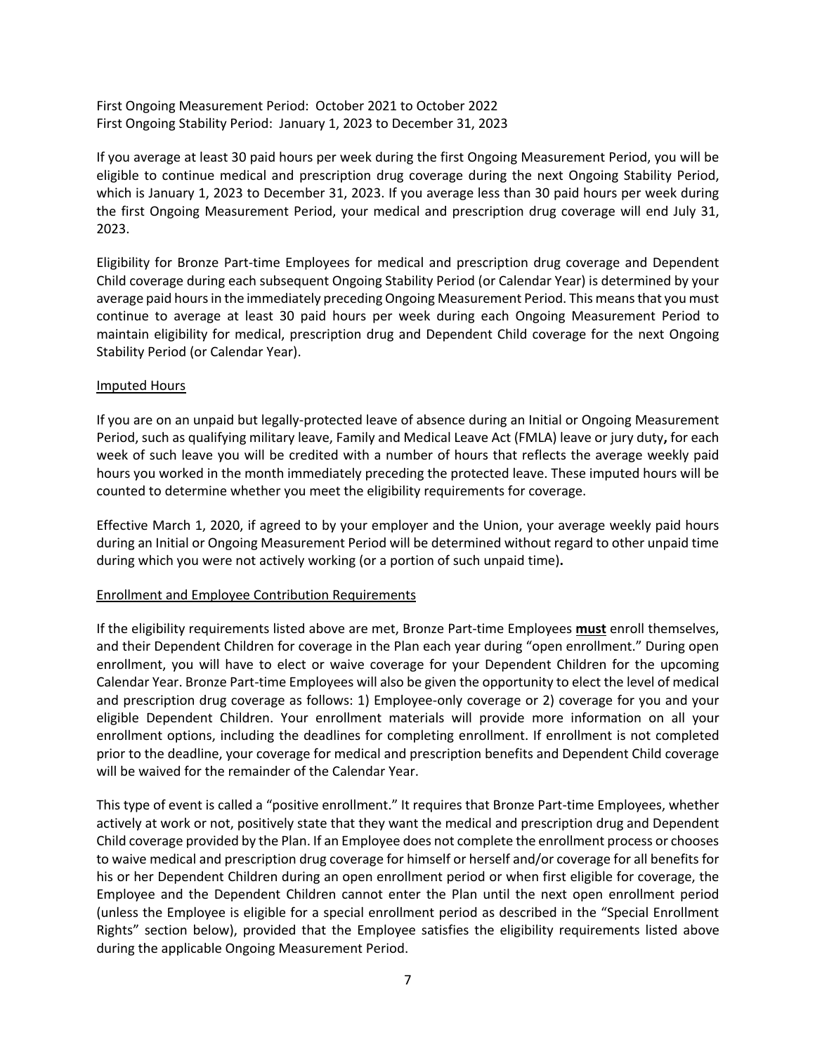First Ongoing Measurement Period: October 2021 to October 2022
First Ongoing Stability Period: January 1, 2023 to December 31, 2023

If you average at least 30 paid hours per week during the first Ongoing Measurement Period, you will be eligible to continue medical and prescription drug coverage during the next Ongoing Stability Period, which is January 1, 2023 to December 31, 2023. If you average less than 30 paid hours per week during the first Ongoing Measurement Period, your medical and prescription drug coverage will end July 31, 2023.

Eligibility for Bronze Part-time Employees for medical and prescription drug coverage and Dependent Child coverage during each subsequent Ongoing Stability Period (or Calendar Year) is determined by your average paid hours in the immediately preceding Ongoing Measurement Period. This means that you must continue to average at least 30 paid hours per week during each Ongoing Measurement Period to maintain eligibility for medical, prescription drug and Dependent Child coverage for the next Ongoing Stability Period (or Calendar Year).

### Imputed Hours

If you are on an unpaid but legally-protected leave of absence during an Initial or Ongoing Measurement Period, such as qualifying military leave, Family and Medical Leave Act (FMLA) leave or jury duty**,** for each week of such leave you will be credited with a number of hours that reflects the average weekly paid hours you worked in the month immediately preceding the protected leave. These imputed hours will be counted to determine whether you meet the eligibility requirements for coverage.

Effective March 1, 2020, if agreed to by your employer and the Union, your average weekly paid hours during an Initial or Ongoing Measurement Period will be determined without regard to other unpaid time during which you were not actively working (or a portion of such unpaid time)**.**

### Enrollment and Employee Contribution Requirements

If the eligibility requirements listed above are met, Bronze Part-time Employees **must** enroll themselves, and their Dependent Children for coverage in the Plan each year during "open enrollment." During open enrollment, you will have to elect or waive coverage for your Dependent Children for the upcoming Calendar Year. Bronze Part-time Employees will also be given the opportunity to elect the level of medical and prescription drug coverage as follows: 1) Employee-only coverage or 2) coverage for you and your eligible Dependent Children. Your enrollment materials will provide more information on all your enrollment options, including the deadlines for completing enrollment. If enrollment is not completed prior to the deadline, your coverage for medical and prescription benefits and Dependent Child coverage will be waived for the remainder of the Calendar Year.

This type of event is called a "positive enrollment." It requires that Bronze Part-time Employees, whether actively at work or not, positively state that they want the medical and prescription drug and Dependent Child coverage provided by the Plan. If an Employee does not complete the enrollment process or chooses to waive medical and prescription drug coverage for himself or herself and/or coverage for all benefits for his or her Dependent Children during an open enrollment period or when first eligible for coverage, the Employee and the Dependent Children cannot enter the Plan until the next open enrollment period (unless the Employee is eligible for a special enrollment period as described in the "Special Enrollment Rights" section below), provided that the Employee satisfies the eligibility requirements listed above during the applicable Ongoing Measurement Period.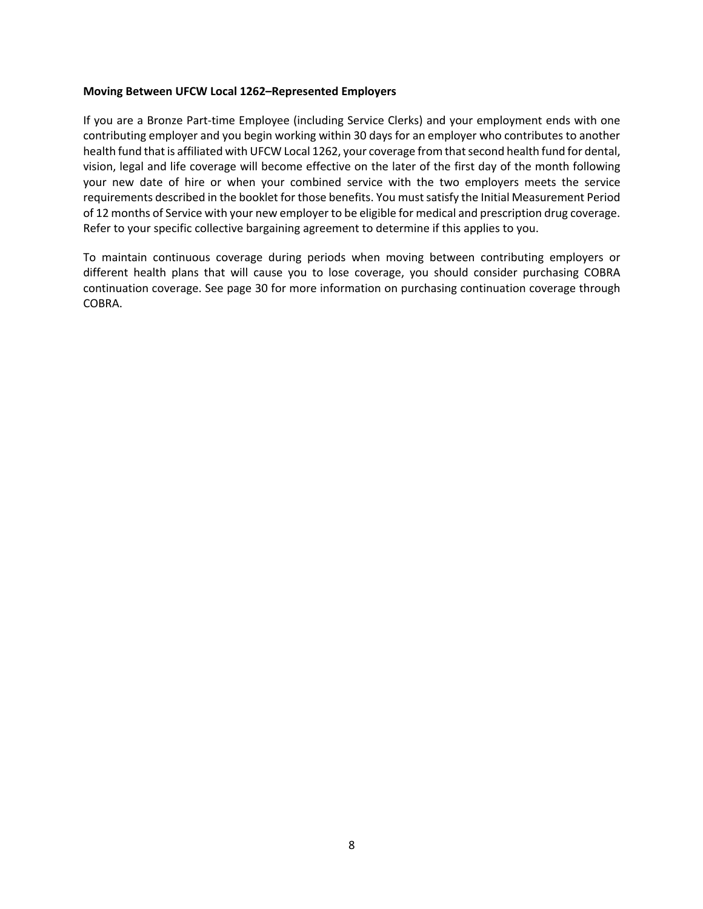**Moving Between UFCW Local 1262–Represented Employers**

If you are a Bronze Part-time Employee (including Service Clerks) and your employment ends with one contributing employer and you begin working within 30 days for an employer who contributes to another health fund that is affiliated with UFCW Local 1262, your coverage from that second health fund for dental, vision, legal and life coverage will become effective on the later of the first day of the month following your new date of hire or when your combined service with the two employers meets the service requirements described in the booklet for those benefits. You must satisfy the Initial Measurement Period of 12 months of Service with your new employer to be eligible for medical and prescription drug coverage. Refer to your specific collective bargaining agreement to determine if this applies to you.

To maintain continuous coverage during periods when moving between contributing employers or different health plans that will cause you to lose coverage, you should consider purchasing COBRA continuation coverage. See page 30 for more information on purchasing continuation coverage through COBRA.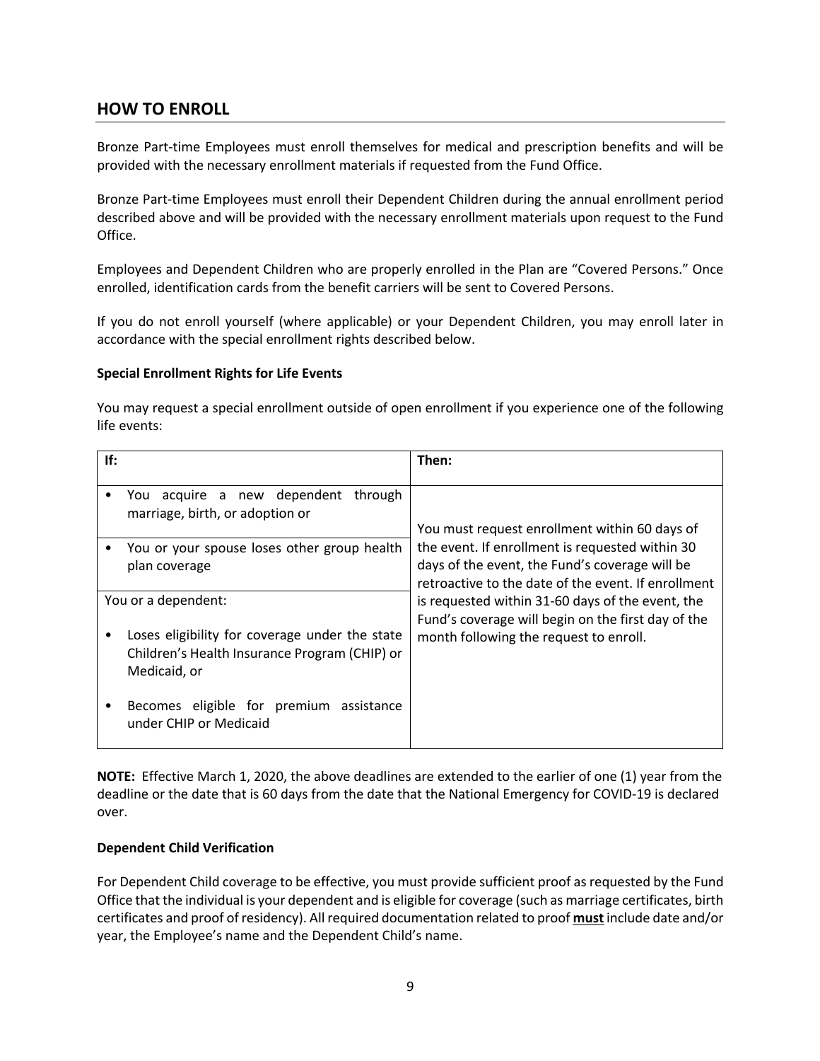## HOW TO ENROLL

Bronze Part-time Employees must enroll themselves for medical and prescription benefits and will be provided with the necessary enrollment materials if requested from the Fund Office.

Bronze Part-time Employees must enroll their Dependent Children during the annual enrollment period described above and will be provided with the necessary enrollment materials upon request to the Fund Office.

Employees and Dependent Children who are properly enrolled in the Plan are "Covered Persons." Once enrolled, identification cards from the benefit carriers will be sent to Covered Persons.

If you do not enroll yourself (where applicable) or your Dependent Children, you may enroll later in accordance with the special enrollment rights described below.

**Special Enrollment Rights for Life Events**

You may request a special enrollment outside of open enrollment if you experience one of the following life events:

| If: | Then: |
|---|---|
| • You acquire a new dependent through marriage, birth, or adoption or | You must request enrollment within 60 days of the event. If enrollment is requested within 30 days of the event, the Fund's coverage will be retroactive to the date of the event. If enrollment is requested within 31-60 days of the event, the Fund's coverage will begin on the first day of the month following the request to enroll. |
| • You or your spouse loses other group health plan coverage | |
| You or a dependent:<br>• Loses eligibility for coverage under the state Children's Health Insurance Program (CHIP) or Medicaid, or<br>• Becomes eligible for premium assistance under CHIP or Medicaid | |

**NOTE:** Effective March 1, 2020, the above deadlines are extended to the earlier of one (1) year from the deadline or the date that is 60 days from the date that the National Emergency for COVID-19 is declared over.

**Dependent Child Verification**

For Dependent Child coverage to be effective, you must provide sufficient proof as requested by the Fund Office that the individual is your dependent and is eligible for coverage (such as marriage certificates, birth certificates and proof of residency). All required documentation related to proof **must** include date and/or year, the Employee's name and the Dependent Child's name.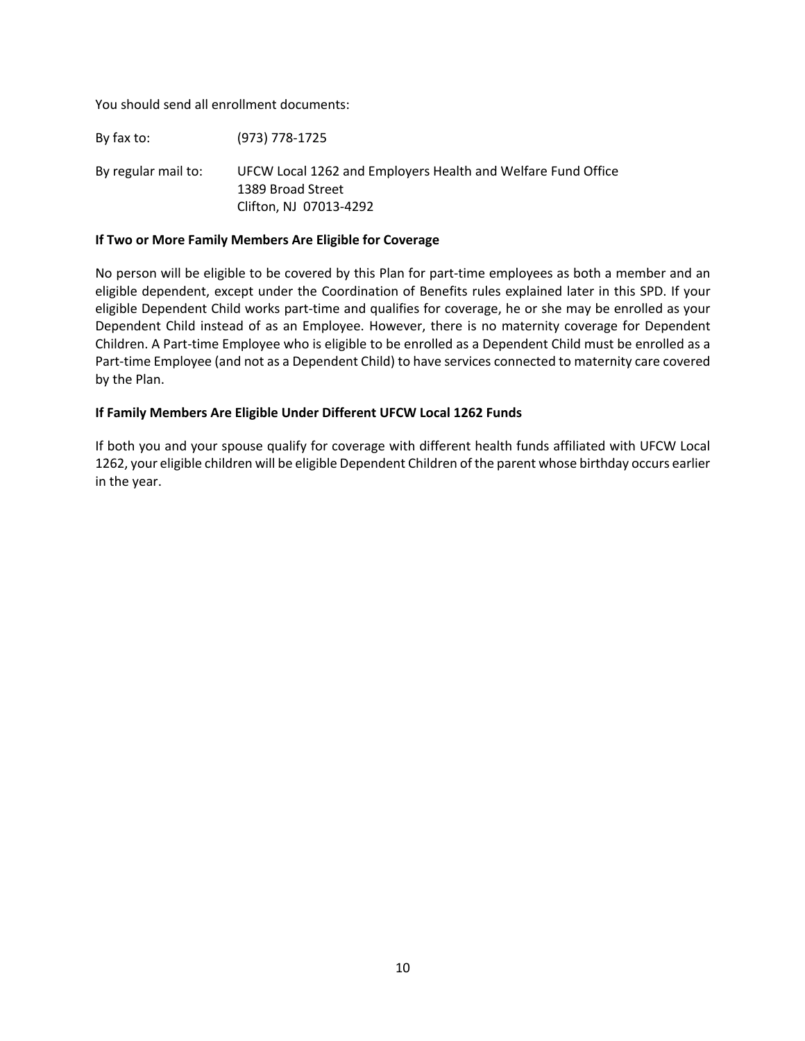You should send all enrollment documents:

By fax to: (973) 778-1725

By regular mail to: UFCW Local 1262 and Employers Health and Welfare Fund Office
1389 Broad Street
Clifton, NJ 07013-4292

**If Two or More Family Members Are Eligible for Coverage**

No person will be eligible to be covered by this Plan for part-time employees as both a member and an eligible dependent, except under the Coordination of Benefits rules explained later in this SPD. If your eligible Dependent Child works part-time and qualifies for coverage, he or she may be enrolled as your Dependent Child instead of as an Employee. However, there is no maternity coverage for Dependent Children. A Part-time Employee who is eligible to be enrolled as a Dependent Child must be enrolled as a Part-time Employee (and not as a Dependent Child) to have services connected to maternity care covered by the Plan.

**If Family Members Are Eligible Under Different UFCW Local 1262 Funds**

If both you and your spouse qualify for coverage with different health funds affiliated with UFCW Local 1262, your eligible children will be eligible Dependent Children of the parent whose birthday occurs earlier in the year.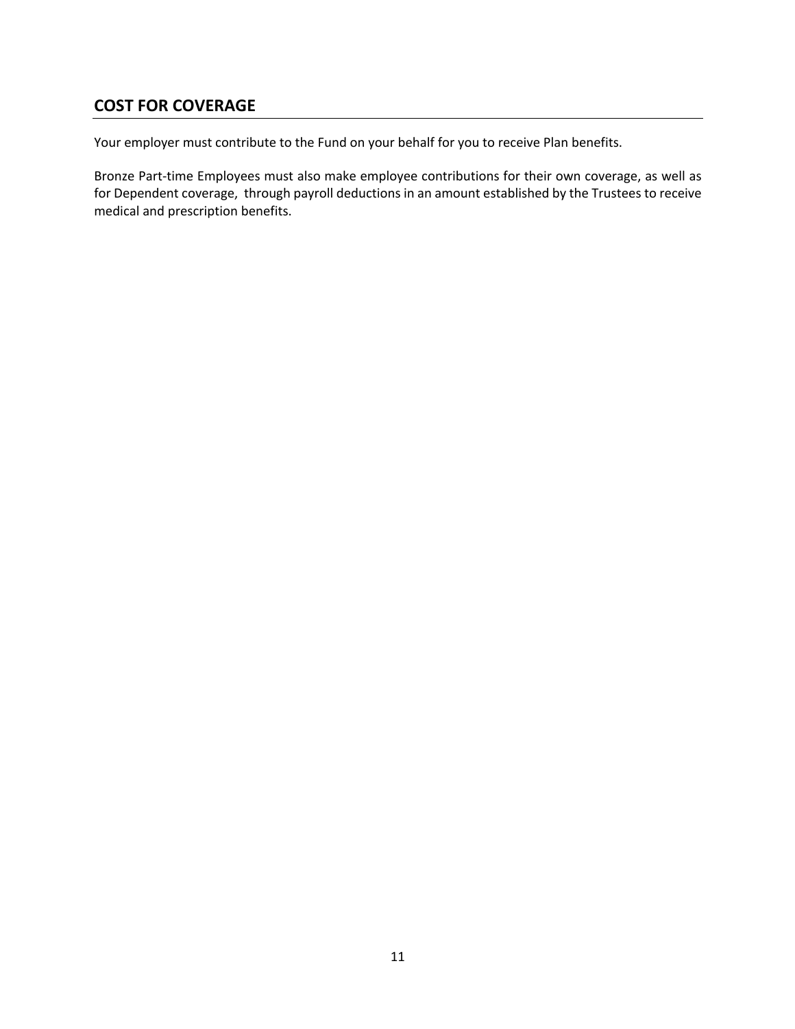## COST FOR COVERAGE

Your employer must contribute to the Fund on your behalf for you to receive Plan benefits.

Bronze Part-time Employees must also make employee contributions for their own coverage, as well as for Dependent coverage, through payroll deductions in an amount established by the Trustees to receive medical and prescription benefits.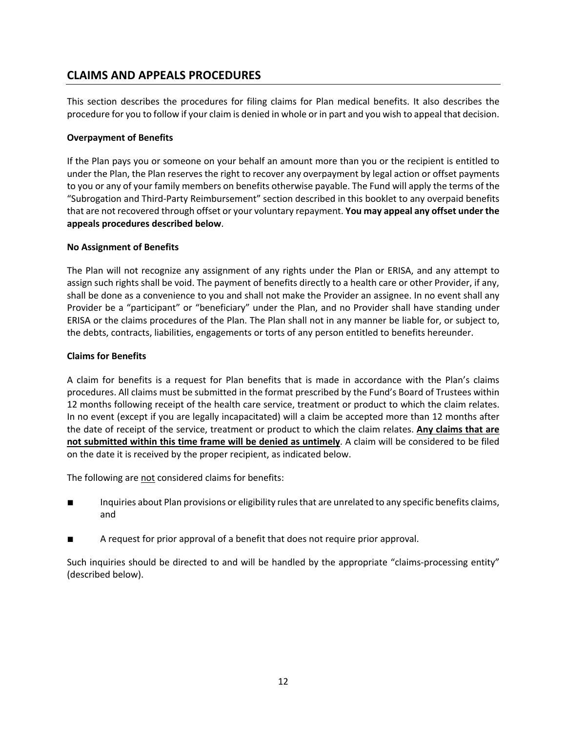## CLAIMS AND APPEALS PROCEDURES

This section describes the procedures for filing claims for Plan medical benefits. It also describes the procedure for you to follow if your claim is denied in whole or in part and you wish to appeal that decision.

**Overpayment of Benefits**

If the Plan pays you or someone on your behalf an amount more than you or the recipient is entitled to under the Plan, the Plan reserves the right to recover any overpayment by legal action or offset payments to you or any of your family members on benefits otherwise payable. The Fund will apply the terms of the "Subrogation and Third-Party Reimbursement" section described in this booklet to any overpaid benefits that are not recovered through offset or your voluntary repayment. **You may appeal any offset under the appeals procedures described below**.

**No Assignment of Benefits**

The Plan will not recognize any assignment of any rights under the Plan or ERISA, and any attempt to assign such rights shall be void. The payment of benefits directly to a health care or other Provider, if any, shall be done as a convenience to you and shall not make the Provider an assignee. In no event shall any Provider be a "participant" or "beneficiary" under the Plan, and no Provider shall have standing under ERISA or the claims procedures of the Plan. The Plan shall not in any manner be liable for, or subject to, the debts, contracts, liabilities, engagements or torts of any person entitled to benefits hereunder.

**Claims for Benefits**

A claim for benefits is a request for Plan benefits that is made in accordance with the Plan's claims procedures. All claims must be submitted in the format prescribed by the Fund's Board of Trustees within 12 months following receipt of the health care service, treatment or product to which the claim relates. In no event (except if you are legally incapacitated) will a claim be accepted more than 12 months after the date of receipt of the service, treatment or product to which the claim relates. **Any claims that are not submitted within this time frame will be denied as untimely**. A claim will be considered to be filed on the date it is received by the proper recipient, as indicated below.

The following are not considered claims for benefits:

- Inquiries about Plan provisions or eligibility rules that are unrelated to any specific benefits claims, and
- A request for prior approval of a benefit that does not require prior approval.

Such inquiries should be directed to and will be handled by the appropriate "claims-processing entity" (described below).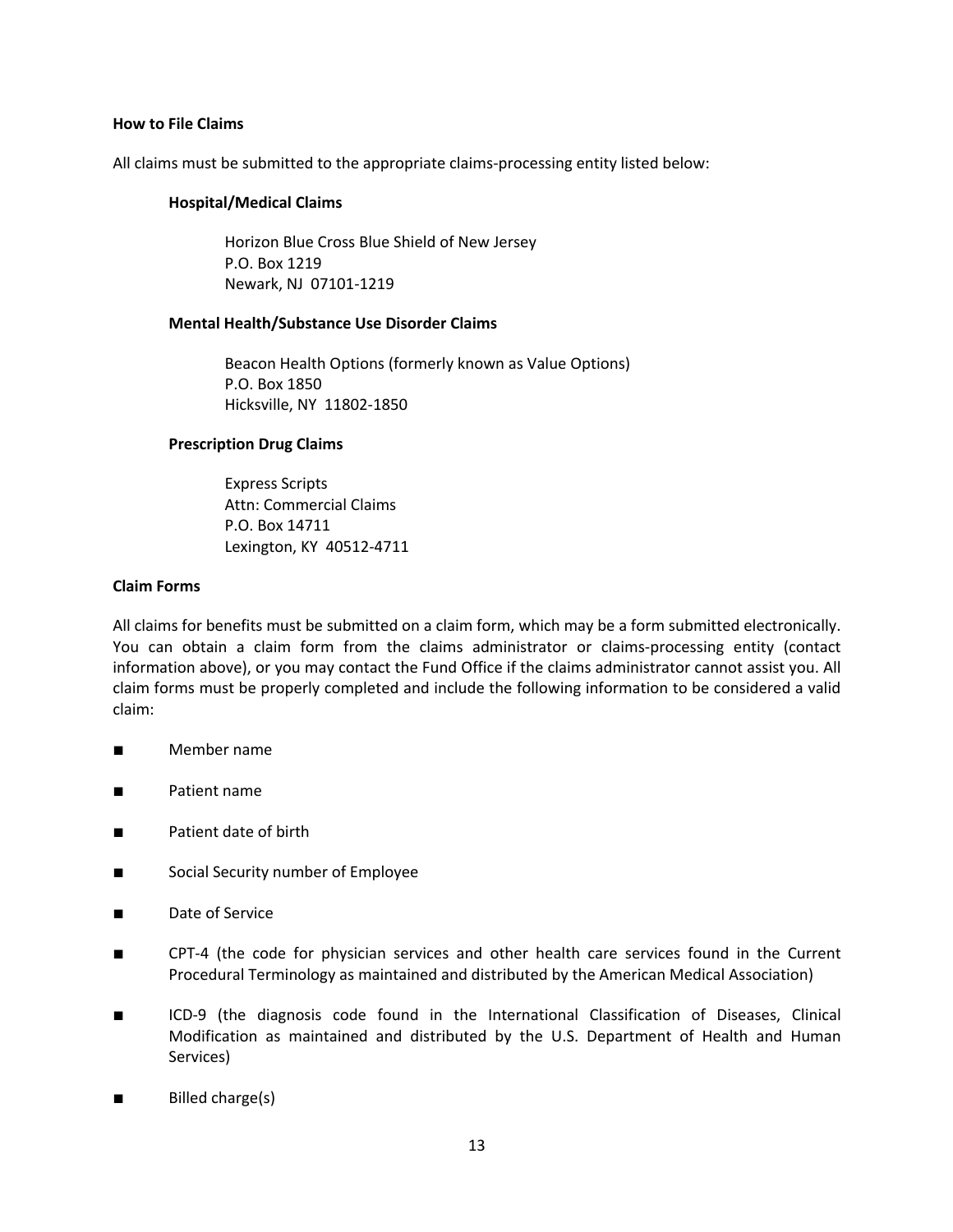**How to File Claims**

All claims must be submitted to the appropriate claims-processing entity listed below:

**Hospital/Medical Claims**

Horizon Blue Cross Blue Shield of New Jersey
P.O. Box 1219
Newark, NJ 07101-1219

**Mental Health/Substance Use Disorder Claims**

Beacon Health Options (formerly known as Value Options)
P.O. Box 1850
Hicksville, NY 11802-1850

**Prescription Drug Claims**

Express Scripts
Attn: Commercial Claims
P.O. Box 14711
Lexington, KY 40512-4711

**Claim Forms**

All claims for benefits must be submitted on a claim form, which may be a form submitted electronically. You can obtain a claim form from the claims administrator or claims-processing entity (contact information above), or you may contact the Fund Office if the claims administrator cannot assist you. All claim forms must be properly completed and include the following information to be considered a valid claim:

- Member name
- Patient name
- Patient date of birth
- Social Security number of Employee
- Date of Service
- CPT-4 (the code for physician services and other health care services found in the Current Procedural Terminology as maintained and distributed by the American Medical Association)
- ICD-9 (the diagnosis code found in the International Classification of Diseases, Clinical Modification as maintained and distributed by the U.S. Department of Health and Human Services)
- Billed charge(s)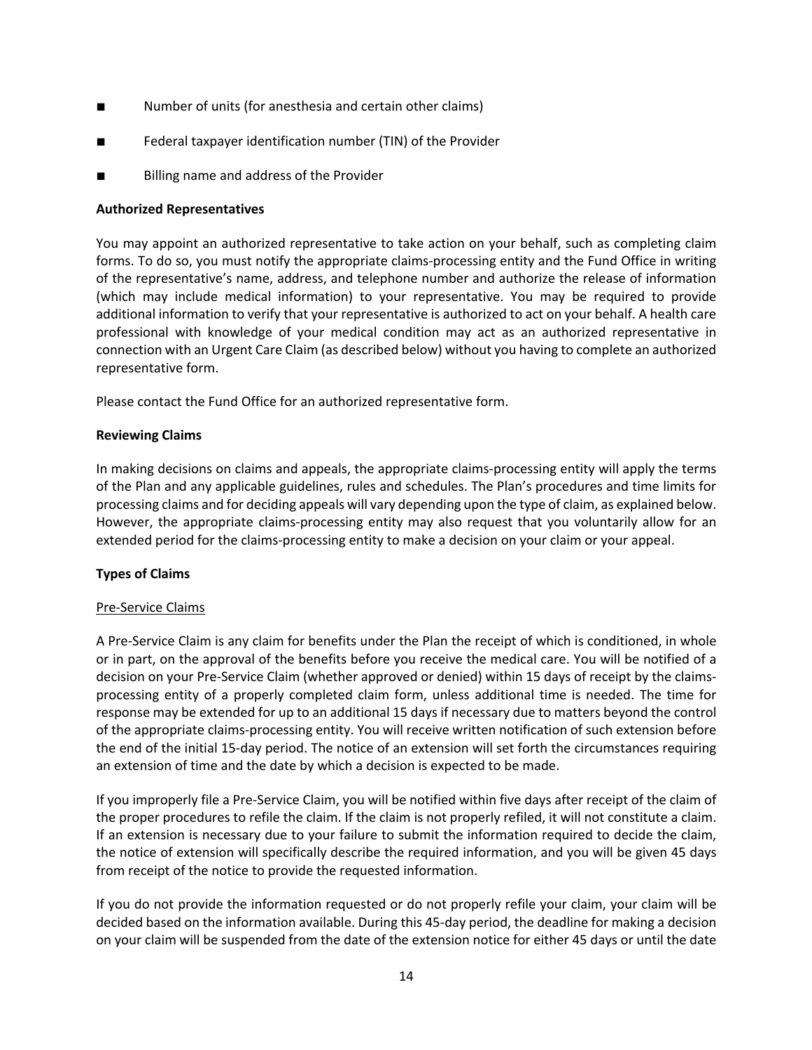- Number of units (for anesthesia and certain other claims)
- Federal taxpayer identification number (TIN) of the Provider
- Billing name and address of the Provider

**Authorized Representatives**

You may appoint an authorized representative to take action on your behalf, such as completing claim forms. To do so, you must notify the appropriate claims-processing entity and the Fund Office in writing of the representative's name, address, and telephone number and authorize the release of information (which may include medical information) to your representative. You may be required to provide additional information to verify that your representative is authorized to act on your behalf. A health care professional with knowledge of your medical condition may act as an authorized representative in connection with an Urgent Care Claim (as described below) without you having to complete an authorized representative form.

Please contact the Fund Office for an authorized representative form.

**Reviewing Claims**

In making decisions on claims and appeals, the appropriate claims-processing entity will apply the terms of the Plan and any applicable guidelines, rules and schedules. The Plan's procedures and time limits for processing claims and for deciding appeals will vary depending upon the type of claim, as explained below. However, the appropriate claims-processing entity may also request that you voluntarily allow for an extended period for the claims-processing entity to make a decision on your claim or your appeal.

**Types of Claims**

Pre-Service Claims

A Pre-Service Claim is any claim for benefits under the Plan the receipt of which is conditioned, in whole or in part, on the approval of the benefits before you receive the medical care. You will be notified of a decision on your Pre-Service Claim (whether approved or denied) within 15 days of receipt by the claims-processing entity of a properly completed claim form, unless additional time is needed. The time for response may be extended for up to an additional 15 days if necessary due to matters beyond the control of the appropriate claims-processing entity. You will receive written notification of such extension before the end of the initial 15-day period. The notice of an extension will set forth the circumstances requiring an extension of time and the date by which a decision is expected to be made.

If you improperly file a Pre-Service Claim, you will be notified within five days after receipt of the claim of the proper procedures to refile the claim. If the claim is not properly refiled, it will not constitute a claim. If an extension is necessary due to your failure to submit the information required to decide the claim, the notice of extension will specifically describe the required information, and you will be given 45 days from receipt of the notice to provide the requested information.

If you do not provide the information requested or do not properly refile your claim, your claim will be decided based on the information available. During this 45-day period, the deadline for making a decision on your claim will be suspended from the date of the extension notice for either 45 days or until the date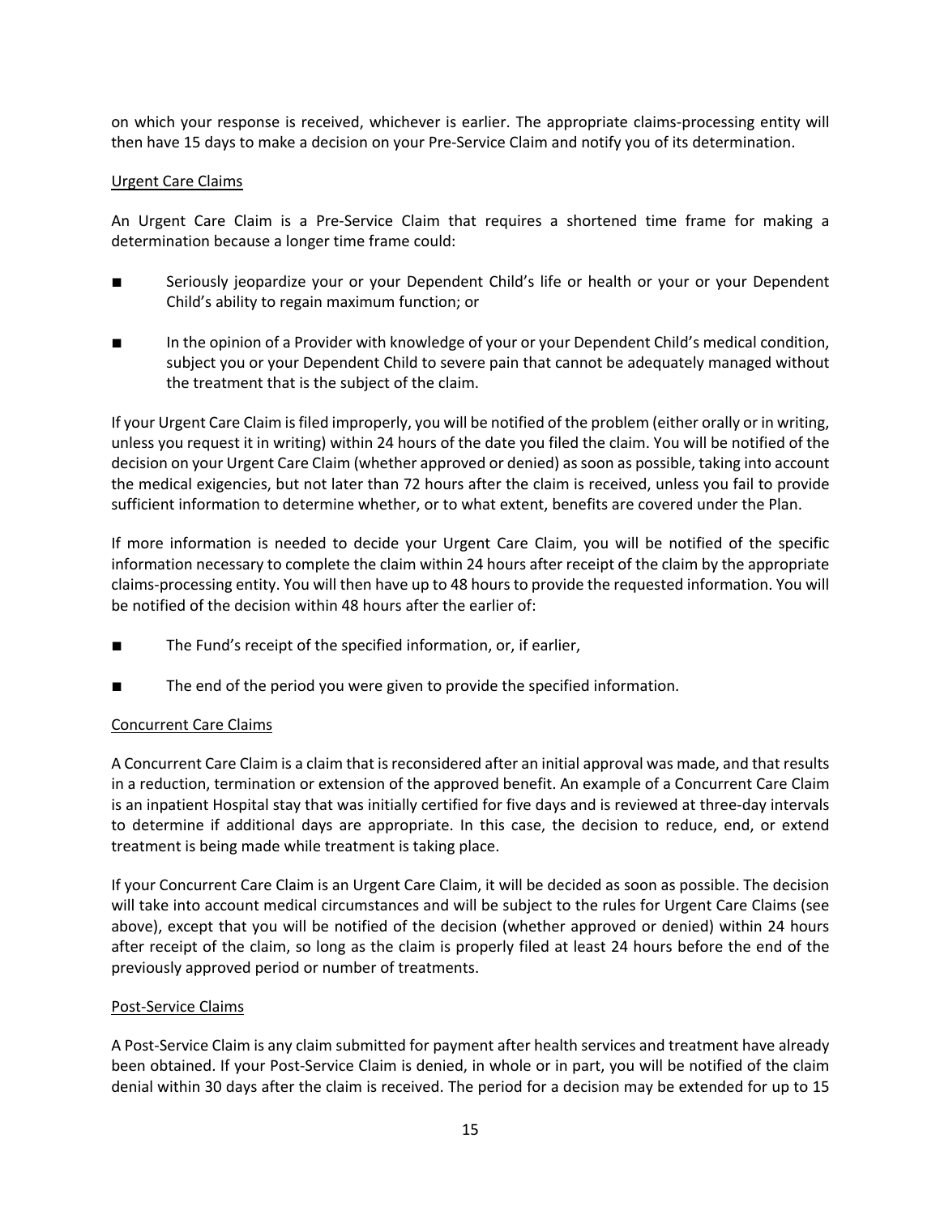on which your response is received, whichever is earlier. The appropriate claims-processing entity will then have 15 days to make a decision on your Pre-Service Claim and notify you of its determination.

Urgent Care Claims

An Urgent Care Claim is a Pre-Service Claim that requires a shortened time frame for making a determination because a longer time frame could:

- Seriously jeopardize your or your Dependent Child's life or health or your or your Dependent Child's ability to regain maximum function; or
- In the opinion of a Provider with knowledge of your or your Dependent Child's medical condition, subject you or your Dependent Child to severe pain that cannot be adequately managed without the treatment that is the subject of the claim.

If your Urgent Care Claim is filed improperly, you will be notified of the problem (either orally or in writing, unless you request it in writing) within 24 hours of the date you filed the claim. You will be notified of the decision on your Urgent Care Claim (whether approved or denied) as soon as possible, taking into account the medical exigencies, but not later than 72 hours after the claim is received, unless you fail to provide sufficient information to determine whether, or to what extent, benefits are covered under the Plan.

If more information is needed to decide your Urgent Care Claim, you will be notified of the specific information necessary to complete the claim within 24 hours after receipt of the claim by the appropriate claims-processing entity. You will then have up to 48 hours to provide the requested information. You will be notified of the decision within 48 hours after the earlier of:

- The Fund's receipt of the specified information, or, if earlier,
- The end of the period you were given to provide the specified information.

Concurrent Care Claims

A Concurrent Care Claim is a claim that is reconsidered after an initial approval was made, and that results in a reduction, termination or extension of the approved benefit. An example of a Concurrent Care Claim is an inpatient Hospital stay that was initially certified for five days and is reviewed at three-day intervals to determine if additional days are appropriate. In this case, the decision to reduce, end, or extend treatment is being made while treatment is taking place.

If your Concurrent Care Claim is an Urgent Care Claim, it will be decided as soon as possible. The decision will take into account medical circumstances and will be subject to the rules for Urgent Care Claims (see above), except that you will be notified of the decision (whether approved or denied) within 24 hours after receipt of the claim, so long as the claim is properly filed at least 24 hours before the end of the previously approved period or number of treatments.

Post-Service Claims

A Post-Service Claim is any claim submitted for payment after health services and treatment have already been obtained. If your Post-Service Claim is denied, in whole or in part, you will be notified of the claim denial within 30 days after the claim is received. The period for a decision may be extended for up to 15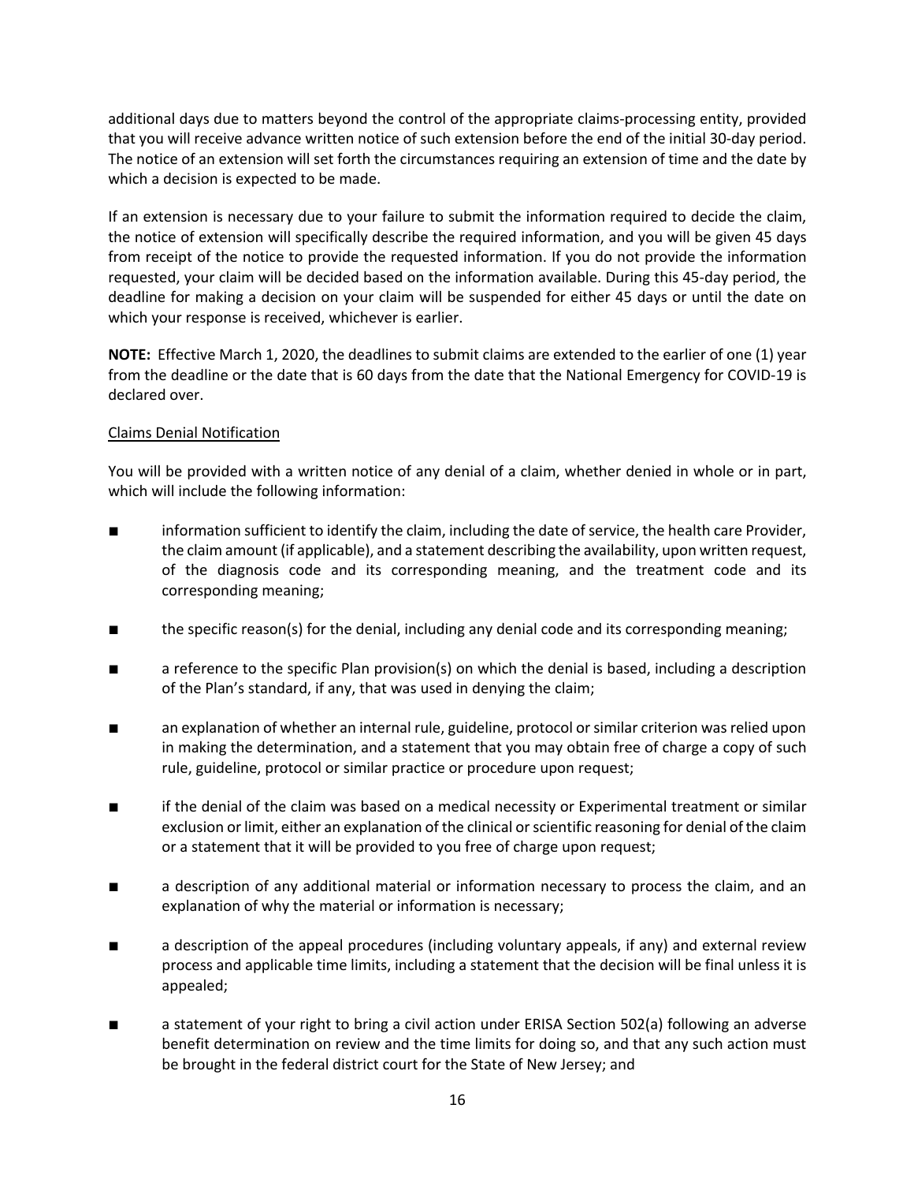additional days due to matters beyond the control of the appropriate claims-processing entity, provided that you will receive advance written notice of such extension before the end of the initial 30-day period. The notice of an extension will set forth the circumstances requiring an extension of time and the date by which a decision is expected to be made.

If an extension is necessary due to your failure to submit the information required to decide the claim, the notice of extension will specifically describe the required information, and you will be given 45 days from receipt of the notice to provide the requested information. If you do not provide the information requested, your claim will be decided based on the information available. During this 45-day period, the deadline for making a decision on your claim will be suspended for either 45 days or until the date on which your response is received, whichever is earlier.

**NOTE:** Effective March 1, 2020, the deadlines to submit claims are extended to the earlier of one (1) year from the deadline or the date that is 60 days from the date that the National Emergency for COVID-19 is declared over.

<u>Claims Denial Notification</u>

You will be provided with a written notice of any denial of a claim, whether denied in whole or in part, which will include the following information:

- information sufficient to identify the claim, including the date of service, the health care Provider, the claim amount (if applicable), and a statement describing the availability, upon written request, of the diagnosis code and its corresponding meaning, and the treatment code and its corresponding meaning;
- the specific reason(s) for the denial, including any denial code and its corresponding meaning;
- a reference to the specific Plan provision(s) on which the denial is based, including a description of the Plan's standard, if any, that was used in denying the claim;
- an explanation of whether an internal rule, guideline, protocol or similar criterion was relied upon in making the determination, and a statement that you may obtain free of charge a copy of such rule, guideline, protocol or similar practice or procedure upon request;
- if the denial of the claim was based on a medical necessity or Experimental treatment or similar exclusion or limit, either an explanation of the clinical or scientific reasoning for denial of the claim or a statement that it will be provided to you free of charge upon request;
- a description of any additional material or information necessary to process the claim, and an explanation of why the material or information is necessary;
- a description of the appeal procedures (including voluntary appeals, if any) and external review process and applicable time limits, including a statement that the decision will be final unless it is appealed;
- a statement of your right to bring a civil action under ERISA Section 502(a) following an adverse benefit determination on review and the time limits for doing so, and that any such action must be brought in the federal district court for the State of New Jersey; and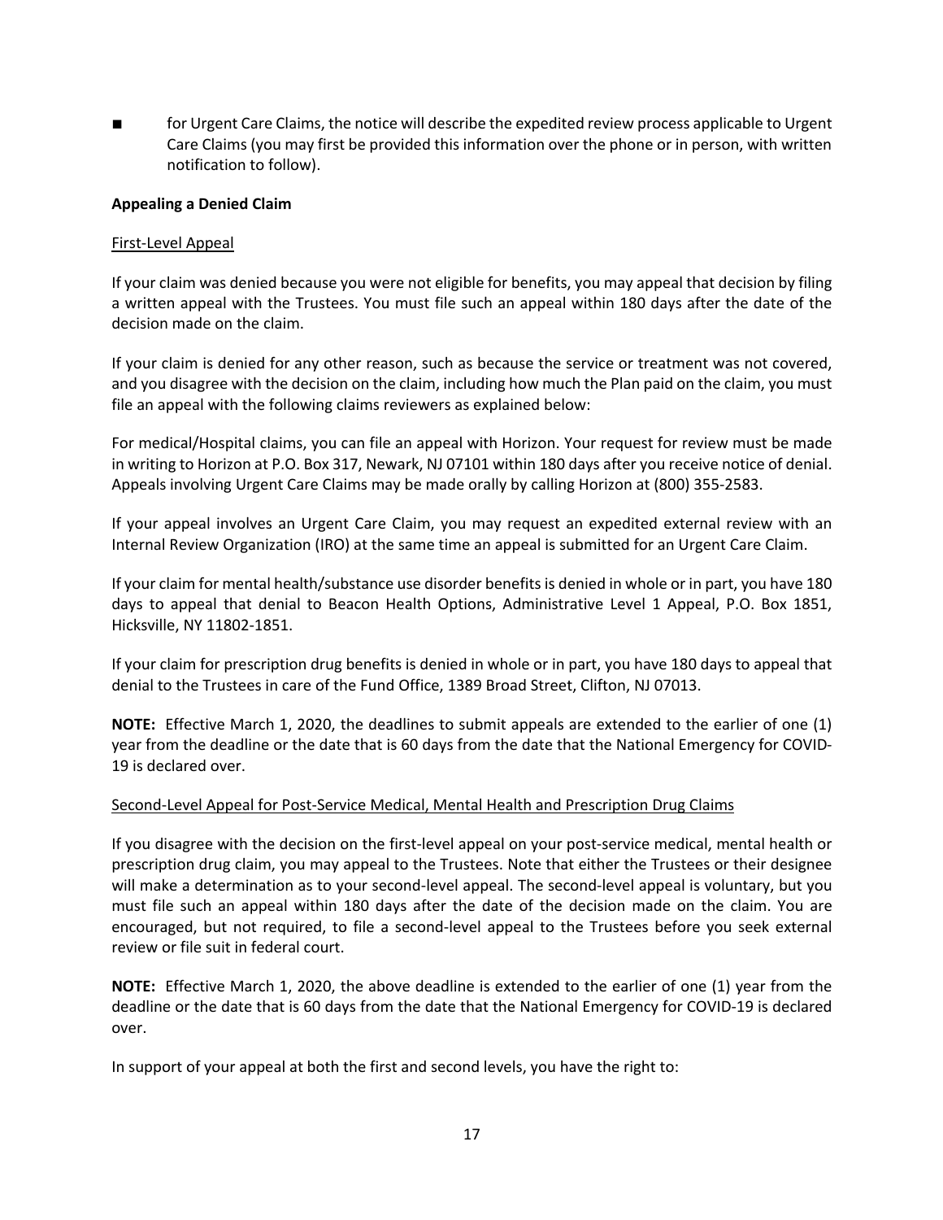- for Urgent Care Claims, the notice will describe the expedited review process applicable to Urgent Care Claims (you may first be provided this information over the phone or in person, with written notification to follow).

**Appealing a Denied Claim**

First-Level Appeal

If your claim was denied because you were not eligible for benefits, you may appeal that decision by filing a written appeal with the Trustees. You must file such an appeal within 180 days after the date of the decision made on the claim.

If your claim is denied for any other reason, such as because the service or treatment was not covered, and you disagree with the decision on the claim, including how much the Plan paid on the claim, you must file an appeal with the following claims reviewers as explained below:

For medical/Hospital claims, you can file an appeal with Horizon. Your request for review must be made in writing to Horizon at P.O. Box 317, Newark, NJ 07101 within 180 days after you receive notice of denial. Appeals involving Urgent Care Claims may be made orally by calling Horizon at (800) 355-2583.

If your appeal involves an Urgent Care Claim, you may request an expedited external review with an Internal Review Organization (IRO) at the same time an appeal is submitted for an Urgent Care Claim.

If your claim for mental health/substance use disorder benefits is denied in whole or in part, you have 180 days to appeal that denial to Beacon Health Options, Administrative Level 1 Appeal, P.O. Box 1851, Hicksville, NY 11802-1851.

If your claim for prescription drug benefits is denied in whole or in part, you have 180 days to appeal that denial to the Trustees in care of the Fund Office, 1389 Broad Street, Clifton, NJ 07013.

**NOTE:** Effective March 1, 2020, the deadlines to submit appeals are extended to the earlier of one (1) year from the deadline or the date that is 60 days from the date that the National Emergency for COVID-19 is declared over.

Second-Level Appeal for Post-Service Medical, Mental Health and Prescription Drug Claims

If you disagree with the decision on the first-level appeal on your post-service medical, mental health or prescription drug claim, you may appeal to the Trustees. Note that either the Trustees or their designee will make a determination as to your second-level appeal. The second-level appeal is voluntary, but you must file such an appeal within 180 days after the date of the decision made on the claim. You are encouraged, but not required, to file a second-level appeal to the Trustees before you seek external review or file suit in federal court.

**NOTE:** Effective March 1, 2020, the above deadline is extended to the earlier of one (1) year from the deadline or the date that is 60 days from the date that the National Emergency for COVID-19 is declared over.

In support of your appeal at both the first and second levels, you have the right to: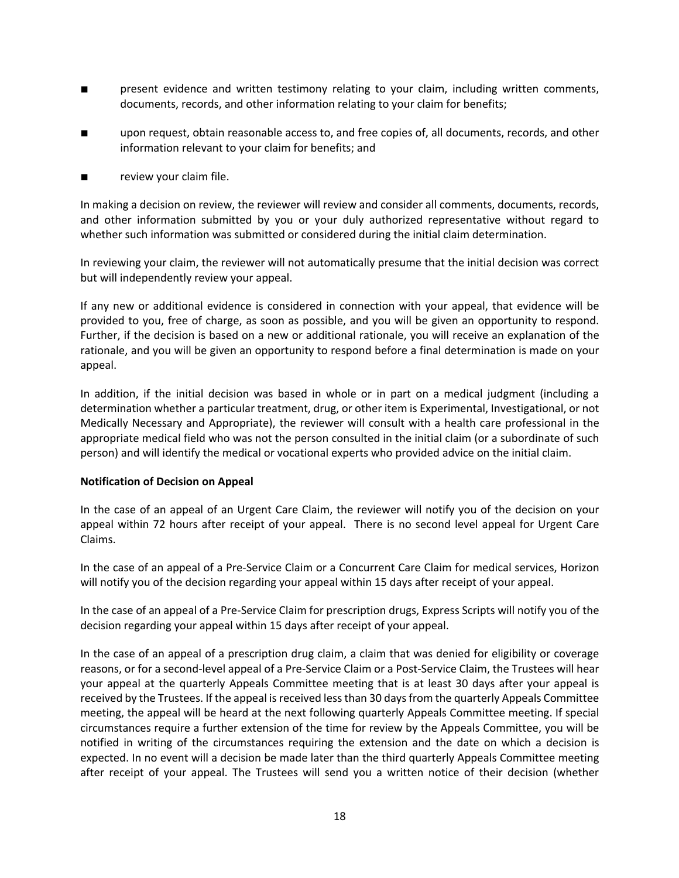- present evidence and written testimony relating to your claim, including written comments, documents, records, and other information relating to your claim for benefits;
- upon request, obtain reasonable access to, and free copies of, all documents, records, and other information relevant to your claim for benefits; and
- review your claim file.

In making a decision on review, the reviewer will review and consider all comments, documents, records, and other information submitted by you or your duly authorized representative without regard to whether such information was submitted or considered during the initial claim determination.

In reviewing your claim, the reviewer will not automatically presume that the initial decision was correct but will independently review your appeal.

If any new or additional evidence is considered in connection with your appeal, that evidence will be provided to you, free of charge, as soon as possible, and you will be given an opportunity to respond. Further, if the decision is based on a new or additional rationale, you will receive an explanation of the rationale, and you will be given an opportunity to respond before a final determination is made on your appeal.

In addition, if the initial decision was based in whole or in part on a medical judgment (including a determination whether a particular treatment, drug, or other item is Experimental, Investigational, or not Medically Necessary and Appropriate), the reviewer will consult with a health care professional in the appropriate medical field who was not the person consulted in the initial claim (or a subordinate of such person) and will identify the medical or vocational experts who provided advice on the initial claim.

**Notification of Decision on Appeal**

In the case of an appeal of an Urgent Care Claim, the reviewer will notify you of the decision on your appeal within 72 hours after receipt of your appeal. There is no second level appeal for Urgent Care Claims.

In the case of an appeal of a Pre-Service Claim or a Concurrent Care Claim for medical services, Horizon will notify you of the decision regarding your appeal within 15 days after receipt of your appeal.

In the case of an appeal of a Pre-Service Claim for prescription drugs, Express Scripts will notify you of the decision regarding your appeal within 15 days after receipt of your appeal.

In the case of an appeal of a prescription drug claim, a claim that was denied for eligibility or coverage reasons, or for a second-level appeal of a Pre-Service Claim or a Post-Service Claim, the Trustees will hear your appeal at the quarterly Appeals Committee meeting that is at least 30 days after your appeal is received by the Trustees. If the appeal is received less than 30 days from the quarterly Appeals Committee meeting, the appeal will be heard at the next following quarterly Appeals Committee meeting. If special circumstances require a further extension of the time for review by the Appeals Committee, you will be notified in writing of the circumstances requiring the extension and the date on which a decision is expected. In no event will a decision be made later than the third quarterly Appeals Committee meeting after receipt of your appeal. The Trustees will send you a written notice of their decision (whether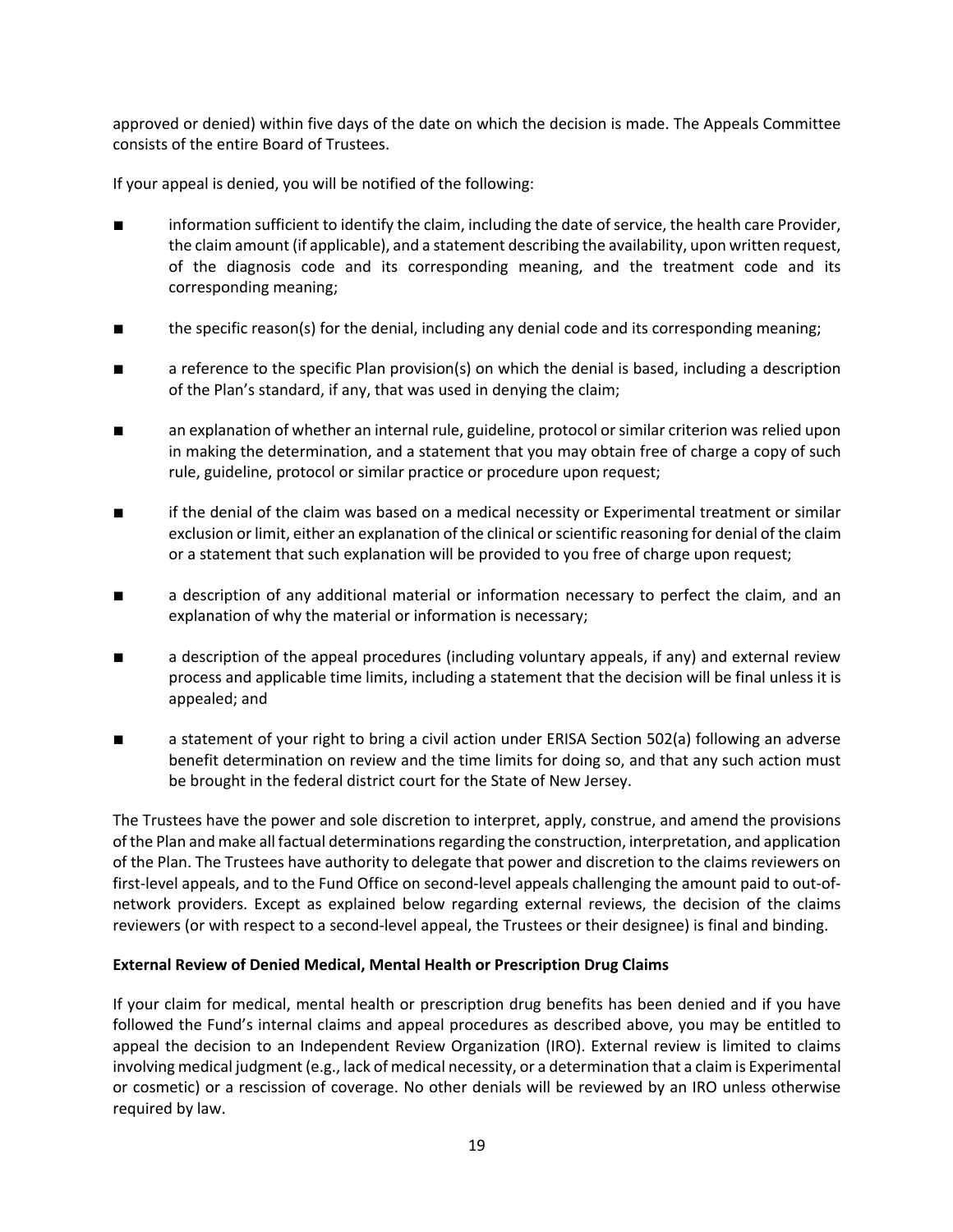approved or denied) within five days of the date on which the decision is made. The Appeals Committee consists of the entire Board of Trustees.

If your appeal is denied, you will be notified of the following:

- information sufficient to identify the claim, including the date of service, the health care Provider, the claim amount (if applicable), and a statement describing the availability, upon written request, of the diagnosis code and its corresponding meaning, and the treatment code and its corresponding meaning;
- the specific reason(s) for the denial, including any denial code and its corresponding meaning;
- a reference to the specific Plan provision(s) on which the denial is based, including a description of the Plan's standard, if any, that was used in denying the claim;
- an explanation of whether an internal rule, guideline, protocol or similar criterion was relied upon in making the determination, and a statement that you may obtain free of charge a copy of such rule, guideline, protocol or similar practice or procedure upon request;
- if the denial of the claim was based on a medical necessity or Experimental treatment or similar exclusion or limit, either an explanation of the clinical or scientific reasoning for denial of the claim or a statement that such explanation will be provided to you free of charge upon request;
- a description of any additional material or information necessary to perfect the claim, and an explanation of why the material or information is necessary;
- a description of the appeal procedures (including voluntary appeals, if any) and external review process and applicable time limits, including a statement that the decision will be final unless it is appealed; and
- a statement of your right to bring a civil action under ERISA Section 502(a) following an adverse benefit determination on review and the time limits for doing so, and that any such action must be brought in the federal district court for the State of New Jersey.

The Trustees have the power and sole discretion to interpret, apply, construe, and amend the provisions of the Plan and make all factual determinations regarding the construction, interpretation, and application of the Plan. The Trustees have authority to delegate that power and discretion to the claims reviewers on first-level appeals, and to the Fund Office on second-level appeals challenging the amount paid to out-of-network providers. Except as explained below regarding external reviews, the decision of the claims reviewers (or with respect to a second-level appeal, the Trustees or their designee) is final and binding.

**External Review of Denied Medical, Mental Health or Prescription Drug Claims**

If your claim for medical, mental health or prescription drug benefits has been denied and if you have followed the Fund's internal claims and appeal procedures as described above, you may be entitled to appeal the decision to an Independent Review Organization (IRO). External review is limited to claims involving medical judgment (e.g., lack of medical necessity, or a determination that a claim is Experimental or cosmetic) or a rescission of coverage. No other denials will be reviewed by an IRO unless otherwise required by law.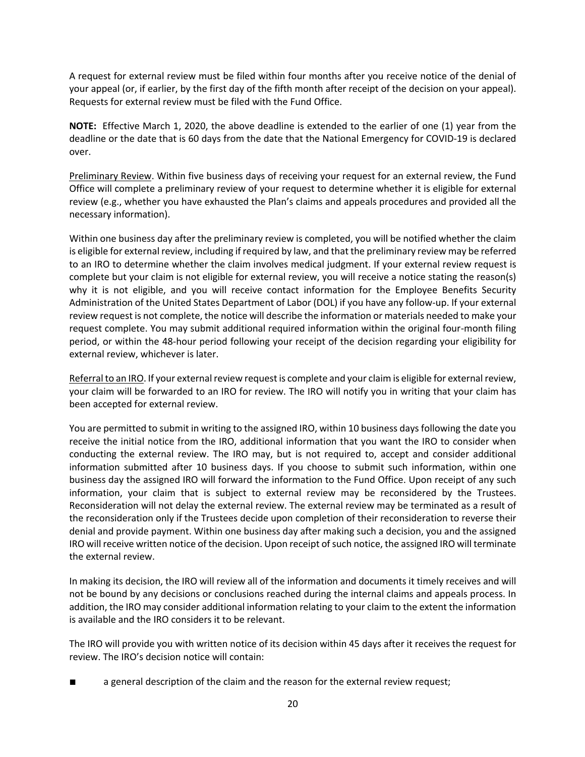A request for external review must be filed within four months after you receive notice of the denial of your appeal (or, if earlier, by the first day of the fifth month after receipt of the decision on your appeal). Requests for external review must be filed with the Fund Office.

**NOTE:** Effective March 1, 2020, the above deadline is extended to the earlier of one (1) year from the deadline or the date that is 60 days from the date that the National Emergency for COVID-19 is declared over.

<u>Preliminary Review</u>. Within five business days of receiving your request for an external review, the Fund Office will complete a preliminary review of your request to determine whether it is eligible for external review (e.g., whether you have exhausted the Plan's claims and appeals procedures and provided all the necessary information).

Within one business day after the preliminary review is completed, you will be notified whether the claim is eligible for external review, including if required by law, and that the preliminary review may be referred to an IRO to determine whether the claim involves medical judgment. If your external review request is complete but your claim is not eligible for external review, you will receive a notice stating the reason(s) why it is not eligible, and you will receive contact information for the Employee Benefits Security Administration of the United States Department of Labor (DOL) if you have any follow-up. If your external review request is not complete, the notice will describe the information or materials needed to make your request complete. You may submit additional required information within the original four-month filing period, or within the 48-hour period following your receipt of the decision regarding your eligibility for external review, whichever is later.

<u>Referral to an IRO</u>. If your external review request is complete and your claim is eligible for external review, your claim will be forwarded to an IRO for review. The IRO will notify you in writing that your claim has been accepted for external review.

You are permitted to submit in writing to the assigned IRO, within 10 business days following the date you receive the initial notice from the IRO, additional information that you want the IRO to consider when conducting the external review. The IRO may, but is not required to, accept and consider additional information submitted after 10 business days. If you choose to submit such information, within one business day the assigned IRO will forward the information to the Fund Office. Upon receipt of any such information, your claim that is subject to external review may be reconsidered by the Trustees. Reconsideration will not delay the external review. The external review may be terminated as a result of the reconsideration only if the Trustees decide upon completion of their reconsideration to reverse their denial and provide payment. Within one business day after making such a decision, you and the assigned IRO will receive written notice of the decision. Upon receipt of such notice, the assigned IRO will terminate the external review.

In making its decision, the IRO will review all of the information and documents it timely receives and will not be bound by any decisions or conclusions reached during the internal claims and appeals process. In addition, the IRO may consider additional information relating to your claim to the extent the information is available and the IRO considers it to be relevant.

The IRO will provide you with written notice of its decision within 45 days after it receives the request for review. The IRO's decision notice will contain:

- a general description of the claim and the reason for the external review request;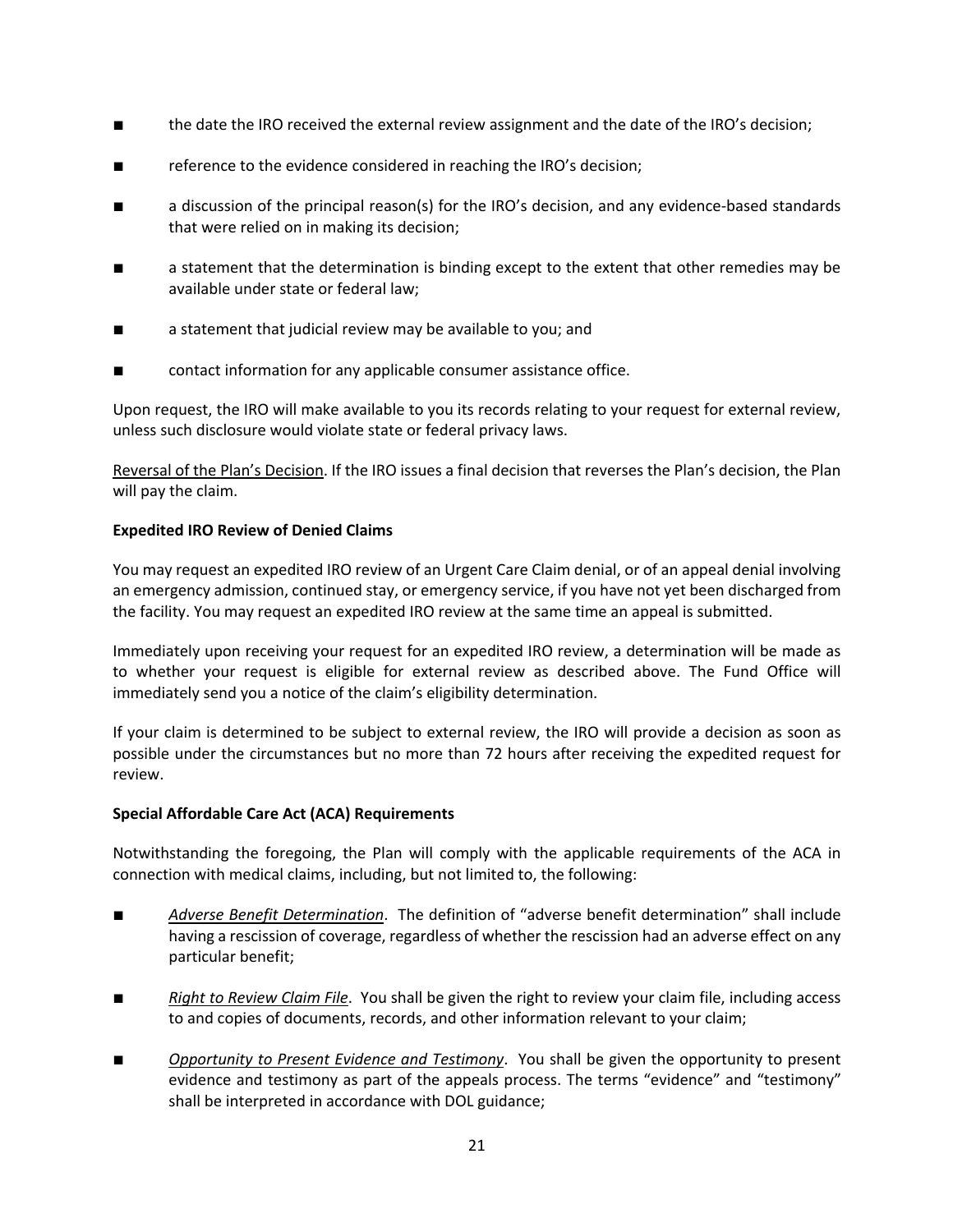- the date the IRO received the external review assignment and the date of the IRO's decision;
- reference to the evidence considered in reaching the IRO's decision;
- a discussion of the principal reason(s) for the IRO's decision, and any evidence-based standards that were relied on in making its decision;
- a statement that the determination is binding except to the extent that other remedies may be available under state or federal law;
- a statement that judicial review may be available to you; and
- contact information for any applicable consumer assistance office.

Upon request, the IRO will make available to you its records relating to your request for external review, unless such disclosure would violate state or federal privacy laws.

<u>Reversal of the Plan's Decision</u>. If the IRO issues a final decision that reverses the Plan's decision, the Plan will pay the claim.

**Expedited IRO Review of Denied Claims**

You may request an expedited IRO review of an Urgent Care Claim denial, or of an appeal denial involving an emergency admission, continued stay, or emergency service, if you have not yet been discharged from the facility. You may request an expedited IRO review at the same time an appeal is submitted.

Immediately upon receiving your request for an expedited IRO review, a determination will be made as to whether your request is eligible for external review as described above. The Fund Office will immediately send you a notice of the claim's eligibility determination.

If your claim is determined to be subject to external review, the IRO will provide a decision as soon as possible under the circumstances but no more than 72 hours after receiving the expedited request for review.

**Special Affordable Care Act (ACA) Requirements**

Notwithstanding the foregoing, the Plan will comply with the applicable requirements of the ACA in connection with medical claims, including, but not limited to, the following:

- *<u>Adverse Benefit Determination</u>*. The definition of "adverse benefit determination" shall include having a rescission of coverage, regardless of whether the rescission had an adverse effect on any particular benefit;
- *<u>Right to Review Claim File</u>*. You shall be given the right to review your claim file, including access to and copies of documents, records, and other information relevant to your claim;
- *<u>Opportunity to Present Evidence and Testimony</u>*. You shall be given the opportunity to present evidence and testimony as part of the appeals process. The terms "evidence" and "testimony" shall be interpreted in accordance with DOL guidance;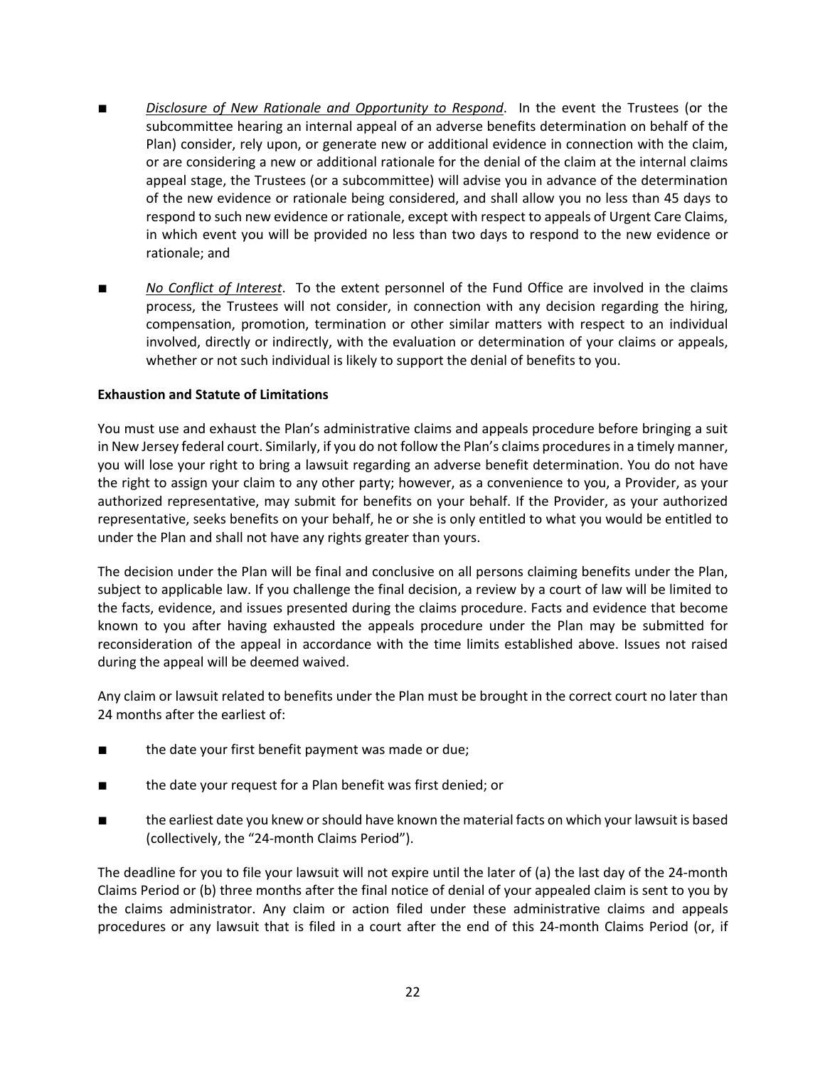- *Disclosure of New Rationale and Opportunity to Respond.* In the event the Trustees (or the subcommittee hearing an internal appeal of an adverse benefits determination on behalf of the Plan) consider, rely upon, or generate new or additional evidence in connection with the claim, or are considering a new or additional rationale for the denial of the claim at the internal claims appeal stage, the Trustees (or a subcommittee) will advise you in advance of the determination of the new evidence or rationale being considered, and shall allow you no less than 45 days to respond to such new evidence or rationale, except with respect to appeals of Urgent Care Claims, in which event you will be provided no less than two days to respond to the new evidence or rationale; and

- *No Conflict of Interest*. To the extent personnel of the Fund Office are involved in the claims process, the Trustees will not consider, in connection with any decision regarding the hiring, compensation, promotion, termination or other similar matters with respect to an individual involved, directly or indirectly, with the evaluation or determination of your claims or appeals, whether or not such individual is likely to support the denial of benefits to you.

**Exhaustion and Statute of Limitations**

You must use and exhaust the Plan's administrative claims and appeals procedure before bringing a suit in New Jersey federal court. Similarly, if you do not follow the Plan's claims procedures in a timely manner, you will lose your right to bring a lawsuit regarding an adverse benefit determination. You do not have the right to assign your claim to any other party; however, as a convenience to you, a Provider, as your authorized representative, may submit for benefits on your behalf. If the Provider, as your authorized representative, seeks benefits on your behalf, he or she is only entitled to what you would be entitled to under the Plan and shall not have any rights greater than yours.

The decision under the Plan will be final and conclusive on all persons claiming benefits under the Plan, subject to applicable law. If you challenge the final decision, a review by a court of law will be limited to the facts, evidence, and issues presented during the claims procedure. Facts and evidence that become known to you after having exhausted the appeals procedure under the Plan may be submitted for reconsideration of the appeal in accordance with the time limits established above. Issues not raised during the appeal will be deemed waived.

Any claim or lawsuit related to benefits under the Plan must be brought in the correct court no later than 24 months after the earliest of:

- the date your first benefit payment was made or due;

- the date your request for a Plan benefit was first denied; or

- the earliest date you knew or should have known the material facts on which your lawsuit is based (collectively, the "24-month Claims Period").

The deadline for you to file your lawsuit will not expire until the later of (a) the last day of the 24-month Claims Period or (b) three months after the final notice of denial of your appealed claim is sent to you by the claims administrator. Any claim or action filed under these administrative claims and appeals procedures or any lawsuit that is filed in a court after the end of this 24-month Claims Period (or, if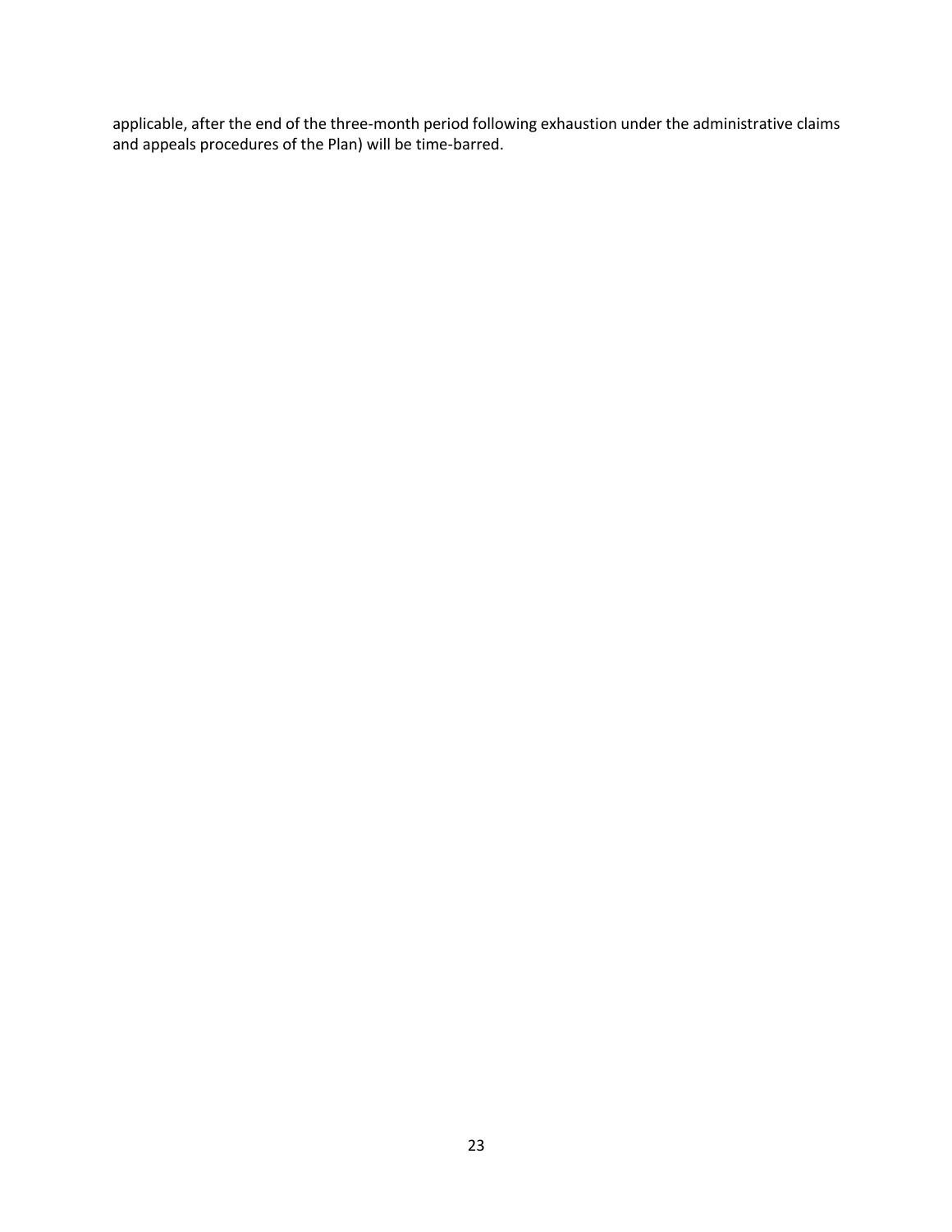applicable, after the end of the three-month period following exhaustion under the administrative claims and appeals procedures of the Plan) will be time-barred.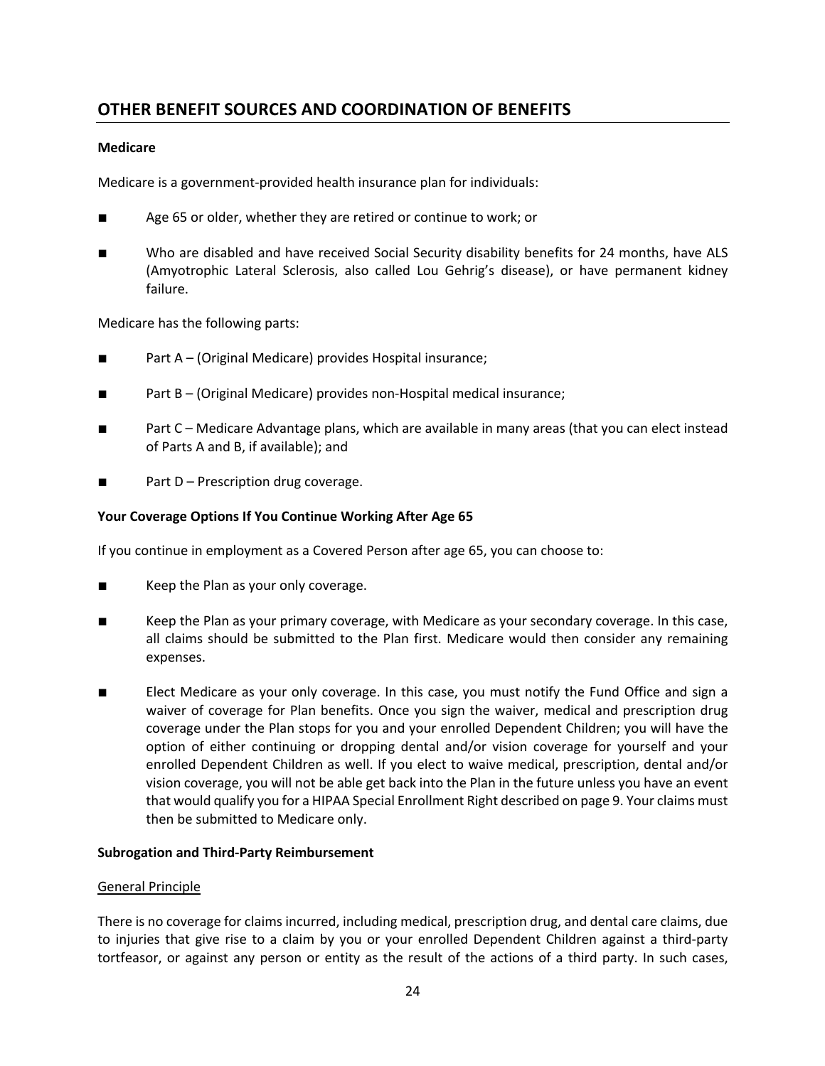## OTHER BENEFIT SOURCES AND COORDINATION OF BENEFITS

**Medicare**

Medicare is a government-provided health insurance plan for individuals:

- Age 65 or older, whether they are retired or continue to work; or
- Who are disabled and have received Social Security disability benefits for 24 months, have ALS (Amyotrophic Lateral Sclerosis, also called Lou Gehrig's disease), or have permanent kidney failure.

Medicare has the following parts:

- Part A – (Original Medicare) provides Hospital insurance;
- Part B – (Original Medicare) provides non-Hospital medical insurance;
- Part C – Medicare Advantage plans, which are available in many areas (that you can elect instead of Parts A and B, if available); and
- Part D – Prescription drug coverage.

**Your Coverage Options If You Continue Working After Age 65**

If you continue in employment as a Covered Person after age 65, you can choose to:

- Keep the Plan as your only coverage.
- Keep the Plan as your primary coverage, with Medicare as your secondary coverage. In this case, all claims should be submitted to the Plan first. Medicare would then consider any remaining expenses.
- Elect Medicare as your only coverage. In this case, you must notify the Fund Office and sign a waiver of coverage for Plan benefits. Once you sign the waiver, medical and prescription drug coverage under the Plan stops for you and your enrolled Dependent Children; you will have the option of either continuing or dropping dental and/or vision coverage for yourself and your enrolled Dependent Children as well. If you elect to waive medical, prescription, dental and/or vision coverage, you will not be able get back into the Plan in the future unless you have an event that would qualify you for a HIPAA Special Enrollment Right described on page 9. Your claims must then be submitted to Medicare only.

**Subrogation and Third-Party Reimbursement**

General Principle

There is no coverage for claims incurred, including medical, prescription drug, and dental care claims, due to injuries that give rise to a claim by you or your enrolled Dependent Children against a third-party tortfeasor, or against any person or entity as the result of the actions of a third party. In such cases,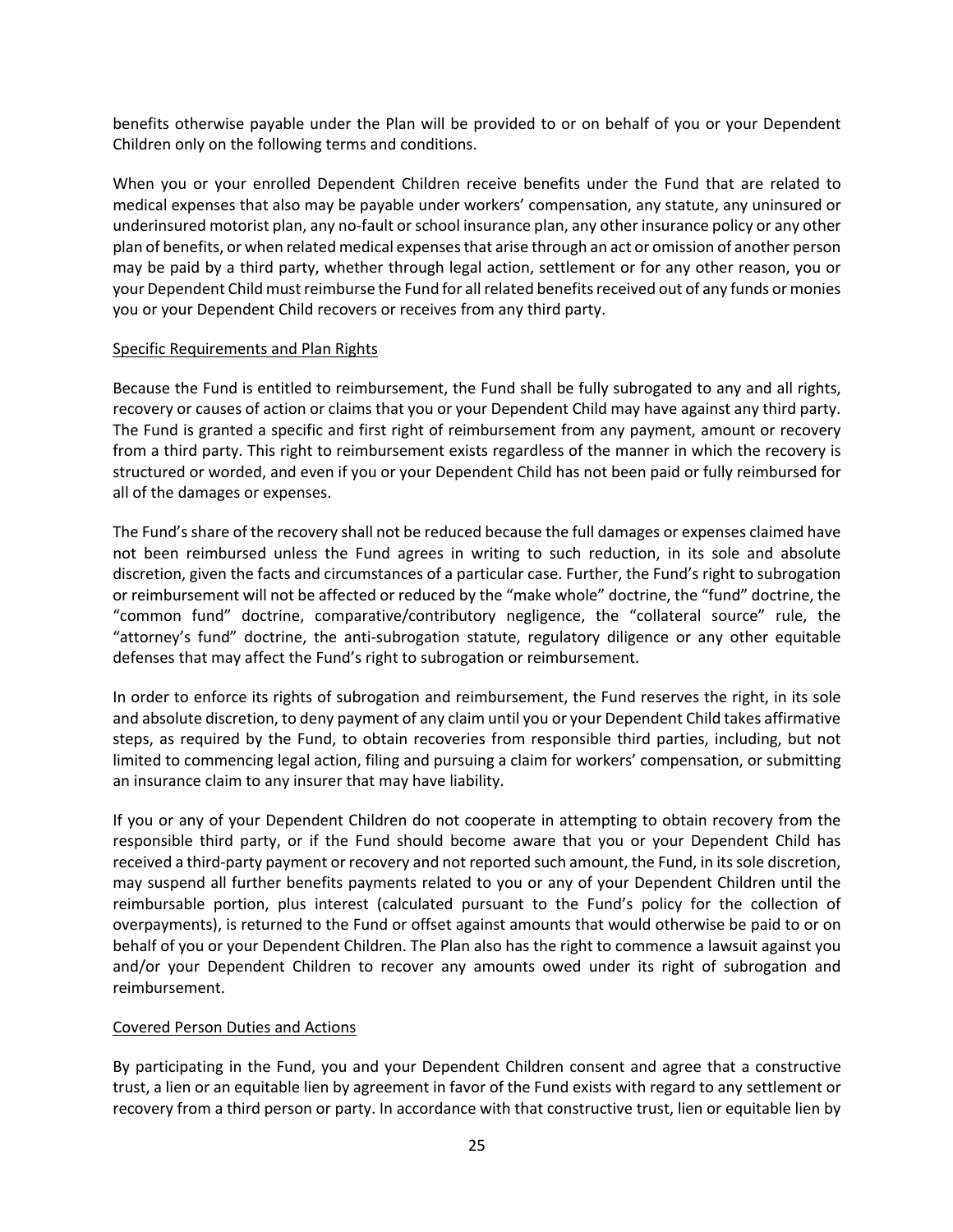benefits otherwise payable under the Plan will be provided to or on behalf of you or your Dependent Children only on the following terms and conditions.

When you or your enrolled Dependent Children receive benefits under the Fund that are related to medical expenses that also may be payable under workers' compensation, any statute, any uninsured or underinsured motorist plan, any no-fault or school insurance plan, any other insurance policy or any other plan of benefits, or when related medical expenses that arise through an act or omission of another person may be paid by a third party, whether through legal action, settlement or for any other reason, you or your Dependent Child must reimburse the Fund for all related benefits received out of any funds or monies you or your Dependent Child recovers or receives from any third party.

Specific Requirements and Plan Rights

Because the Fund is entitled to reimbursement, the Fund shall be fully subrogated to any and all rights, recovery or causes of action or claims that you or your Dependent Child may have against any third party. The Fund is granted a specific and first right of reimbursement from any payment, amount or recovery from a third party. This right to reimbursement exists regardless of the manner in which the recovery is structured or worded, and even if you or your Dependent Child has not been paid or fully reimbursed for all of the damages or expenses.

The Fund's share of the recovery shall not be reduced because the full damages or expenses claimed have not been reimbursed unless the Fund agrees in writing to such reduction, in its sole and absolute discretion, given the facts and circumstances of a particular case. Further, the Fund's right to subrogation or reimbursement will not be affected or reduced by the "make whole" doctrine, the "fund" doctrine, the "common fund" doctrine, comparative/contributory negligence, the "collateral source" rule, the "attorney's fund" doctrine, the anti-subrogation statute, regulatory diligence or any other equitable defenses that may affect the Fund's right to subrogation or reimbursement.

In order to enforce its rights of subrogation and reimbursement, the Fund reserves the right, in its sole and absolute discretion, to deny payment of any claim until you or your Dependent Child takes affirmative steps, as required by the Fund, to obtain recoveries from responsible third parties, including, but not limited to commencing legal action, filing and pursuing a claim for workers' compensation, or submitting an insurance claim to any insurer that may have liability.

If you or any of your Dependent Children do not cooperate in attempting to obtain recovery from the responsible third party, or if the Fund should become aware that you or your Dependent Child has received a third-party payment or recovery and not reported such amount, the Fund, in its sole discretion, may suspend all further benefits payments related to you or any of your Dependent Children until the reimbursable portion, plus interest (calculated pursuant to the Fund's policy for the collection of overpayments), is returned to the Fund or offset against amounts that would otherwise be paid to or on behalf of you or your Dependent Children. The Plan also has the right to commence a lawsuit against you and/or your Dependent Children to recover any amounts owed under its right of subrogation and reimbursement.

Covered Person Duties and Actions

By participating in the Fund, you and your Dependent Children consent and agree that a constructive trust, a lien or an equitable lien by agreement in favor of the Fund exists with regard to any settlement or recovery from a third person or party. In accordance with that constructive trust, lien or equitable lien by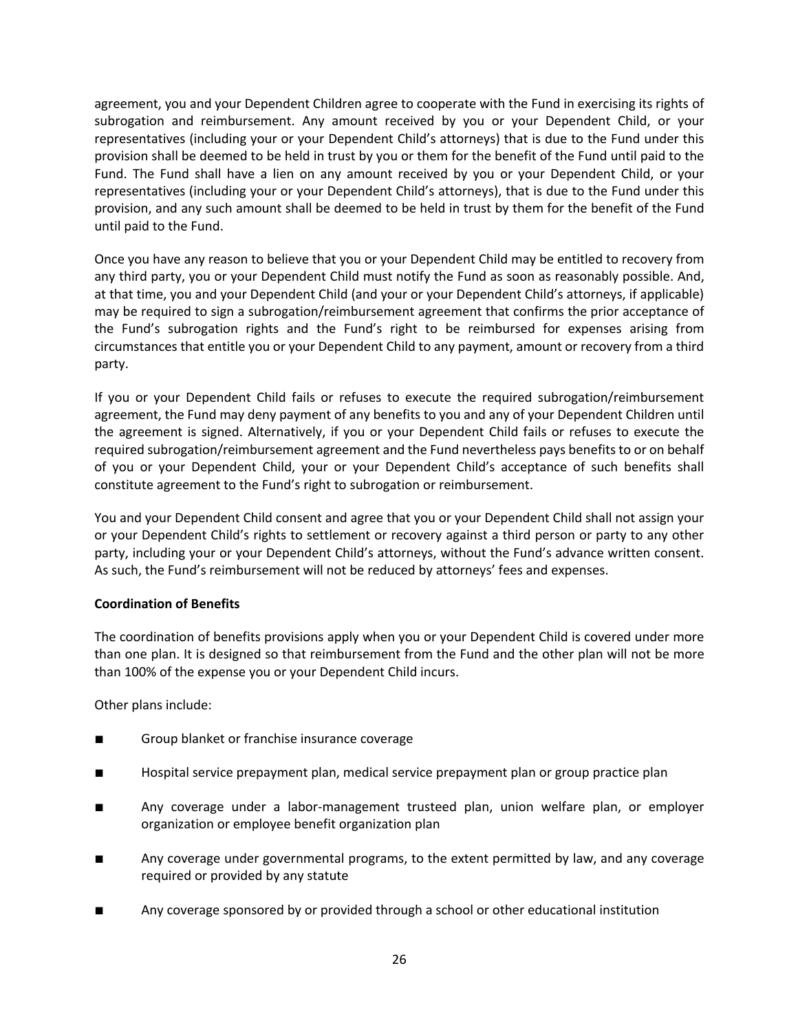agreement, you and your Dependent Children agree to cooperate with the Fund in exercising its rights of subrogation and reimbursement. Any amount received by you or your Dependent Child, or your representatives (including your or your Dependent Child's attorneys) that is due to the Fund under this provision shall be deemed to be held in trust by you or them for the benefit of the Fund until paid to the Fund. The Fund shall have a lien on any amount received by you or your Dependent Child, or your representatives (including your or your Dependent Child's attorneys), that is due to the Fund under this provision, and any such amount shall be deemed to be held in trust by them for the benefit of the Fund until paid to the Fund.

Once you have any reason to believe that you or your Dependent Child may be entitled to recovery from any third party, you or your Dependent Child must notify the Fund as soon as reasonably possible. And, at that time, you and your Dependent Child (and your or your Dependent Child's attorneys, if applicable) may be required to sign a subrogation/reimbursement agreement that confirms the prior acceptance of the Fund's subrogation rights and the Fund's right to be reimbursed for expenses arising from circumstances that entitle you or your Dependent Child to any payment, amount or recovery from a third party.

If you or your Dependent Child fails or refuses to execute the required subrogation/reimbursement agreement, the Fund may deny payment of any benefits to you and any of your Dependent Children until the agreement is signed. Alternatively, if you or your Dependent Child fails or refuses to execute the required subrogation/reimbursement agreement and the Fund nevertheless pays benefits to or on behalf of you or your Dependent Child, your or your Dependent Child's acceptance of such benefits shall constitute agreement to the Fund's right to subrogation or reimbursement.

You and your Dependent Child consent and agree that you or your Dependent Child shall not assign your or your Dependent Child's rights to settlement or recovery against a third person or party to any other party, including your or your Dependent Child's attorneys, without the Fund's advance written consent. As such, the Fund's reimbursement will not be reduced by attorneys' fees and expenses.

**Coordination of Benefits**

The coordination of benefits provisions apply when you or your Dependent Child is covered under more than one plan. It is designed so that reimbursement from the Fund and the other plan will not be more than 100% of the expense you or your Dependent Child incurs.

Other plans include:

- Group blanket or franchise insurance coverage
- Hospital service prepayment plan, medical service prepayment plan or group practice plan
- Any coverage under a labor-management trusteed plan, union welfare plan, or employer organization or employee benefit organization plan
- Any coverage under governmental programs, to the extent permitted by law, and any coverage required or provided by any statute
- Any coverage sponsored by or provided through a school or other educational institution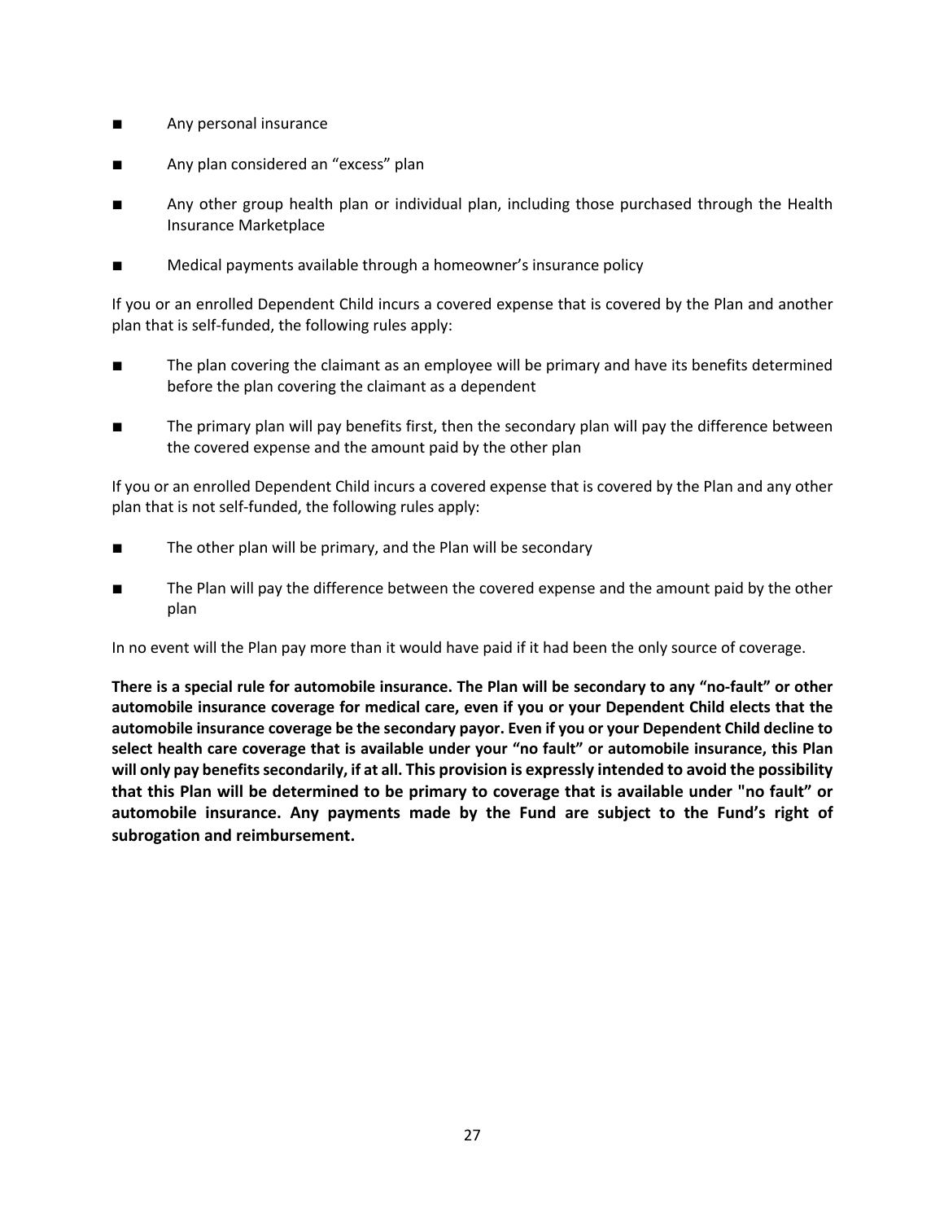- Any personal insurance
- Any plan considered an "excess" plan
- Any other group health plan or individual plan, including those purchased through the Health Insurance Marketplace
- Medical payments available through a homeowner's insurance policy

If you or an enrolled Dependent Child incurs a covered expense that is covered by the Plan and another plan that is self-funded, the following rules apply:

- The plan covering the claimant as an employee will be primary and have its benefits determined before the plan covering the claimant as a dependent
- The primary plan will pay benefits first, then the secondary plan will pay the difference between the covered expense and the amount paid by the other plan

If you or an enrolled Dependent Child incurs a covered expense that is covered by the Plan and any other plan that is not self-funded, the following rules apply:

- The other plan will be primary, and the Plan will be secondary
- The Plan will pay the difference between the covered expense and the amount paid by the other plan

In no event will the Plan pay more than it would have paid if it had been the only source of coverage.

**There is a special rule for automobile insurance. The Plan will be secondary to any "no-fault" or other automobile insurance coverage for medical care, even if you or your Dependent Child elects that the automobile insurance coverage be the secondary payor. Even if you or your Dependent Child decline to select health care coverage that is available under your "no fault" or automobile insurance, this Plan will only pay benefits secondarily, if at all. This provision is expressly intended to avoid the possibility that this Plan will be determined to be primary to coverage that is available under "no fault" or automobile insurance. Any payments made by the Fund are subject to the Fund's right of subrogation and reimbursement.**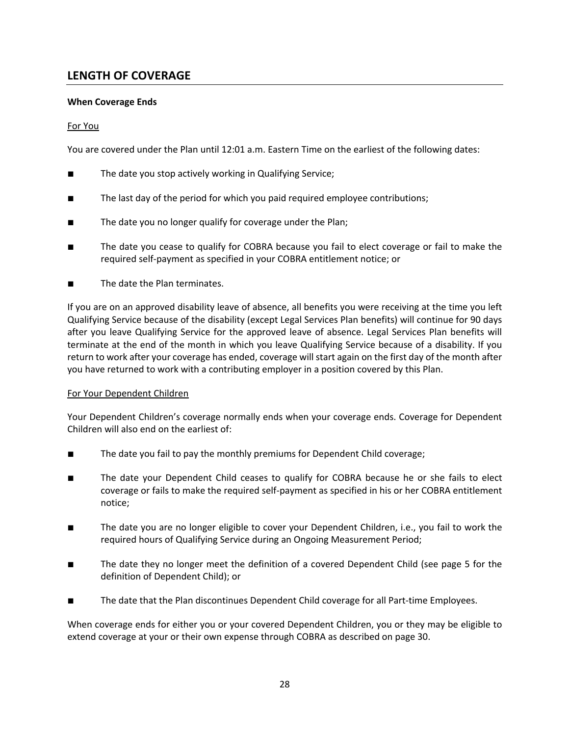## LENGTH OF COVERAGE

**When Coverage Ends**

For You

You are covered under the Plan until 12:01 a.m. Eastern Time on the earliest of the following dates:

- The date you stop actively working in Qualifying Service;
- The last day of the period for which you paid required employee contributions;
- The date you no longer qualify for coverage under the Plan;
- The date you cease to qualify for COBRA because you fail to elect coverage or fail to make the required self-payment as specified in your COBRA entitlement notice; or
- The date the Plan terminates.

If you are on an approved disability leave of absence, all benefits you were receiving at the time you left Qualifying Service because of the disability (except Legal Services Plan benefits) will continue for 90 days after you leave Qualifying Service for the approved leave of absence. Legal Services Plan benefits will terminate at the end of the month in which you leave Qualifying Service because of a disability. If you return to work after your coverage has ended, coverage will start again on the first day of the month after you have returned to work with a contributing employer in a position covered by this Plan.

For Your Dependent Children

Your Dependent Children's coverage normally ends when your coverage ends. Coverage for Dependent Children will also end on the earliest of:

- The date you fail to pay the monthly premiums for Dependent Child coverage;
- The date your Dependent Child ceases to qualify for COBRA because he or she fails to elect coverage or fails to make the required self-payment as specified in his or her COBRA entitlement notice;
- The date you are no longer eligible to cover your Dependent Children, i.e., you fail to work the required hours of Qualifying Service during an Ongoing Measurement Period;
- The date they no longer meet the definition of a covered Dependent Child (see page 5 for the definition of Dependent Child); or
- The date that the Plan discontinues Dependent Child coverage for all Part-time Employees.

When coverage ends for either you or your covered Dependent Children, you or they may be eligible to extend coverage at your or their own expense through COBRA as described on page 30.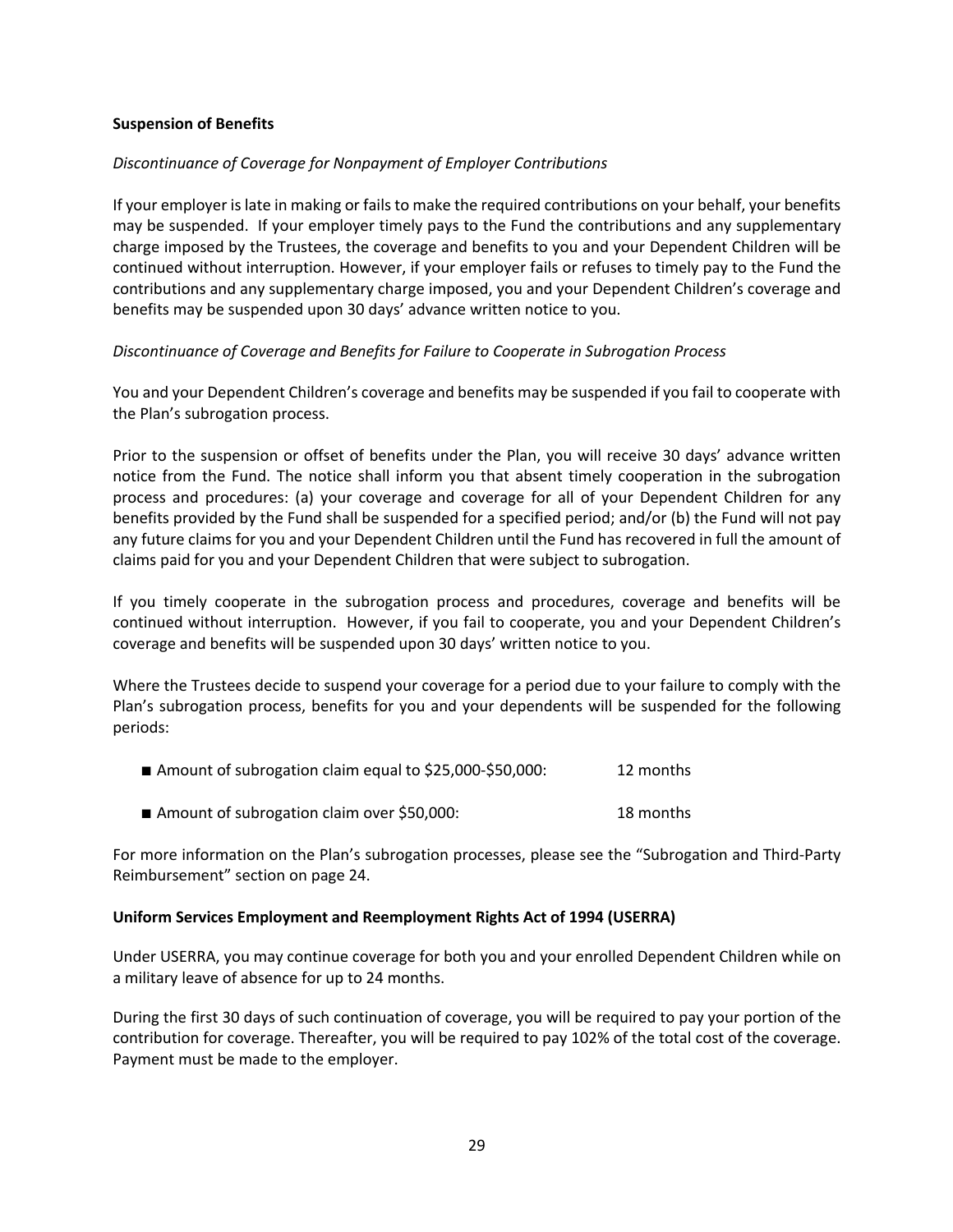**Suspension of Benefits**

*Discontinuance of Coverage for Nonpayment of Employer Contributions*

If your employer is late in making or fails to make the required contributions on your behalf, your benefits may be suspended. If your employer timely pays to the Fund the contributions and any supplementary charge imposed by the Trustees, the coverage and benefits to you and your Dependent Children will be continued without interruption. However, if your employer fails or refuses to timely pay to the Fund the contributions and any supplementary charge imposed, you and your Dependent Children's coverage and benefits may be suspended upon 30 days' advance written notice to you.

*Discontinuance of Coverage and Benefits for Failure to Cooperate in Subrogation Process*

You and your Dependent Children's coverage and benefits may be suspended if you fail to cooperate with the Plan's subrogation process.

Prior to the suspension or offset of benefits under the Plan, you will receive 30 days' advance written notice from the Fund. The notice shall inform you that absent timely cooperation in the subrogation process and procedures: (a) your coverage and coverage for all of your Dependent Children for any benefits provided by the Fund shall be suspended for a specified period; and/or (b) the Fund will not pay any future claims for you and your Dependent Children until the Fund has recovered in full the amount of claims paid for you and your Dependent Children that were subject to subrogation.

If you timely cooperate in the subrogation process and procedures, coverage and benefits will be continued without interruption. However, if you fail to cooperate, you and your Dependent Children's coverage and benefits will be suspended upon 30 days' written notice to you.

Where the Trustees decide to suspend your coverage for a period due to your failure to comply with the Plan's subrogation process, benefits for you and your dependents will be suspended for the following periods:

- Amount of subrogation claim equal to $25,000-$50,000: 12 months
- Amount of subrogation claim over $50,000: 18 months

For more information on the Plan's subrogation processes, please see the "Subrogation and Third-Party Reimbursement" section on page 24.

**Uniform Services Employment and Reemployment Rights Act of 1994 (USERRA)**

Under USERRA, you may continue coverage for both you and your enrolled Dependent Children while on a military leave of absence for up to 24 months.

During the first 30 days of such continuation of coverage, you will be required to pay your portion of the contribution for coverage. Thereafter, you will be required to pay 102% of the total cost of the coverage. Payment must be made to the employer.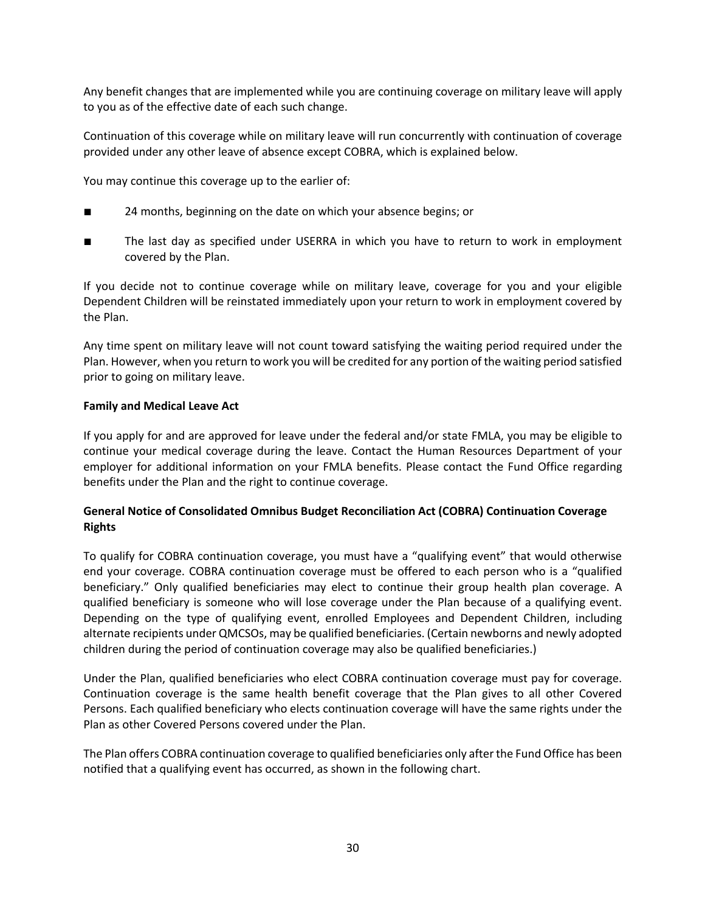Any benefit changes that are implemented while you are continuing coverage on military leave will apply to you as of the effective date of each such change.

Continuation of this coverage while on military leave will run concurrently with continuation of coverage provided under any other leave of absence except COBRA, which is explained below.

You may continue this coverage up to the earlier of:

- 24 months, beginning on the date on which your absence begins; or
- The last day as specified under USERRA in which you have to return to work in employment covered by the Plan.

If you decide not to continue coverage while on military leave, coverage for you and your eligible Dependent Children will be reinstated immediately upon your return to work in employment covered by the Plan.

Any time spent on military leave will not count toward satisfying the waiting period required under the Plan. However, when you return to work you will be credited for any portion of the waiting period satisfied prior to going on military leave.

**Family and Medical Leave Act**

If you apply for and are approved for leave under the federal and/or state FMLA, you may be eligible to continue your medical coverage during the leave. Contact the Human Resources Department of your employer for additional information on your FMLA benefits. Please contact the Fund Office regarding benefits under the Plan and the right to continue coverage.

**General Notice of Consolidated Omnibus Budget Reconciliation Act (COBRA) Continuation Coverage Rights**

To qualify for COBRA continuation coverage, you must have a "qualifying event" that would otherwise end your coverage. COBRA continuation coverage must be offered to each person who is a "qualified beneficiary." Only qualified beneficiaries may elect to continue their group health plan coverage. A qualified beneficiary is someone who will lose coverage under the Plan because of a qualifying event. Depending on the type of qualifying event, enrolled Employees and Dependent Children, including alternate recipients under QMCSOs, may be qualified beneficiaries. (Certain newborns and newly adopted children during the period of continuation coverage may also be qualified beneficiaries.)

Under the Plan, qualified beneficiaries who elect COBRA continuation coverage must pay for coverage. Continuation coverage is the same health benefit coverage that the Plan gives to all other Covered Persons. Each qualified beneficiary who elects continuation coverage will have the same rights under the Plan as other Covered Persons covered under the Plan.

The Plan offers COBRA continuation coverage to qualified beneficiaries only after the Fund Office has been notified that a qualifying event has occurred, as shown in the following chart.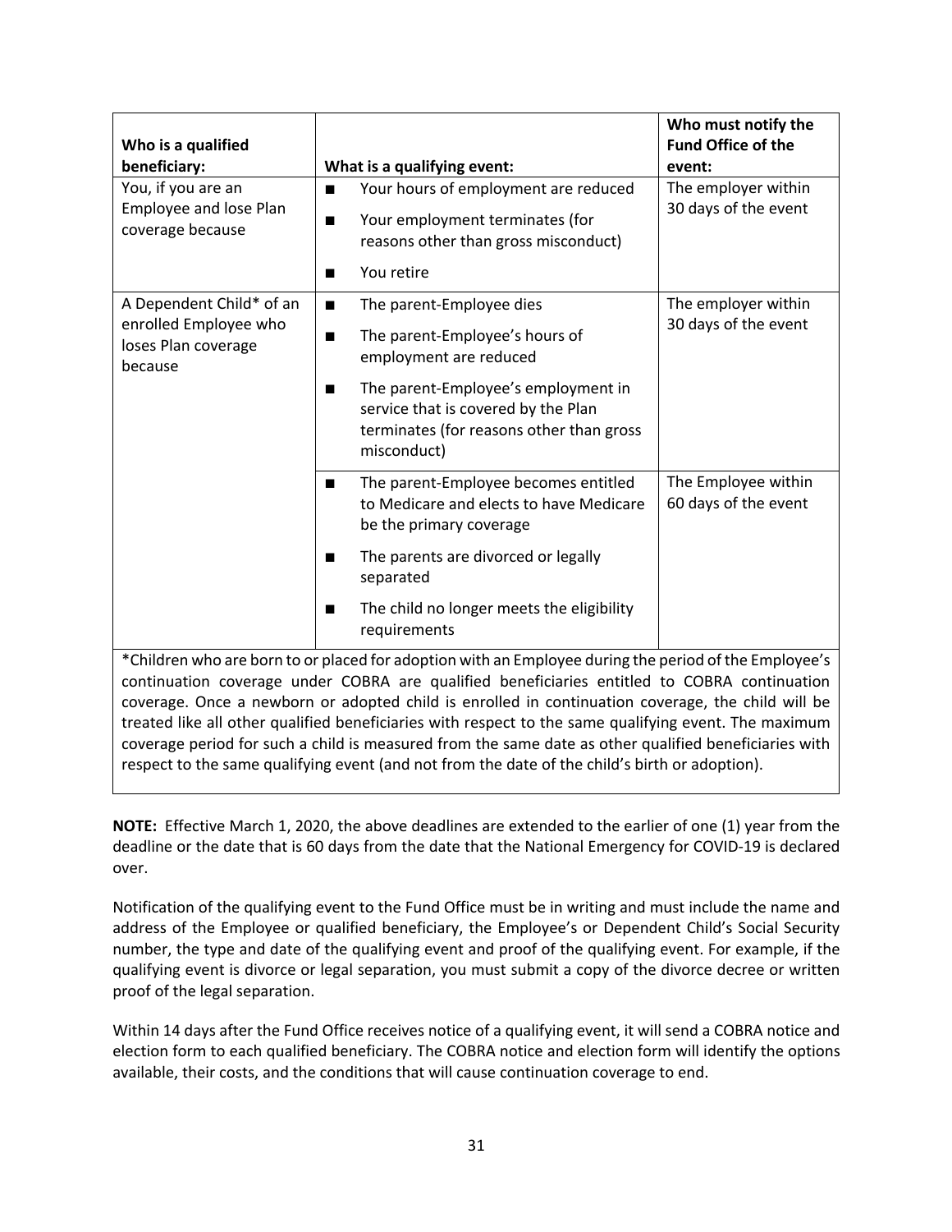| Who is a qualified beneficiary: | What is a qualifying event: | Who must notify the Fund Office of the event: |
|---|---|---|
| You, if you are an Employee and lose Plan coverage because | ■ Your hours of employment are reduced<br>■ Your employment terminates (for reasons other than gross misconduct)<br>■ You retire | The employer within 30 days of the event |
| A Dependent Child* of an enrolled Employee who loses Plan coverage because | ■ The parent-Employee dies<br>■ The parent-Employee's hours of employment are reduced<br>■ The parent-Employee's employment in service that is covered by the Plan terminates (for reasons other than gross misconduct) | The employer within 30 days of the event |
| | ■ The parent-Employee becomes entitled to Medicare and elects to have Medicare be the primary coverage<br>■ The parents are divorced or legally separated<br>■ The child no longer meets the eligibility requirements | The Employee within 60 days of the event |

*Children who are born to or placed for adoption with an Employee during the period of the Employee's continuation coverage under COBRA are qualified beneficiaries entitled to COBRA continuation coverage. Once a newborn or adopted child is enrolled in continuation coverage, the child will be treated like all other qualified beneficiaries with respect to the same qualifying event. The maximum coverage period for such a child is measured from the same date as other qualified beneficiaries with respect to the same qualifying event (and not from the date of the child's birth or adoption).

**NOTE:** Effective March 1, 2020, the above deadlines are extended to the earlier of one (1) year from the deadline or the date that is 60 days from the date that the National Emergency for COVID-19 is declared over.

Notification of the qualifying event to the Fund Office must be in writing and must include the name and address of the Employee or qualified beneficiary, the Employee's or Dependent Child's Social Security number, the type and date of the qualifying event and proof of the qualifying event. For example, if the qualifying event is divorce or legal separation, you must submit a copy of the divorce decree or written proof of the legal separation.

Within 14 days after the Fund Office receives notice of a qualifying event, it will send a COBRA notice and election form to each qualified beneficiary. The COBRA notice and election form will identify the options available, their costs, and the conditions that will cause continuation coverage to end.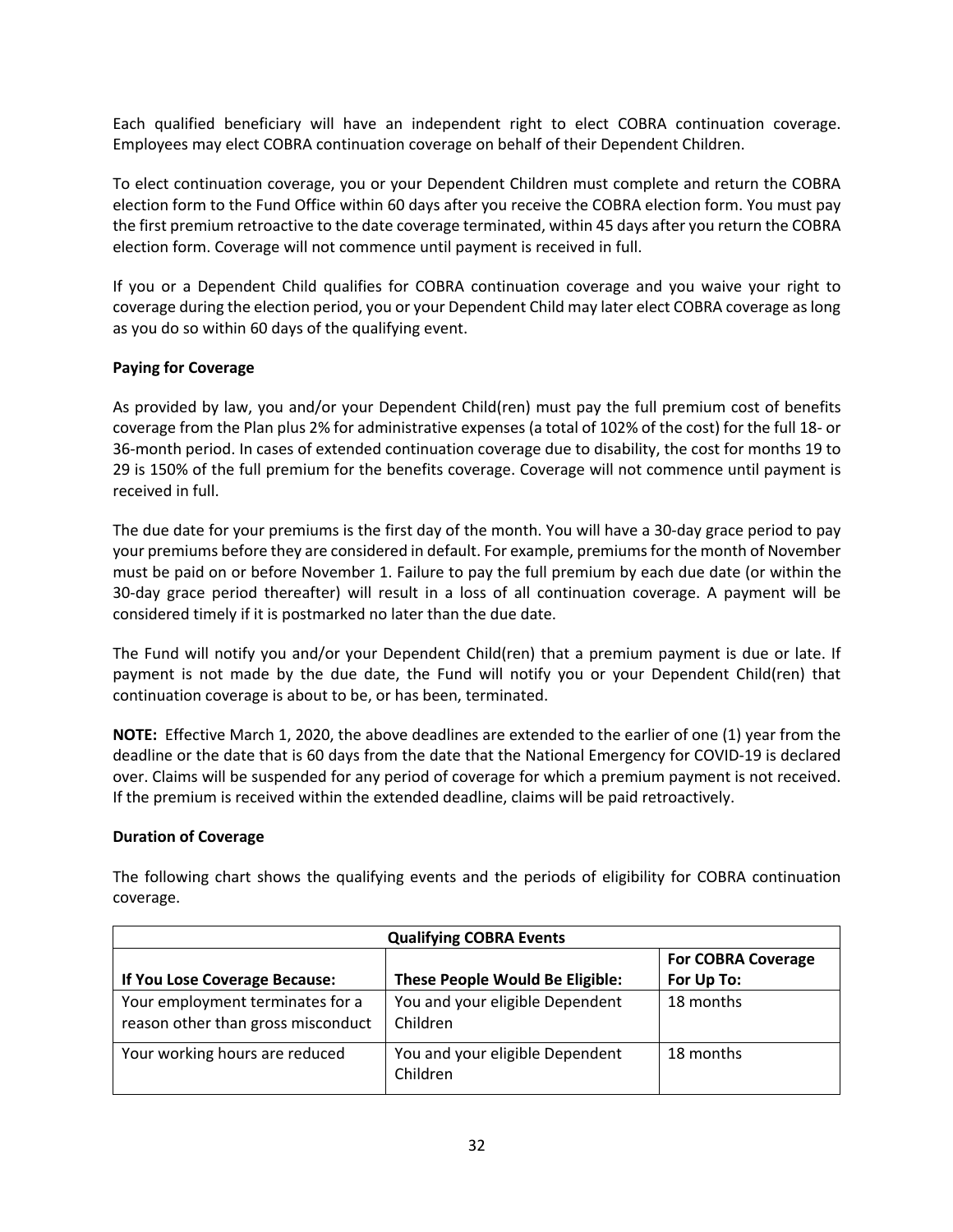Each qualified beneficiary will have an independent right to elect COBRA continuation coverage. Employees may elect COBRA continuation coverage on behalf of their Dependent Children.

To elect continuation coverage, you or your Dependent Children must complete and return the COBRA election form to the Fund Office within 60 days after you receive the COBRA election form. You must pay the first premium retroactive to the date coverage terminated, within 45 days after you return the COBRA election form. Coverage will not commence until payment is received in full.

If you or a Dependent Child qualifies for COBRA continuation coverage and you waive your right to coverage during the election period, you or your Dependent Child may later elect COBRA coverage as long as you do so within 60 days of the qualifying event.

**Paying for Coverage**

As provided by law, you and/or your Dependent Child(ren) must pay the full premium cost of benefits coverage from the Plan plus 2% for administrative expenses (a total of 102% of the cost) for the full 18- or 36-month period. In cases of extended continuation coverage due to disability, the cost for months 19 to 29 is 150% of the full premium for the benefits coverage. Coverage will not commence until payment is received in full.

The due date for your premiums is the first day of the month. You will have a 30-day grace period to pay your premiums before they are considered in default. For example, premiums for the month of November must be paid on or before November 1. Failure to pay the full premium by each due date (or within the 30-day grace period thereafter) will result in a loss of all continuation coverage. A payment will be considered timely if it is postmarked no later than the due date.

The Fund will notify you and/or your Dependent Child(ren) that a premium payment is due or late. If payment is not made by the due date, the Fund will notify you or your Dependent Child(ren) that continuation coverage is about to be, or has been, terminated.

**NOTE:** Effective March 1, 2020, the above deadlines are extended to the earlier of one (1) year from the deadline or the date that is 60 days from the date that the National Emergency for COVID-19 is declared over. Claims will be suspended for any period of coverage for which a premium payment is not received. If the premium is received within the extended deadline, claims will be paid retroactively.

**Duration of Coverage**

The following chart shows the qualifying events and the periods of eligibility for COBRA continuation coverage.

| **Qualifying COBRA Events** | | |
|---|---|---|
| **If You Lose Coverage Because:** | **These People Would Be Eligible:** | **For COBRA Coverage For Up To:** |
| Your employment terminates for a reason other than gross misconduct | You and your eligible Dependent Children | 18 months |
| Your working hours are reduced | You and your eligible Dependent Children | 18 months |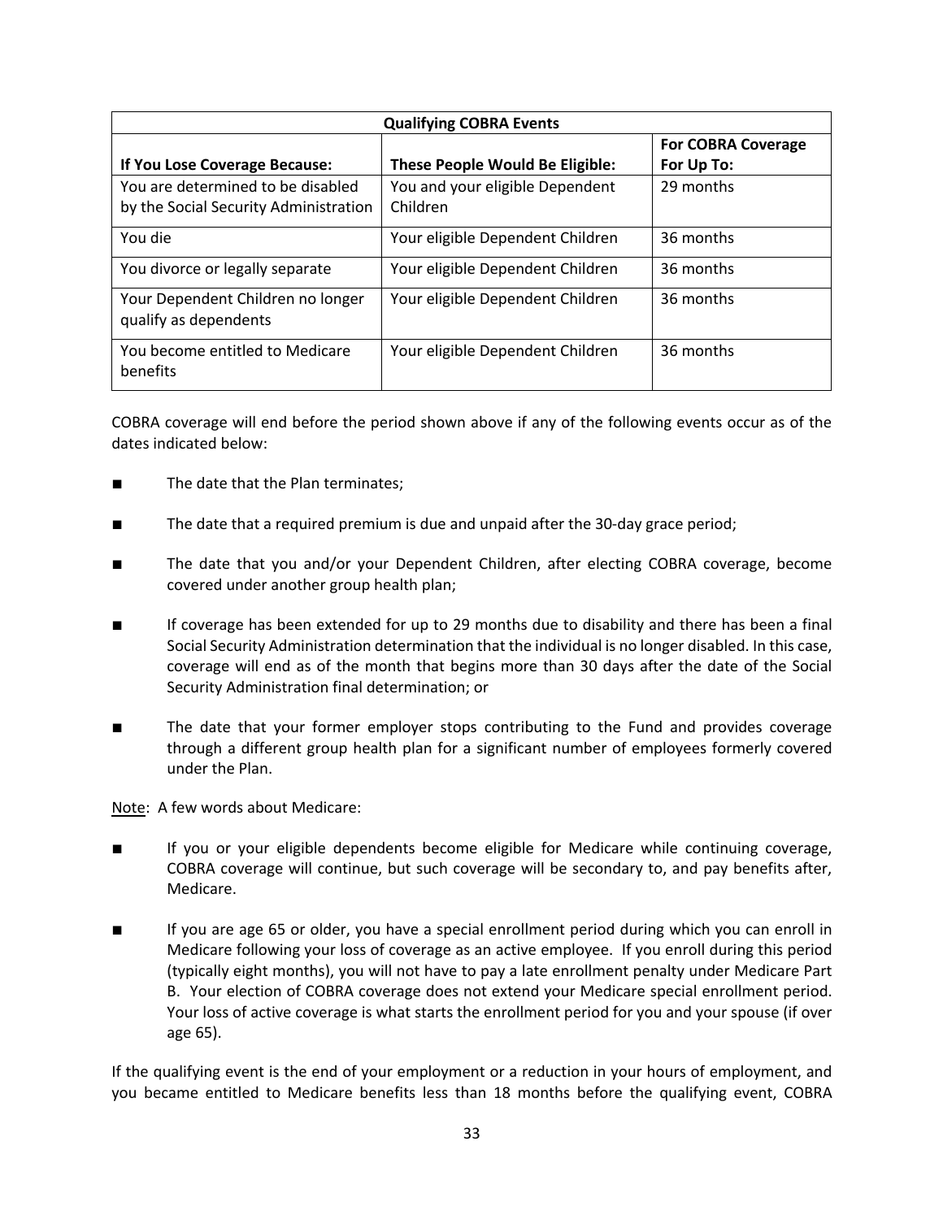| Qualifying COBRA Events | | |
|---|---|---|
| **If You Lose Coverage Because:** | **These People Would Be Eligible:** | **For COBRA Coverage For Up To:** |
| You are determined to be disabled by the Social Security Administration | You and your eligible Dependent Children | 29 months |
| You die | Your eligible Dependent Children | 36 months |
| You divorce or legally separate | Your eligible Dependent Children | 36 months |
| Your Dependent Children no longer qualify as dependents | Your eligible Dependent Children | 36 months |
| You become entitled to Medicare benefits | Your eligible Dependent Children | 36 months |

COBRA coverage will end before the period shown above if any of the following events occur as of the dates indicated below:

- The date that the Plan terminates;
- The date that a required premium is due and unpaid after the 30-day grace period;
- The date that you and/or your Dependent Children, after electing COBRA coverage, become covered under another group health plan;
- If coverage has been extended for up to 29 months due to disability and there has been a final Social Security Administration determination that the individual is no longer disabled. In this case, coverage will end as of the month that begins more than 30 days after the date of the Social Security Administration final determination; or
- The date that your former employer stops contributing to the Fund and provides coverage through a different group health plan for a significant number of employees formerly covered under the Plan.

Note: A few words about Medicare:

- If you or your eligible dependents become eligible for Medicare while continuing coverage, COBRA coverage will continue, but such coverage will be secondary to, and pay benefits after, Medicare.
- If you are age 65 or older, you have a special enrollment period during which you can enroll in Medicare following your loss of coverage as an active employee. If you enroll during this period (typically eight months), you will not have to pay a late enrollment penalty under Medicare Part B. Your election of COBRA coverage does not extend your Medicare special enrollment period. Your loss of active coverage is what starts the enrollment period for you and your spouse (if over age 65).

If the qualifying event is the end of your employment or a reduction in your hours of employment, and you became entitled to Medicare benefits less than 18 months before the qualifying event, COBRA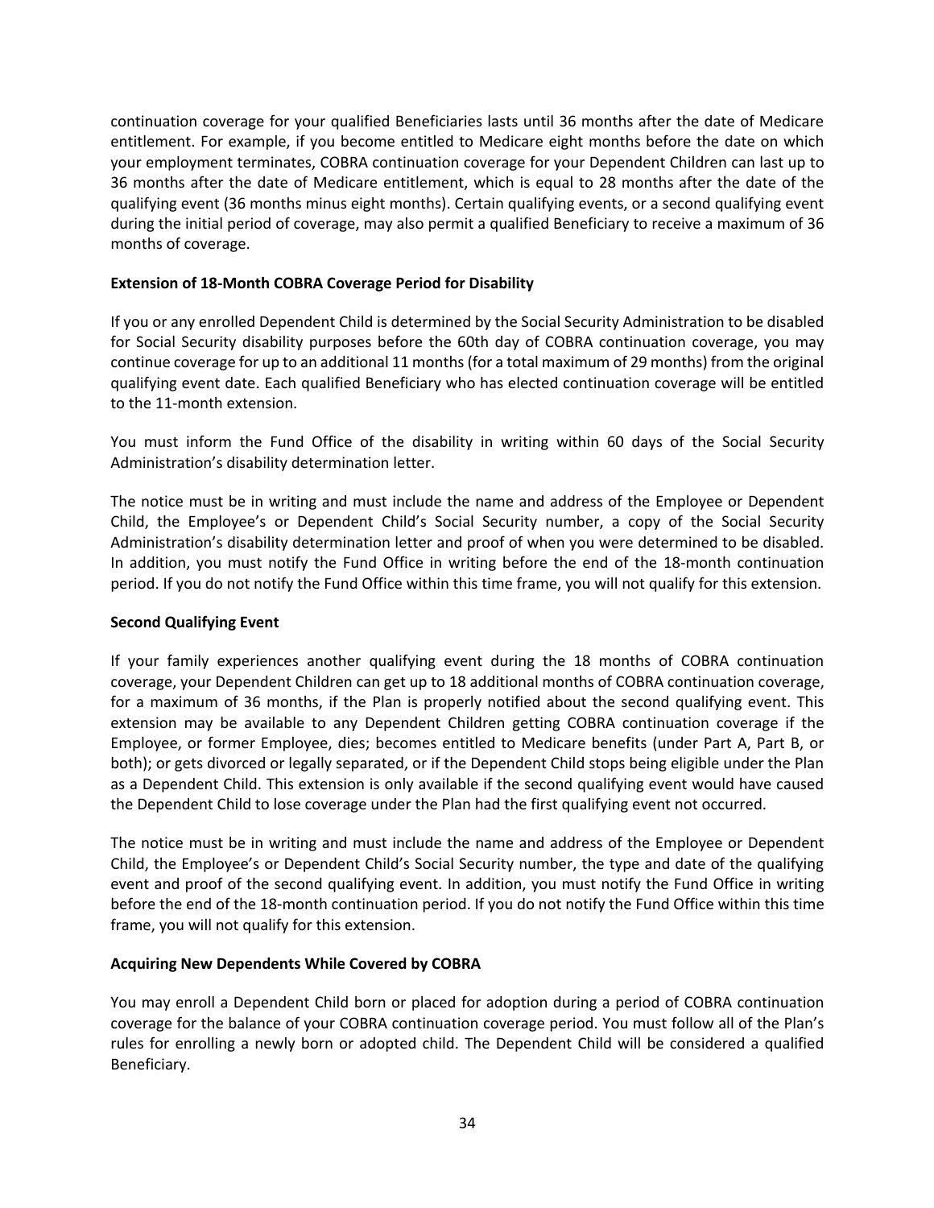continuation coverage for your qualified Beneficiaries lasts until 36 months after the date of Medicare entitlement. For example, if you become entitled to Medicare eight months before the date on which your employment terminates, COBRA continuation coverage for your Dependent Children can last up to 36 months after the date of Medicare entitlement, which is equal to 28 months after the date of the qualifying event (36 months minus eight months). Certain qualifying events, or a second qualifying event during the initial period of coverage, may also permit a qualified Beneficiary to receive a maximum of 36 months of coverage.

**Extension of 18-Month COBRA Coverage Period for Disability**

If you or any enrolled Dependent Child is determined by the Social Security Administration to be disabled for Social Security disability purposes before the 60th day of COBRA continuation coverage, you may continue coverage for up to an additional 11 months (for a total maximum of 29 months) from the original qualifying event date. Each qualified Beneficiary who has elected continuation coverage will be entitled to the 11-month extension.

You must inform the Fund Office of the disability in writing within 60 days of the Social Security Administration's disability determination letter.

The notice must be in writing and must include the name and address of the Employee or Dependent Child, the Employee's or Dependent Child's Social Security number, a copy of the Social Security Administration's disability determination letter and proof of when you were determined to be disabled. In addition, you must notify the Fund Office in writing before the end of the 18-month continuation period. If you do not notify the Fund Office within this time frame, you will not qualify for this extension.

**Second Qualifying Event**

If your family experiences another qualifying event during the 18 months of COBRA continuation coverage, your Dependent Children can get up to 18 additional months of COBRA continuation coverage, for a maximum of 36 months, if the Plan is properly notified about the second qualifying event. This extension may be available to any Dependent Children getting COBRA continuation coverage if the Employee, or former Employee, dies; becomes entitled to Medicare benefits (under Part A, Part B, or both); or gets divorced or legally separated, or if the Dependent Child stops being eligible under the Plan as a Dependent Child. This extension is only available if the second qualifying event would have caused the Dependent Child to lose coverage under the Plan had the first qualifying event not occurred.

The notice must be in writing and must include the name and address of the Employee or Dependent Child, the Employee's or Dependent Child's Social Security number, the type and date of the qualifying event and proof of the second qualifying event. In addition, you must notify the Fund Office in writing before the end of the 18-month continuation period. If you do not notify the Fund Office within this time frame, you will not qualify for this extension.

**Acquiring New Dependents While Covered by COBRA**

You may enroll a Dependent Child born or placed for adoption during a period of COBRA continuation coverage for the balance of your COBRA continuation coverage period. You must follow all of the Plan's rules for enrolling a newly born or adopted child. The Dependent Child will be considered a qualified Beneficiary.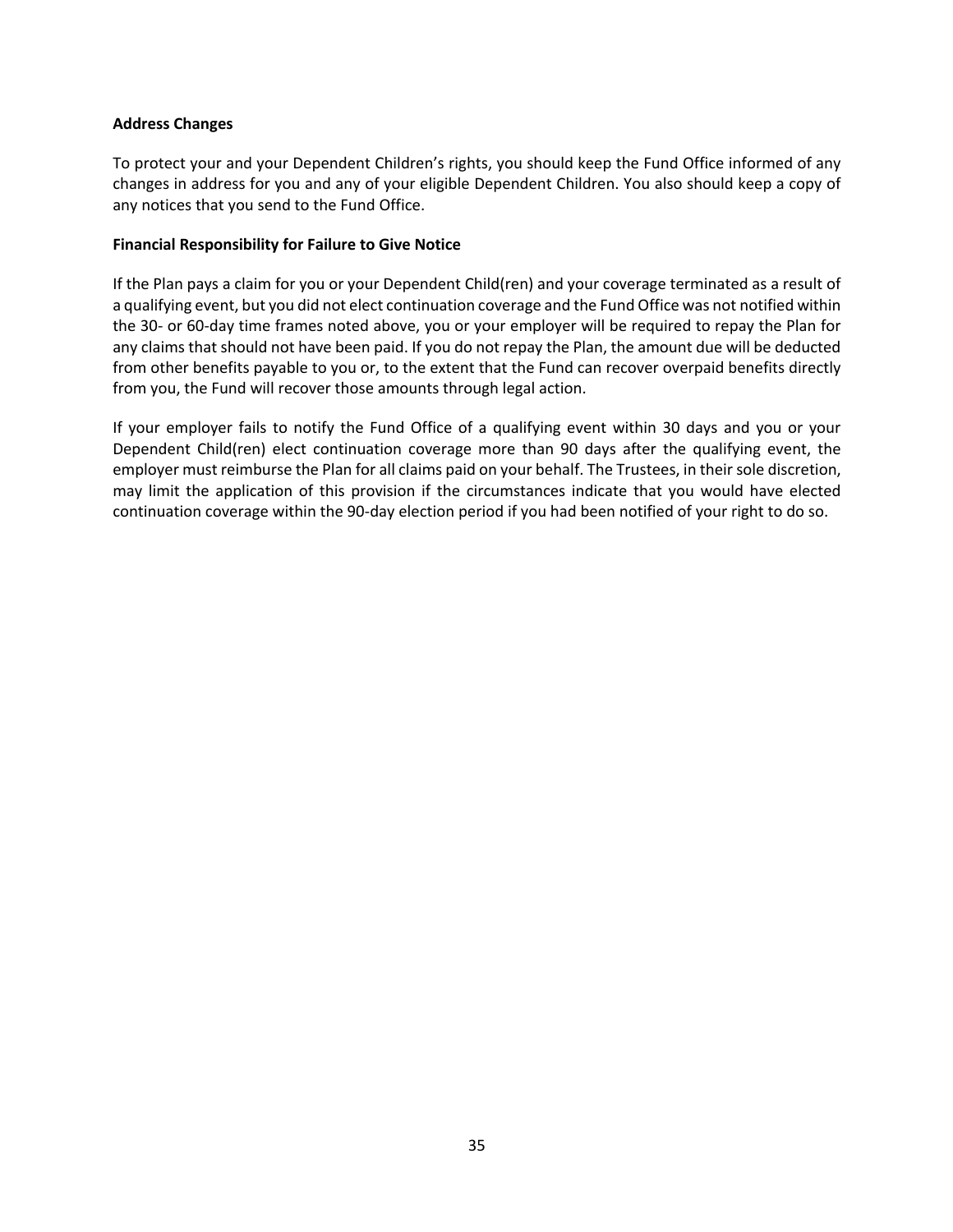**Address Changes**

To protect your and your Dependent Children's rights, you should keep the Fund Office informed of any changes in address for you and any of your eligible Dependent Children. You also should keep a copy of any notices that you send to the Fund Office.

**Financial Responsibility for Failure to Give Notice**

If the Plan pays a claim for you or your Dependent Child(ren) and your coverage terminated as a result of a qualifying event, but you did not elect continuation coverage and the Fund Office was not notified within the 30- or 60-day time frames noted above, you or your employer will be required to repay the Plan for any claims that should not have been paid. If you do not repay the Plan, the amount due will be deducted from other benefits payable to you or, to the extent that the Fund can recover overpaid benefits directly from you, the Fund will recover those amounts through legal action.

If your employer fails to notify the Fund Office of a qualifying event within 30 days and you or your Dependent Child(ren) elect continuation coverage more than 90 days after the qualifying event, the employer must reimburse the Plan for all claims paid on your behalf. The Trustees, in their sole discretion, may limit the application of this provision if the circumstances indicate that you would have elected continuation coverage within the 90-day election period if you had been notified of your right to do so.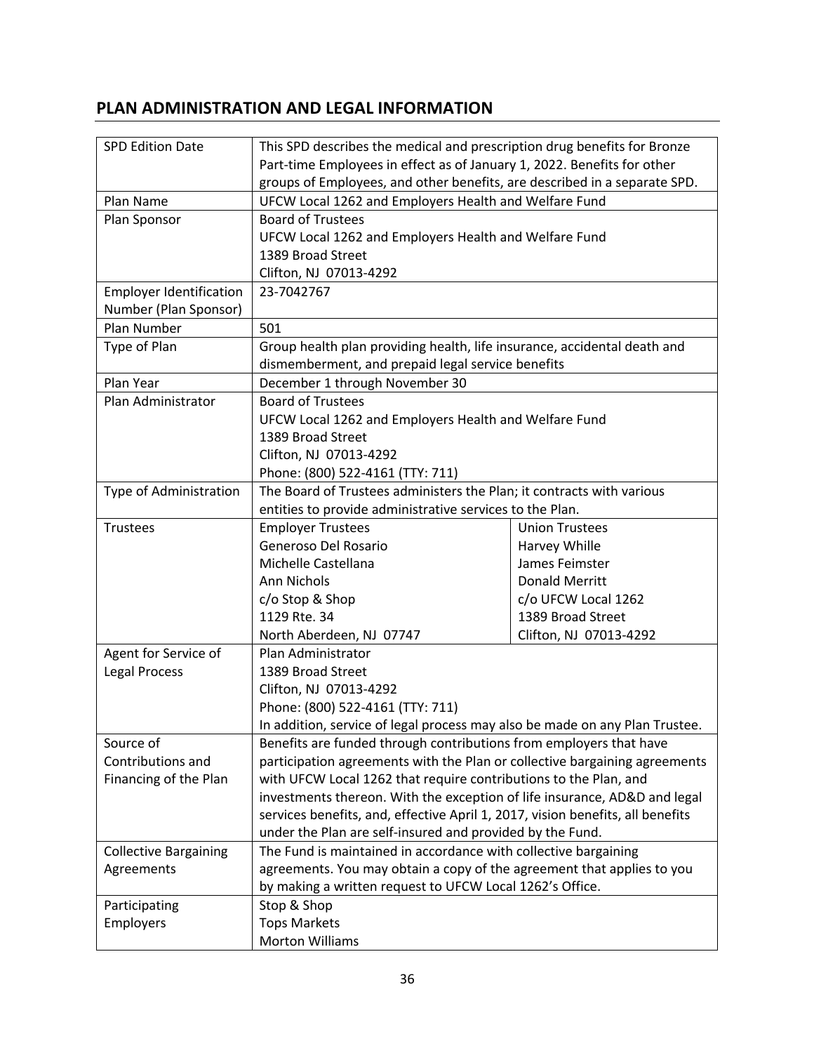## PLAN ADMINISTRATION AND LEGAL INFORMATION

| | | |
|---|---|---|
| SPD Edition Date | This SPD describes the medical and prescription drug benefits for Bronze Part-time Employees in effect as of January 1, 2022. Benefits for other groups of Employees, and other benefits, are described in a separate SPD. | |
| Plan Name | UFCW Local 1262 and Employers Health and Welfare Fund | |
| Plan Sponsor | Board of Trustees<br>UFCW Local 1262 and Employers Health and Welfare Fund<br>1389 Broad Street<br>Clifton, NJ 07013-4292 | |
| Employer Identification Number (Plan Sponsor) | 23-7042767 | |
| Plan Number | 501 | |
| Type of Plan | Group health plan providing health, life insurance, accidental death and dismemberment, and prepaid legal service benefits | |
| Plan Year | December 1 through November 30 | |
| Plan Administrator | Board of Trustees<br>UFCW Local 1262 and Employers Health and Welfare Fund<br>1389 Broad Street<br>Clifton, NJ 07013-4292<br>Phone: (800) 522-4161 (TTY: 711) | |
| Type of Administration | The Board of Trustees administers the Plan; it contracts with various entities to provide administrative services to the Plan. | |
| Trustees | Employer Trustees<br>Generoso Del Rosario<br>Michelle Castellana<br>Ann Nichols<br>c/o Stop & Shop<br>1129 Rte. 34<br>North Aberdeen, NJ 07747 | Union Trustees<br>Harvey Whille<br>James Feimster<br>Donald Merritt<br>c/o UFCW Local 1262<br>1389 Broad Street<br>Clifton, NJ 07013-4292 |
| Agent for Service of Legal Process | Plan Administrator<br>1389 Broad Street<br>Clifton, NJ 07013-4292<br>Phone: (800) 522-4161 (TTY: 711)<br>In addition, service of legal process may also be made on any Plan Trustee. | |
| Source of Contributions and Financing of the Plan | Benefits are funded through contributions from employers that have participation agreements with the Plan or collective bargaining agreements with UFCW Local 1262 that require contributions to the Plan, and investments thereon. With the exception of life insurance, AD&D and legal services benefits, and, effective April 1, 2017, vision benefits, all benefits under the Plan are self-insured and provided by the Fund. | |
| Collective Bargaining Agreements | The Fund is maintained in accordance with collective bargaining agreements. You may obtain a copy of the agreement that applies to you by making a written request to UFCW Local 1262's Office. | |
| Participating Employers | Stop & Shop<br>Tops Markets<br>Morton Williams | |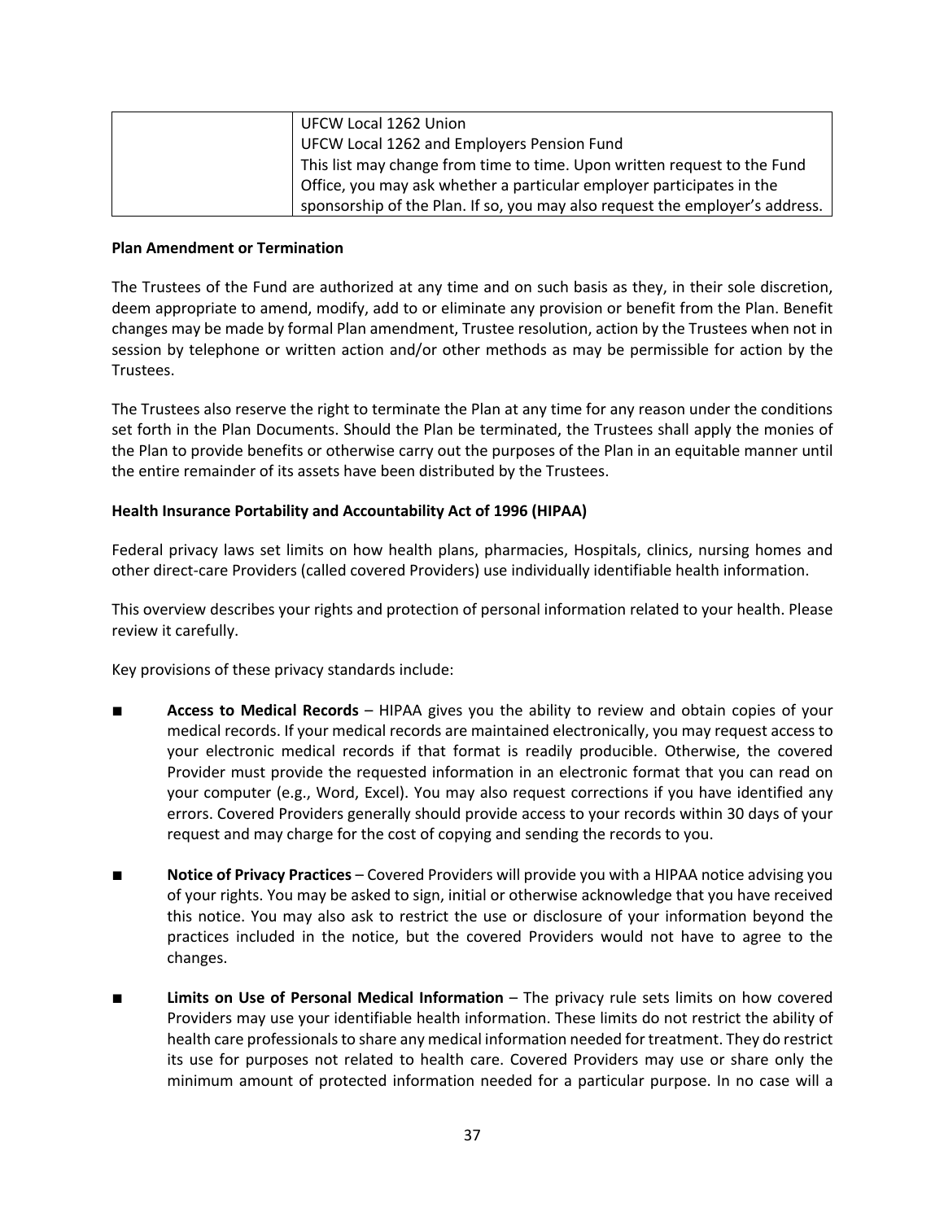| | |
|---|---|
| | UFCW Local 1262 Union<br>UFCW Local 1262 and Employers Pension Fund<br>This list may change from time to time. Upon written request to the Fund Office, you may ask whether a particular employer participates in the sponsorship of the Plan. If so, you may also request the employer's address. |

**Plan Amendment or Termination**

The Trustees of the Fund are authorized at any time and on such basis as they, in their sole discretion, deem appropriate to amend, modify, add to or eliminate any provision or benefit from the Plan. Benefit changes may be made by formal Plan amendment, Trustee resolution, action by the Trustees when not in session by telephone or written action and/or other methods as may be permissible for action by the Trustees.

The Trustees also reserve the right to terminate the Plan at any time for any reason under the conditions set forth in the Plan Documents. Should the Plan be terminated, the Trustees shall apply the monies of the Plan to provide benefits or otherwise carry out the purposes of the Plan in an equitable manner until the entire remainder of its assets have been distributed by the Trustees.

**Health Insurance Portability and Accountability Act of 1996 (HIPAA)**

Federal privacy laws set limits on how health plans, pharmacies, Hospitals, clinics, nursing homes and other direct-care Providers (called covered Providers) use individually identifiable health information.

This overview describes your rights and protection of personal information related to your health. Please review it carefully.

Key provisions of these privacy standards include:

- **Access to Medical Records** – HIPAA gives you the ability to review and obtain copies of your medical records. If your medical records are maintained electronically, you may request access to your electronic medical records if that format is readily producible. Otherwise, the covered Provider must provide the requested information in an electronic format that you can read on your computer (e.g., Word, Excel). You may also request corrections if you have identified any errors. Covered Providers generally should provide access to your records within 30 days of your request and may charge for the cost of copying and sending the records to you.

- **Notice of Privacy Practices** – Covered Providers will provide you with a HIPAA notice advising you of your rights. You may be asked to sign, initial or otherwise acknowledge that you have received this notice. You may also ask to restrict the use or disclosure of your information beyond the practices included in the notice, but the covered Providers would not have to agree to the changes.

- **Limits on Use of Personal Medical Information** – The privacy rule sets limits on how covered Providers may use your identifiable health information. These limits do not restrict the ability of health care professionals to share any medical information needed for treatment. They do restrict its use for purposes not related to health care. Covered Providers may use or share only the minimum amount of protected information needed for a particular purpose. In no case will a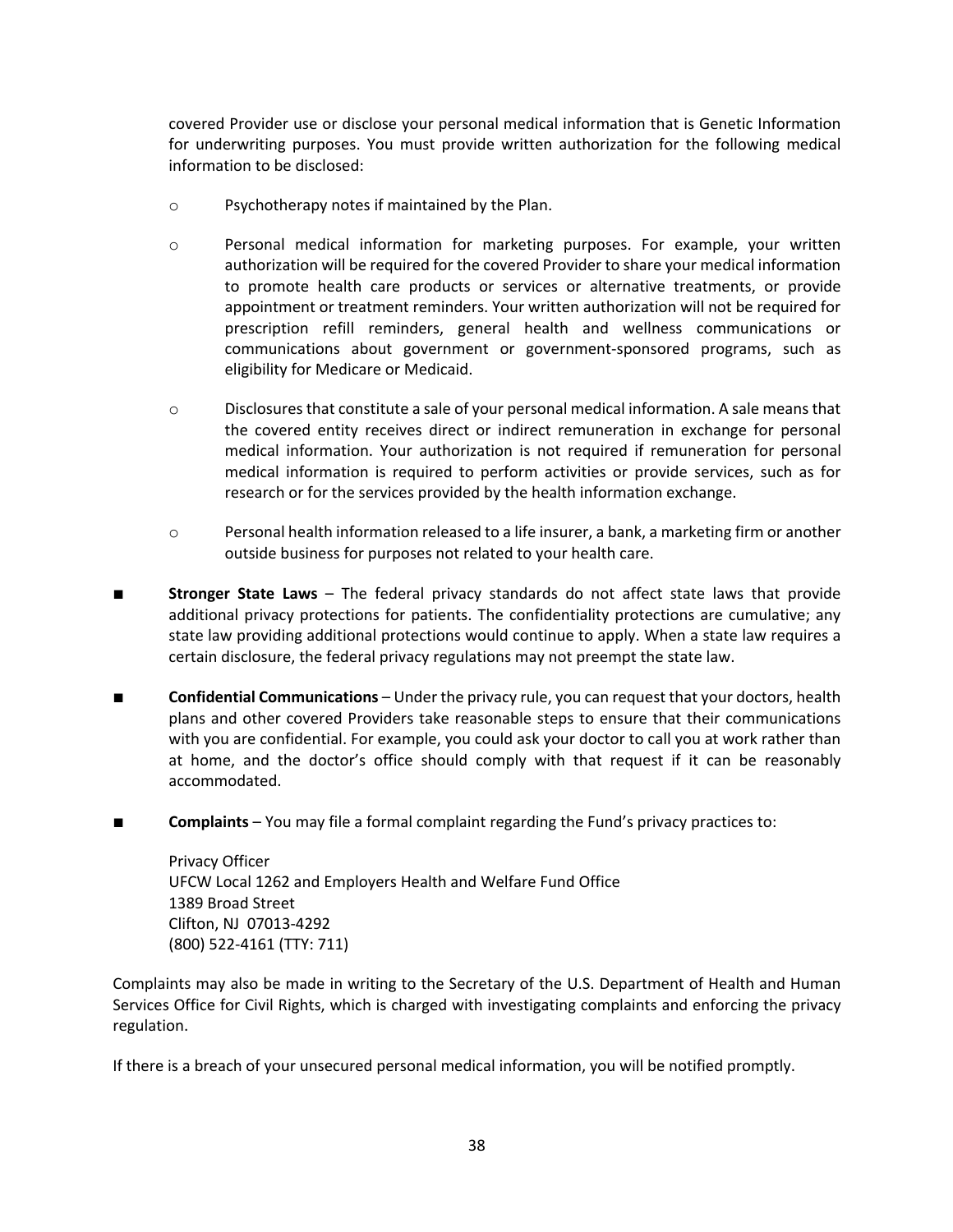covered Provider use or disclose your personal medical information that is Genetic Information for underwriting purposes. You must provide written authorization for the following medical information to be disclosed:

- Psychotherapy notes if maintained by the Plan.
- Personal medical information for marketing purposes. For example, your written authorization will be required for the covered Provider to share your medical information to promote health care products or services or alternative treatments, or provide appointment or treatment reminders. Your written authorization will not be required for prescription refill reminders, general health and wellness communications or communications about government or government-sponsored programs, such as eligibility for Medicare or Medicaid.
- Disclosures that constitute a sale of your personal medical information. A sale means that the covered entity receives direct or indirect remuneration in exchange for personal medical information. Your authorization is not required if remuneration for personal medical information is required to perform activities or provide services, such as for research or for the services provided by the health information exchange.
- Personal health information released to a life insurer, a bank, a marketing firm or another outside business for purposes not related to your health care.

- **Stronger State Laws** – The federal privacy standards do not affect state laws that provide additional privacy protections for patients. The confidentiality protections are cumulative; any state law providing additional protections would continue to apply. When a state law requires a certain disclosure, the federal privacy regulations may not preempt the state law.

- **Confidential Communications** – Under the privacy rule, you can request that your doctors, health plans and other covered Providers take reasonable steps to ensure that their communications with you are confidential. For example, you could ask your doctor to call you at work rather than at home, and the doctor's office should comply with that request if it can be reasonably accommodated.

- **Complaints** – You may file a formal complaint regarding the Fund's privacy practices to:

  Privacy Officer
  UFCW Local 1262 and Employers Health and Welfare Fund Office
  1389 Broad Street
  Clifton, NJ 07013-4292
  (800) 522-4161 (TTY: 711)

Complaints may also be made in writing to the Secretary of the U.S. Department of Health and Human Services Office for Civil Rights, which is charged with investigating complaints and enforcing the privacy regulation.

If there is a breach of your unsecured personal medical information, you will be notified promptly.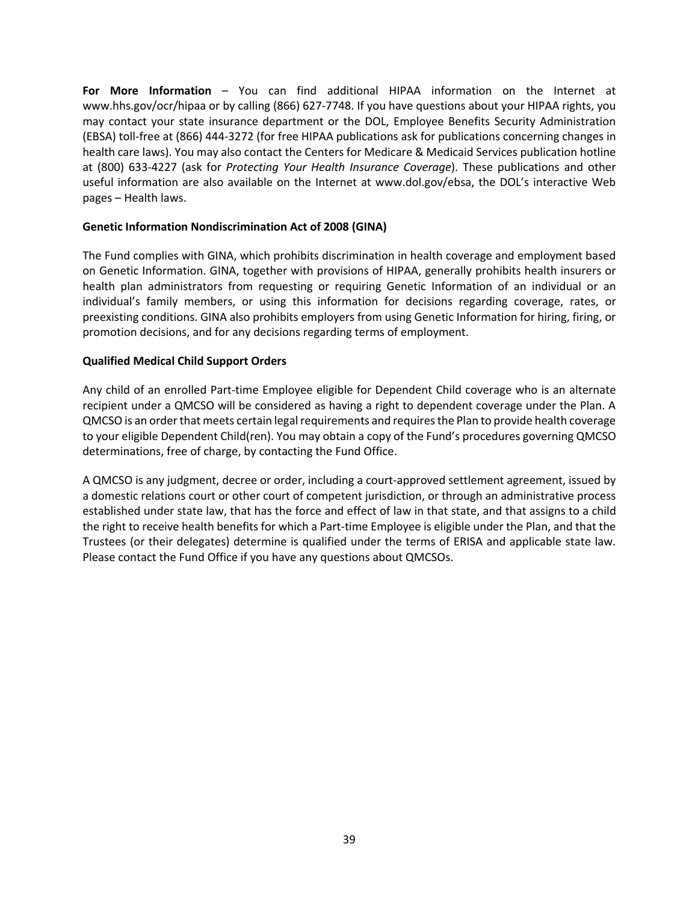**For More Information** – You can find additional HIPAA information on the Internet at www.hhs.gov/ocr/hipaa or by calling (866) 627-7748. If you have questions about your HIPAA rights, you may contact your state insurance department or the DOL, Employee Benefits Security Administration (EBSA) toll-free at (866) 444-3272 (for free HIPAA publications ask for publications concerning changes in health care laws). You may also contact the Centers for Medicare & Medicaid Services publication hotline at (800) 633-4227 (ask for *Protecting Your Health Insurance Coverage*). These publications and other useful information are also available on the Internet at www.dol.gov/ebsa, the DOL's interactive Web pages – Health laws.

**Genetic Information Nondiscrimination Act of 2008 (GINA)**

The Fund complies with GINA, which prohibits discrimination in health coverage and employment based on Genetic Information. GINA, together with provisions of HIPAA, generally prohibits health insurers or health plan administrators from requesting or requiring Genetic Information of an individual or an individual's family members, or using this information for decisions regarding coverage, rates, or preexisting conditions. GINA also prohibits employers from using Genetic Information for hiring, firing, or promotion decisions, and for any decisions regarding terms of employment.

**Qualified Medical Child Support Orders**

Any child of an enrolled Part-time Employee eligible for Dependent Child coverage who is an alternate recipient under a QMCSO will be considered as having a right to dependent coverage under the Plan. A QMCSO is an order that meets certain legal requirements and requires the Plan to provide health coverage to your eligible Dependent Child(ren). You may obtain a copy of the Fund's procedures governing QMCSO determinations, free of charge, by contacting the Fund Office.

A QMCSO is any judgment, decree or order, including a court-approved settlement agreement, issued by a domestic relations court or other court of competent jurisdiction, or through an administrative process established under state law, that has the force and effect of law in that state, and that assigns to a child the right to receive health benefits for which a Part-time Employee is eligible under the Plan, and that the Trustees (or their delegates) determine is qualified under the terms of ERISA and applicable state law. Please contact the Fund Office if you have any questions about QMCSOs.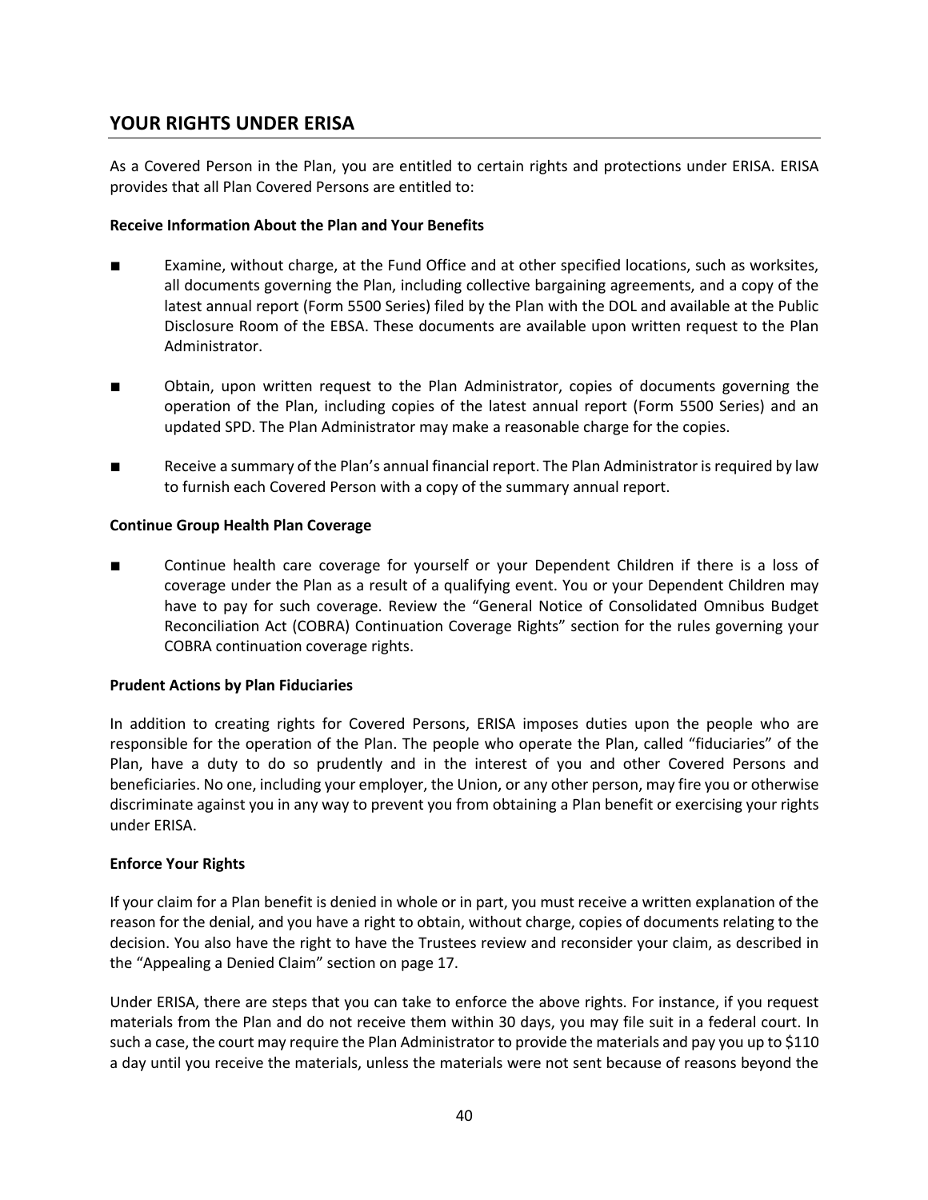## YOUR RIGHTS UNDER ERISA

As a Covered Person in the Plan, you are entitled to certain rights and protections under ERISA. ERISA provides that all Plan Covered Persons are entitled to:

**Receive Information About the Plan and Your Benefits**

- Examine, without charge, at the Fund Office and at other specified locations, such as worksites, all documents governing the Plan, including collective bargaining agreements, and a copy of the latest annual report (Form 5500 Series) filed by the Plan with the DOL and available at the Public Disclosure Room of the EBSA. These documents are available upon written request to the Plan Administrator.

- Obtain, upon written request to the Plan Administrator, copies of documents governing the operation of the Plan, including copies of the latest annual report (Form 5500 Series) and an updated SPD. The Plan Administrator may make a reasonable charge for the copies.

- Receive a summary of the Plan's annual financial report. The Plan Administrator is required by law to furnish each Covered Person with a copy of the summary annual report.

**Continue Group Health Plan Coverage**

- Continue health care coverage for yourself or your Dependent Children if there is a loss of coverage under the Plan as a result of a qualifying event. You or your Dependent Children may have to pay for such coverage. Review the "General Notice of Consolidated Omnibus Budget Reconciliation Act (COBRA) Continuation Coverage Rights" section for the rules governing your COBRA continuation coverage rights.

**Prudent Actions by Plan Fiduciaries**

In addition to creating rights for Covered Persons, ERISA imposes duties upon the people who are responsible for the operation of the Plan. The people who operate the Plan, called "fiduciaries" of the Plan, have a duty to do so prudently and in the interest of you and other Covered Persons and beneficiaries. No one, including your employer, the Union, or any other person, may fire you or otherwise discriminate against you in any way to prevent you from obtaining a Plan benefit or exercising your rights under ERISA.

**Enforce Your Rights**

If your claim for a Plan benefit is denied in whole or in part, you must receive a written explanation of the reason for the denial, and you have a right to obtain, without charge, copies of documents relating to the decision. You also have the right to have the Trustees review and reconsider your claim, as described in the "Appealing a Denied Claim" section on page 17.

Under ERISA, there are steps that you can take to enforce the above rights. For instance, if you request materials from the Plan and do not receive them within 30 days, you may file suit in a federal court. In such a case, the court may require the Plan Administrator to provide the materials and pay you up to $110 a day until you receive the materials, unless the materials were not sent because of reasons beyond the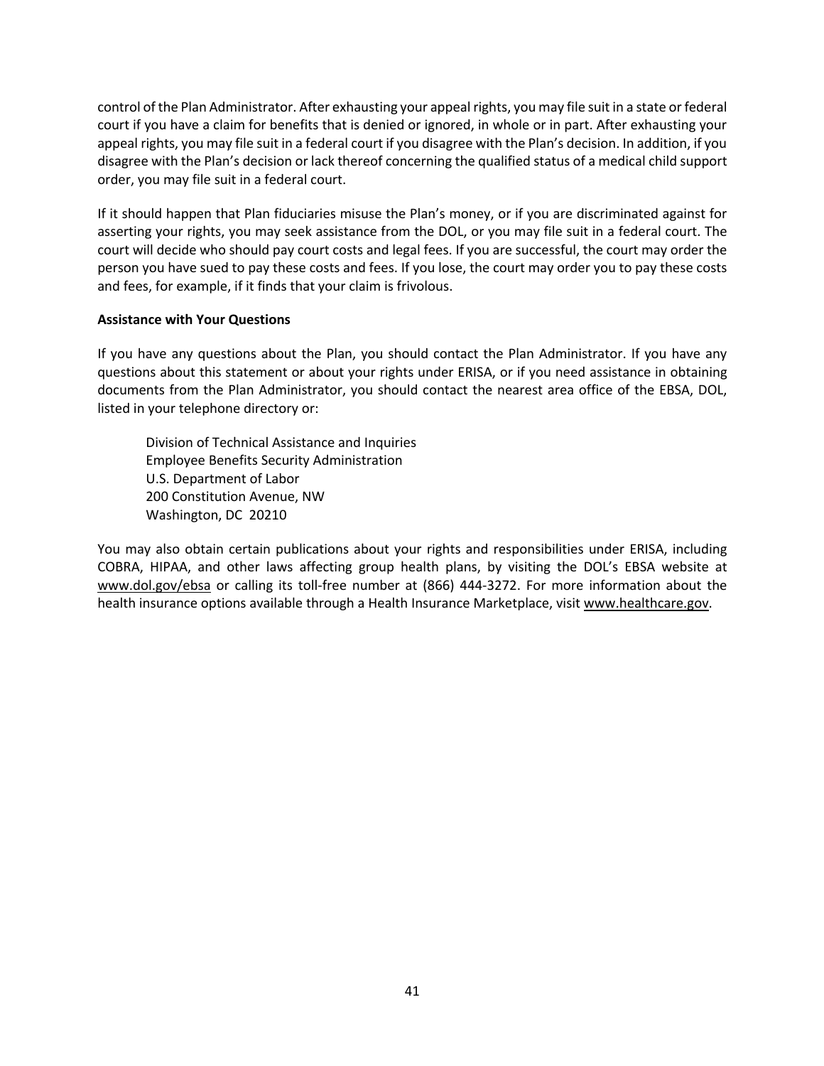control of the Plan Administrator. After exhausting your appeal rights, you may file suit in a state or federal court if you have a claim for benefits that is denied or ignored, in whole or in part. After exhausting your appeal rights, you may file suit in a federal court if you disagree with the Plan's decision. In addition, if you disagree with the Plan's decision or lack thereof concerning the qualified status of a medical child support order, you may file suit in a federal court.

If it should happen that Plan fiduciaries misuse the Plan's money, or if you are discriminated against for asserting your rights, you may seek assistance from the DOL, or you may file suit in a federal court. The court will decide who should pay court costs and legal fees. If you are successful, the court may order the person you have sued to pay these costs and fees. If you lose, the court may order you to pay these costs and fees, for example, if it finds that your claim is frivolous.

**Assistance with Your Questions**

If you have any questions about the Plan, you should contact the Plan Administrator. If you have any questions about this statement or about your rights under ERISA, or if you need assistance in obtaining documents from the Plan Administrator, you should contact the nearest area office of the EBSA, DOL, listed in your telephone directory or:

Division of Technical Assistance and Inquiries
Employee Benefits Security Administration
U.S. Department of Labor
200 Constitution Avenue, NW
Washington, DC 20210

You may also obtain certain publications about your rights and responsibilities under ERISA, including COBRA, HIPAA, and other laws affecting group health plans, by visiting the DOL's EBSA website at www.dol.gov/ebsa or calling its toll-free number at (866) 444-3272. For more information about the health insurance options available through a Health Insurance Marketplace, visit www.healthcare.gov.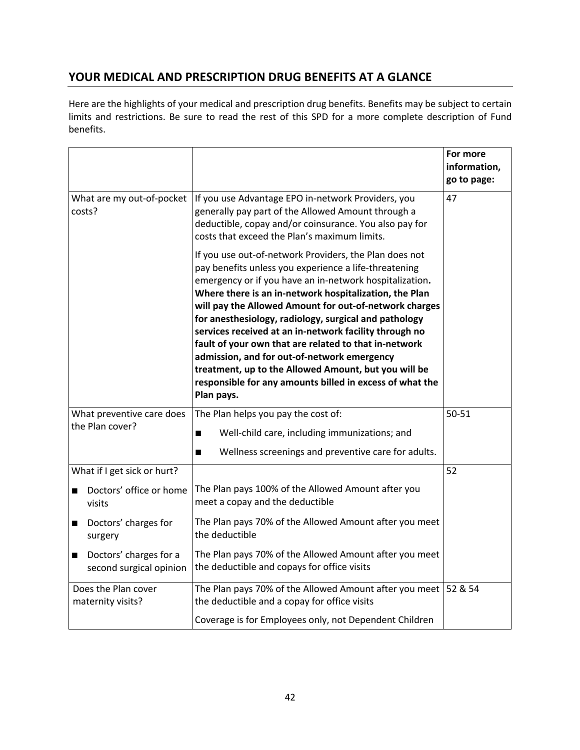## YOUR MEDICAL AND PRESCRIPTION DRUG BENEFITS AT A GLANCE

Here are the highlights of your medical and prescription drug benefits. Benefits may be subject to certain limits and restrictions. Be sure to read the rest of this SPD for a more complete description of Fund benefits.

| | | **For more information, go to page:** |
|---|---|---|
| What are my out-of-pocket costs? | If you use Advantage EPO in-network Providers, you generally pay part of the Allowed Amount through a deductible, copay and/or coinsurance. You also pay for costs that exceed the Plan's maximum limits.<br><br>If you use out-of-network Providers, the Plan does not pay benefits unless you experience a life-threatening emergency or if you have an in-network hospitalization**. Where there is an in-network hospitalization, the Plan will pay the Allowed Amount for out-of-network charges for anesthesiology, radiology, surgical and pathology services received at an in-network facility through no fault of your own that are related to that in-network admission, and for out-of-network emergency treatment, up to the Allowed Amount, but you will be responsible for any amounts billed in excess of what the Plan pays.** | 47 |
| What preventive care does the Plan cover? | The Plan helps you pay the cost of:<br>■ Well-child care, including immunizations; and<br>■ Wellness screenings and preventive care for adults. | 50-51 |
| What if I get sick or hurt? | | 52 |
| ■ Doctors' office or home visits | The Plan pays 100% of the Allowed Amount after you meet a copay and the deductible | |
| ■ Doctors' charges for surgery | The Plan pays 70% of the Allowed Amount after you meet the deductible | |
| ■ Doctors' charges for a second surgical opinion | The Plan pays 70% of the Allowed Amount after you meet the deductible and copays for office visits | |
| Does the Plan cover maternity visits? | The Plan pays 70% of the Allowed Amount after you meet the deductible and a copay for office visits<br><br>Coverage is for Employees only, not Dependent Children | 52 & 54 |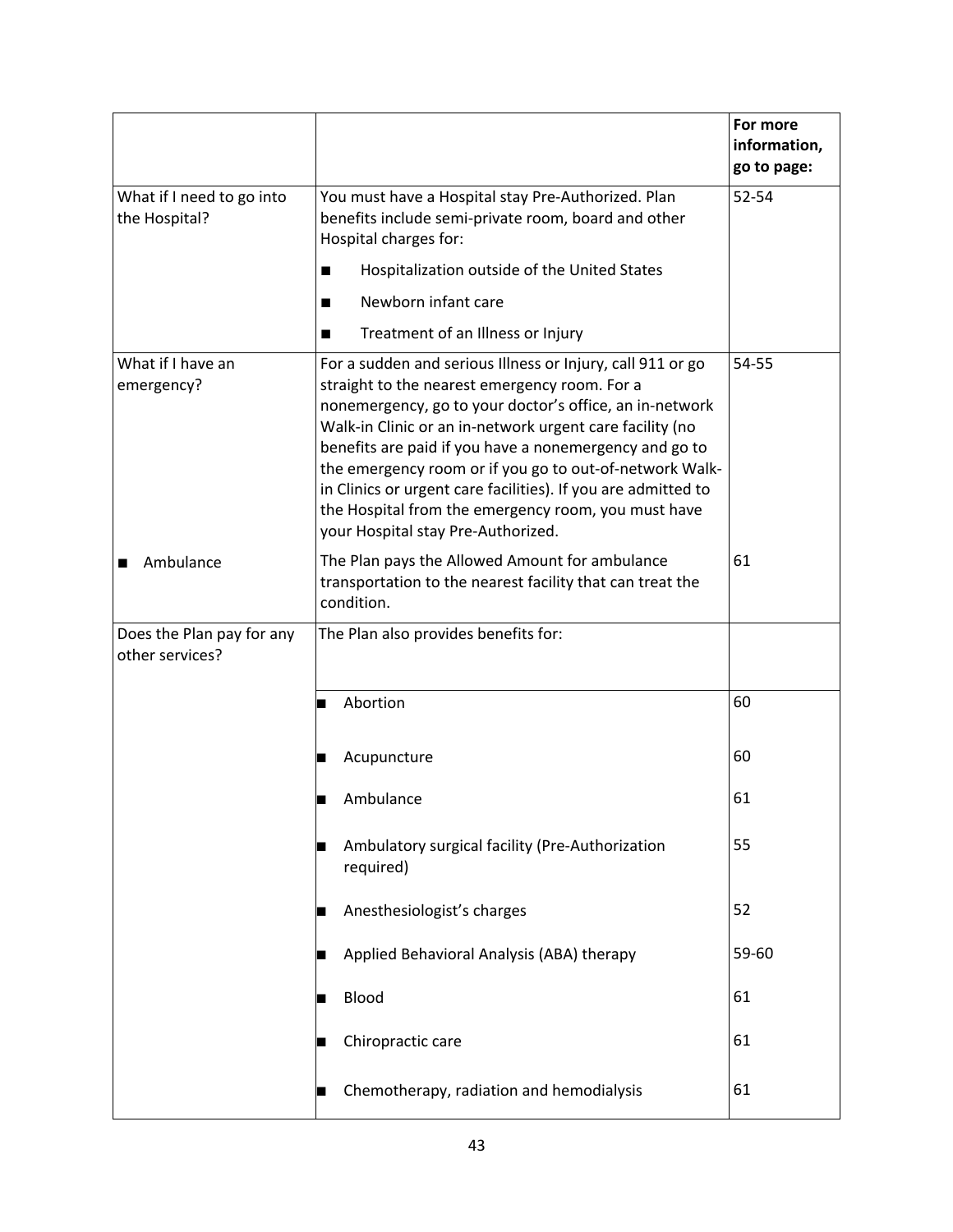| | | For more information, go to page: |
|---|---|---|
| What if I need to go into the Hospital? | You must have a Hospital stay Pre-Authorized. Plan benefits include semi-private room, board and other Hospital charges for:<br>■ Hospitalization outside of the United States<br>■ Newborn infant care<br>■ Treatment of an Illness or Injury | 52-54 |
| What if I have an emergency? | For a sudden and serious Illness or Injury, call 911 or go straight to the nearest emergency room. For a nonemergency, go to your doctor's office, an in-network Walk-in Clinic or an in-network urgent care facility (no benefits are paid if you have a nonemergency and go to the emergency room or if you go to out-of-network Walk-in Clinics or urgent care facilities). If you are admitted to the Hospital from the emergency room, you must have your Hospital stay Pre-Authorized. | 54-55 |
| ■ Ambulance | The Plan pays the Allowed Amount for ambulance transportation to the nearest facility that can treat the condition. | 61 |
| Does the Plan pay for any other services? | The Plan also provides benefits for: | |
| | ■ Abortion | 60 |
| | ■ Acupuncture | 60 |
| | ■ Ambulance | 61 |
| | ■ Ambulatory surgical facility (Pre-Authorization required) | 55 |
| | ■ Anesthesiologist's charges | 52 |
| | ■ Applied Behavioral Analysis (ABA) therapy | 59-60 |
| | ■ Blood | 61 |
| | ■ Chiropractic care | 61 |
| | ■ Chemotherapy, radiation and hemodialysis | 61 |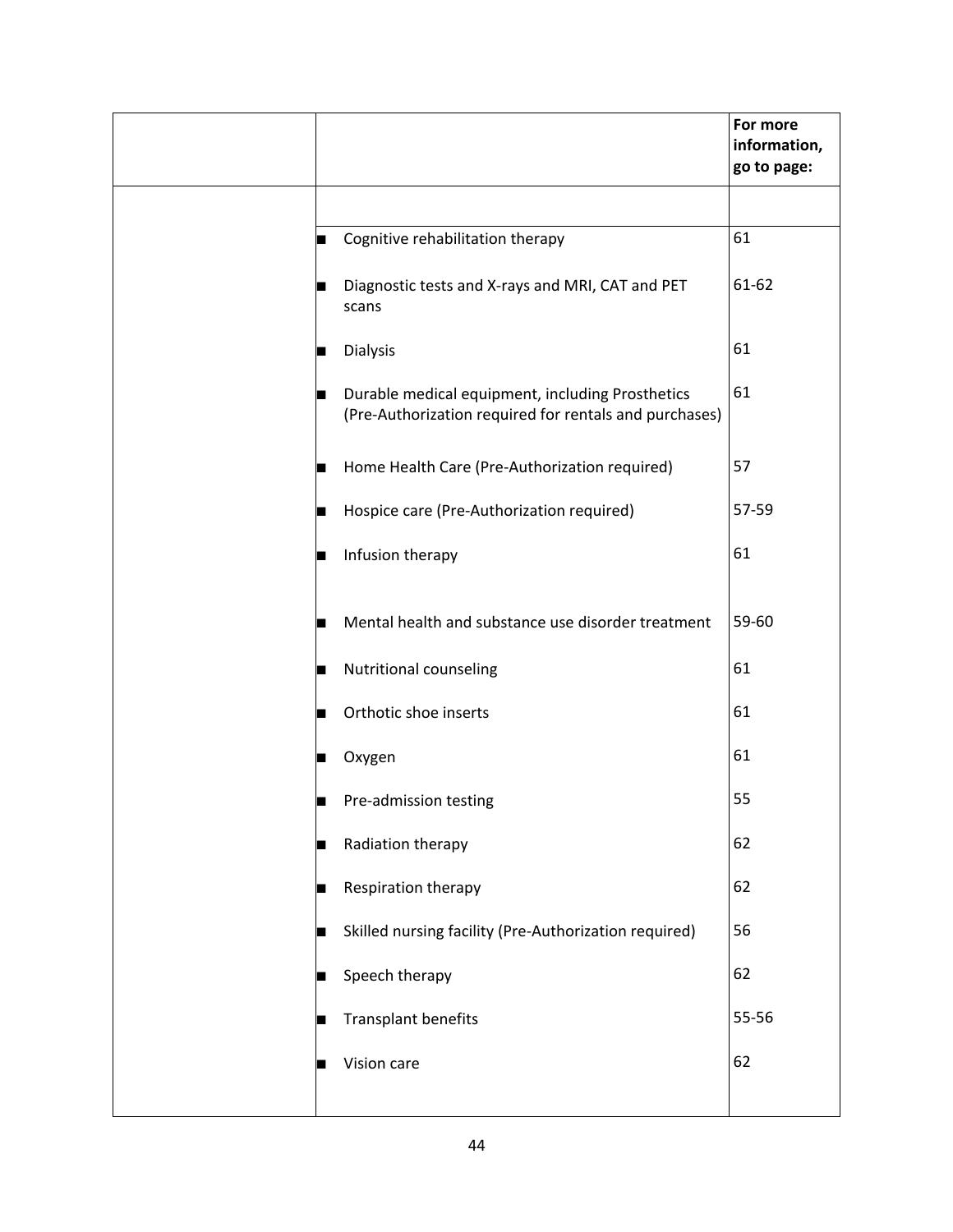| | | For more information, go to page: |
|---|---|---|
| | | |
| | ■ Cognitive rehabilitation therapy | 61 |
| | ■ Diagnostic tests and X-rays and MRI, CAT and PET scans | 61-62 |
| | ■ Dialysis | 61 |
| | ■ Durable medical equipment, including Prosthetics (Pre-Authorization required for rentals and purchases) | 61 |
| | ■ Home Health Care (Pre-Authorization required) | 57 |
| | ■ Hospice care (Pre-Authorization required) | 57-59 |
| | ■ Infusion therapy | 61 |
| | ■ Mental health and substance use disorder treatment | 59-60 |
| | ■ Nutritional counseling | 61 |
| | ■ Orthotic shoe inserts | 61 |
| | ■ Oxygen | 61 |
| | ■ Pre-admission testing | 55 |
| | ■ Radiation therapy | 62 |
| | ■ Respiration therapy | 62 |
| | ■ Skilled nursing facility (Pre-Authorization required) | 56 |
| | ■ Speech therapy | 62 |
| | ■ Transplant benefits | 55-56 |
| | ■ Vision care | 62 |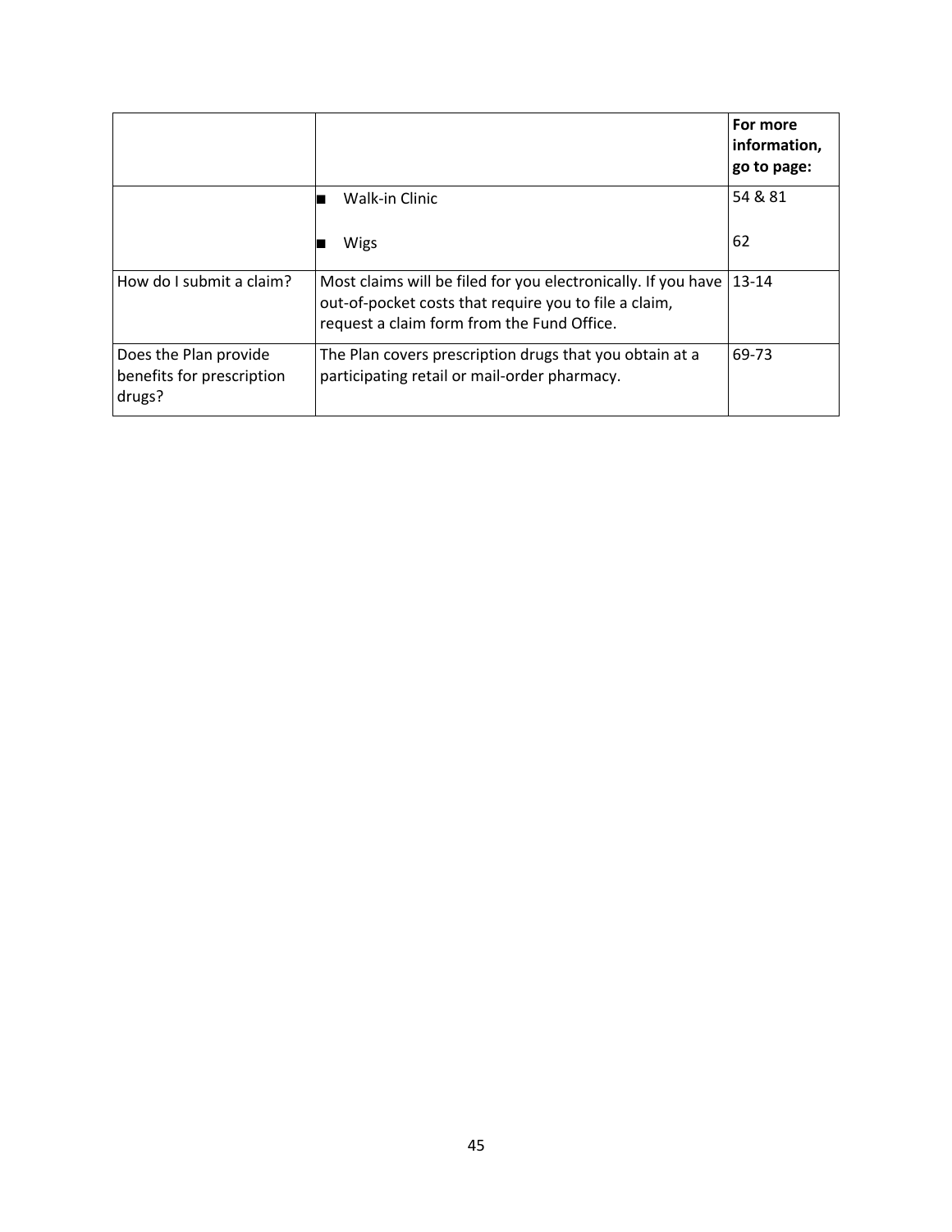| | | For more information, go to page: |
|---|---|---|
| | ■ Walk-in Clinic<br><br>■ Wigs | 54 & 81<br><br>62 |
| How do I submit a claim? | Most claims will be filed for you electronically. If you have out-of-pocket costs that require you to file a claim, request a claim form from the Fund Office. | 13-14 |
| Does the Plan provide benefits for prescription drugs? | The Plan covers prescription drugs that you obtain at a participating retail or mail-order pharmacy. | 69-73 |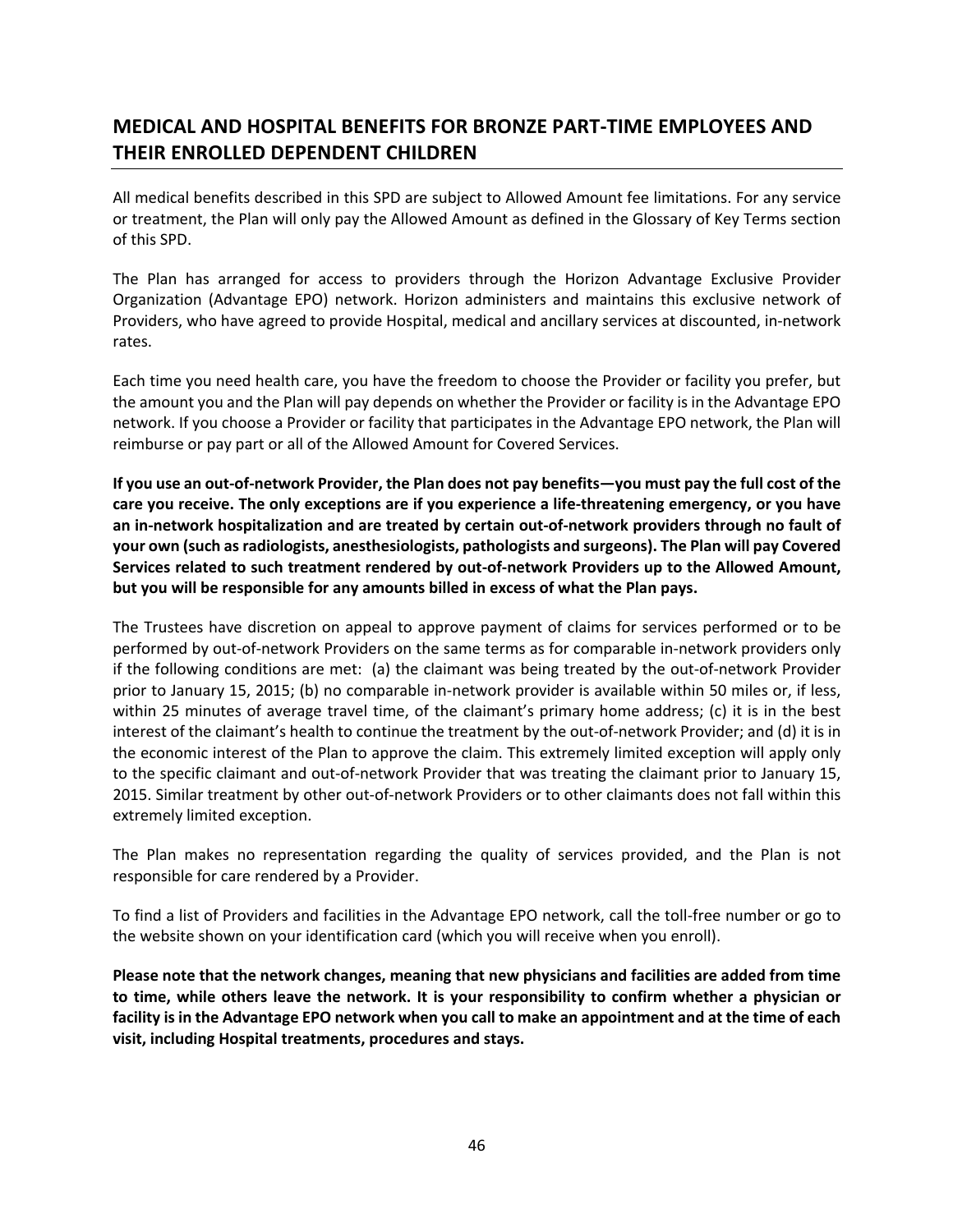## MEDICAL AND HOSPITAL BENEFITS FOR BRONZE PART-TIME EMPLOYEES AND THEIR ENROLLED DEPENDENT CHILDREN

All medical benefits described in this SPD are subject to Allowed Amount fee limitations. For any service or treatment, the Plan will only pay the Allowed Amount as defined in the Glossary of Key Terms section of this SPD.

The Plan has arranged for access to providers through the Horizon Advantage Exclusive Provider Organization (Advantage EPO) network. Horizon administers and maintains this exclusive network of Providers, who have agreed to provide Hospital, medical and ancillary services at discounted, in-network rates.

Each time you need health care, you have the freedom to choose the Provider or facility you prefer, but the amount you and the Plan will pay depends on whether the Provider or facility is in the Advantage EPO network. If you choose a Provider or facility that participates in the Advantage EPO network, the Plan will reimburse or pay part or all of the Allowed Amount for Covered Services.

**If you use an out-of-network Provider, the Plan does not pay benefits—you must pay the full cost of the care you receive. The only exceptions are if you experience a life-threatening emergency, or you have an in-network hospitalization and are treated by certain out-of-network providers through no fault of your own (such as radiologists, anesthesiologists, pathologists and surgeons). The Plan will pay Covered Services related to such treatment rendered by out-of-network Providers up to the Allowed Amount, but you will be responsible for any amounts billed in excess of what the Plan pays.**

The Trustees have discretion on appeal to approve payment of claims for services performed or to be performed by out-of-network Providers on the same terms as for comparable in-network providers only if the following conditions are met: (a) the claimant was being treated by the out-of-network Provider prior to January 15, 2015; (b) no comparable in-network provider is available within 50 miles or, if less, within 25 minutes of average travel time, of the claimant's primary home address; (c) it is in the best interest of the claimant's health to continue the treatment by the out-of-network Provider; and (d) it is in the economic interest of the Plan to approve the claim. This extremely limited exception will apply only to the specific claimant and out-of-network Provider that was treating the claimant prior to January 15, 2015. Similar treatment by other out-of-network Providers or to other claimants does not fall within this extremely limited exception.

The Plan makes no representation regarding the quality of services provided, and the Plan is not responsible for care rendered by a Provider.

To find a list of Providers and facilities in the Advantage EPO network, call the toll-free number or go to the website shown on your identification card (which you will receive when you enroll).

**Please note that the network changes, meaning that new physicians and facilities are added from time to time, while others leave the network. It is your responsibility to confirm whether a physician or facility is in the Advantage EPO network when you call to make an appointment and at the time of each visit, including Hospital treatments, procedures and stays.**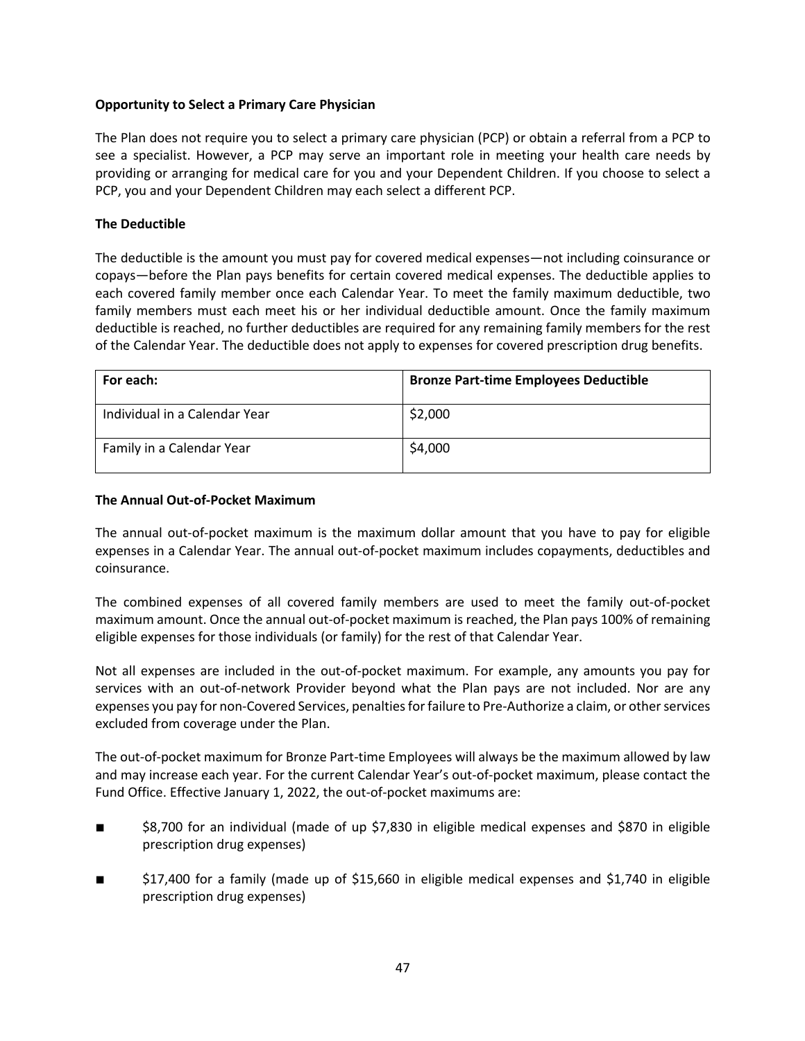**Opportunity to Select a Primary Care Physician**

The Plan does not require you to select a primary care physician (PCP) or obtain a referral from a PCP to see a specialist. However, a PCP may serve an important role in meeting your health care needs by providing or arranging for medical care for you and your Dependent Children. If you choose to select a PCP, you and your Dependent Children may each select a different PCP.

**The Deductible**

The deductible is the amount you must pay for covered medical expenses—not including coinsurance or copays—before the Plan pays benefits for certain covered medical expenses. The deductible applies to each covered family member once each Calendar Year. To meet the family maximum deductible, two family members must each meet his or her individual deductible amount. Once the family maximum deductible is reached, no further deductibles are required for any remaining family members for the rest of the Calendar Year. The deductible does not apply to expenses for covered prescription drug benefits.

| For each: | Bronze Part-time Employees Deductible |
|---|---|
| Individual in a Calendar Year | $2,000 |
| Family in a Calendar Year | $4,000 |

**The Annual Out-of-Pocket Maximum**

The annual out-of-pocket maximum is the maximum dollar amount that you have to pay for eligible expenses in a Calendar Year. The annual out-of-pocket maximum includes copayments, deductibles and coinsurance.

The combined expenses of all covered family members are used to meet the family out-of-pocket maximum amount. Once the annual out-of-pocket maximum is reached, the Plan pays 100% of remaining eligible expenses for those individuals (or family) for the rest of that Calendar Year.

Not all expenses are included in the out-of-pocket maximum. For example, any amounts you pay for services with an out-of-network Provider beyond what the Plan pays are not included. Nor are any expenses you pay for non-Covered Services, penalties for failure to Pre-Authorize a claim, or other services excluded from coverage under the Plan.

The out-of-pocket maximum for Bronze Part-time Employees will always be the maximum allowed by law and may increase each year. For the current Calendar Year's out-of-pocket maximum, please contact the Fund Office. Effective January 1, 2022, the out-of-pocket maximums are:

- $8,700 for an individual (made of up $7,830 in eligible medical expenses and $870 in eligible prescription drug expenses)
- $17,400 for a family (made up of $15,660 in eligible medical expenses and $1,740 in eligible prescription drug expenses)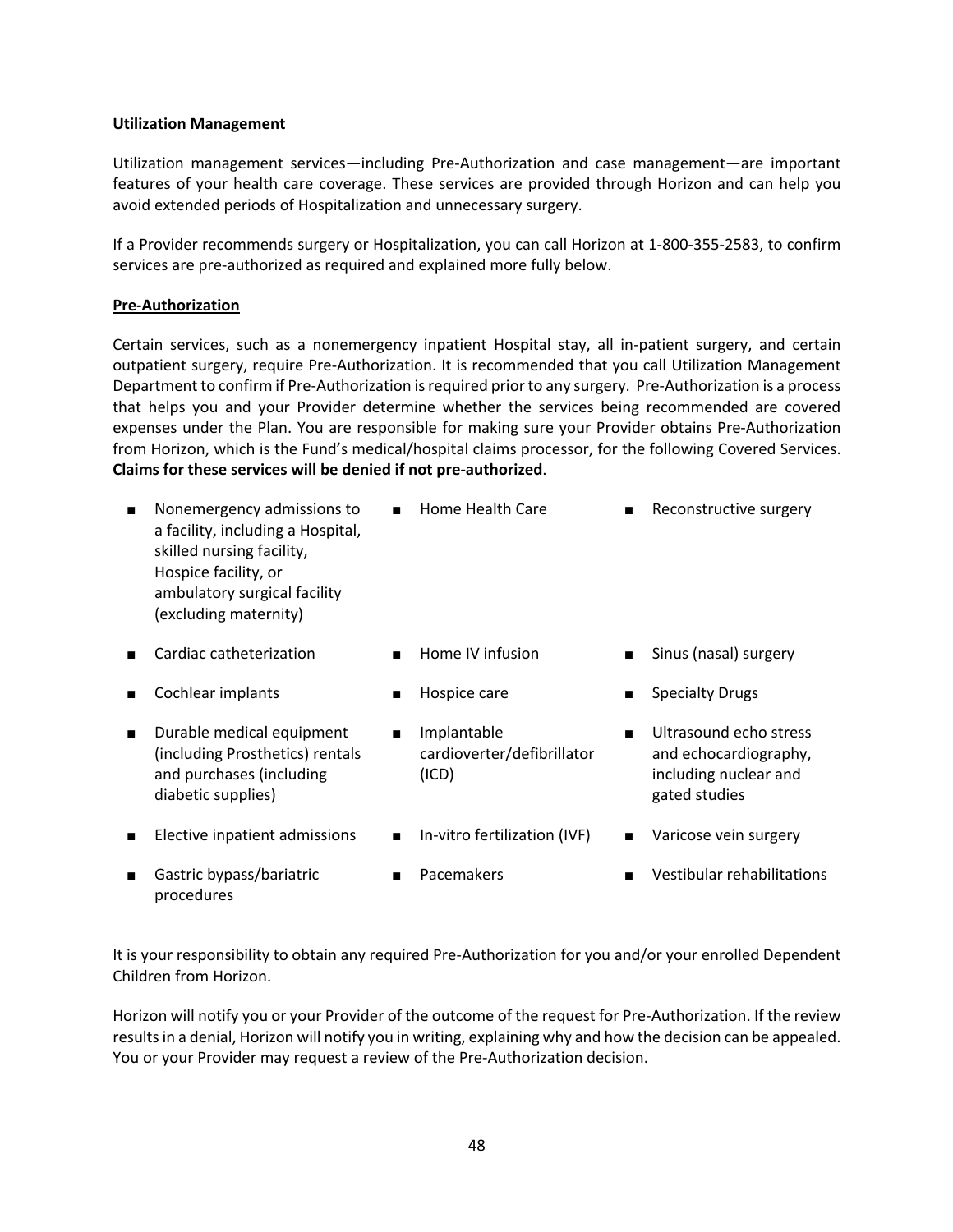**Utilization Management**

Utilization management services—including Pre-Authorization and case management—are important features of your health care coverage. These services are provided through Horizon and can help you avoid extended periods of Hospitalization and unnecessary surgery.

If a Provider recommends surgery or Hospitalization, you can call Horizon at 1-800-355-2583, to confirm services are pre-authorized as required and explained more fully below.

**Pre-Authorization**

Certain services, such as a nonemergency inpatient Hospital stay, all in-patient surgery, and certain outpatient surgery, require Pre-Authorization. It is recommended that you call Utilization Management Department to confirm if Pre-Authorization is required prior to any surgery. Pre-Authorization is a process that helps you and your Provider determine whether the services being recommended are covered expenses under the Plan. You are responsible for making sure your Provider obtains Pre-Authorization from Horizon, which is the Fund's medical/hospital claims processor, for the following Covered Services. **Claims for these services will be denied if not pre-authorized**.

- Nonemergency admissions to a facility, including a Hospital, skilled nursing facility, Hospice facility, or ambulatory surgical facility (excluding maternity)
- Cardiac catheterization
- Cochlear implants
- Durable medical equipment (including Prosthetics) rentals and purchases (including diabetic supplies)
- Elective inpatient admissions
- Gastric bypass/bariatric procedures
- Home Health Care
- Home IV infusion
- Hospice care
- Implantable cardioverter/defibrillator (ICD)
- In-vitro fertilization (IVF)
- Pacemakers
- Reconstructive surgery
- Sinus (nasal) surgery
- Specialty Drugs
- Ultrasound echo stress and echocardiography, including nuclear and gated studies
- Varicose vein surgery
- Vestibular rehabilitations

It is your responsibility to obtain any required Pre-Authorization for you and/or your enrolled Dependent Children from Horizon.

Horizon will notify you or your Provider of the outcome of the request for Pre-Authorization. If the review results in a denial, Horizon will notify you in writing, explaining why and how the decision can be appealed. You or your Provider may request a review of the Pre-Authorization decision.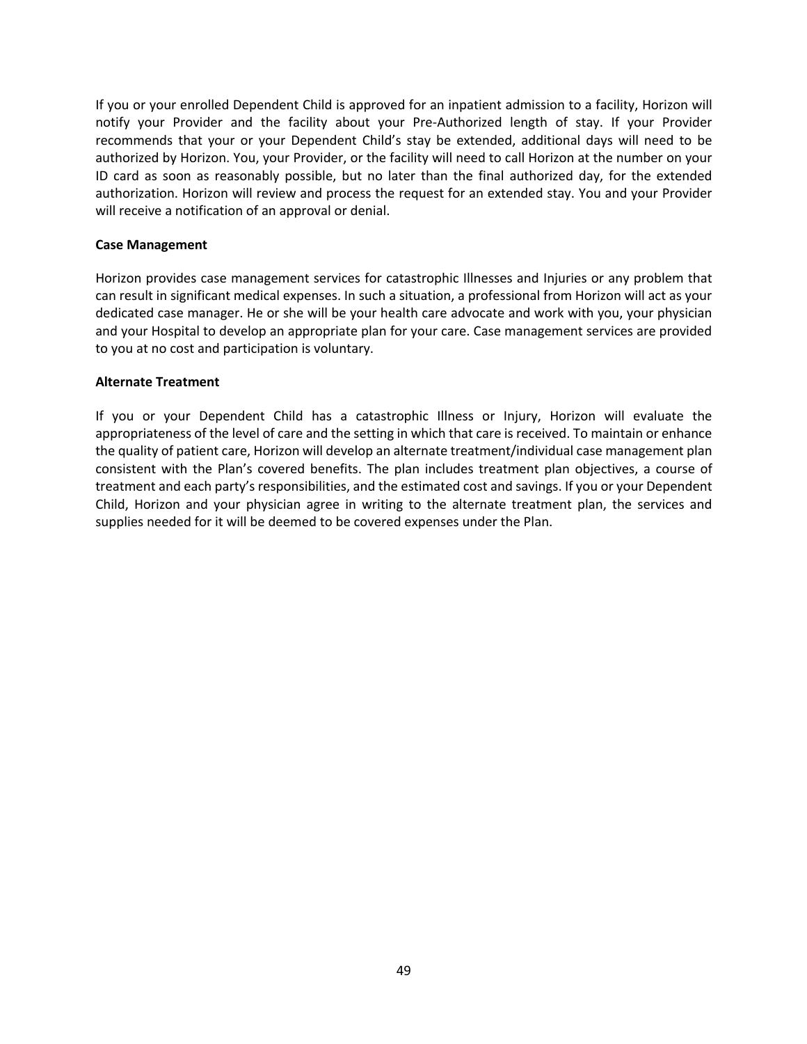If you or your enrolled Dependent Child is approved for an inpatient admission to a facility, Horizon will notify your Provider and the facility about your Pre-Authorized length of stay. If your Provider recommends that your or your Dependent Child's stay be extended, additional days will need to be authorized by Horizon. You, your Provider, or the facility will need to call Horizon at the number on your ID card as soon as reasonably possible, but no later than the final authorized day, for the extended authorization. Horizon will review and process the request for an extended stay. You and your Provider will receive a notification of an approval or denial.

**Case Management**

Horizon provides case management services for catastrophic Illnesses and Injuries or any problem that can result in significant medical expenses. In such a situation, a professional from Horizon will act as your dedicated case manager. He or she will be your health care advocate and work with you, your physician and your Hospital to develop an appropriate plan for your care. Case management services are provided to you at no cost and participation is voluntary.

**Alternate Treatment**

If you or your Dependent Child has a catastrophic Illness or Injury, Horizon will evaluate the appropriateness of the level of care and the setting in which that care is received. To maintain or enhance the quality of patient care, Horizon will develop an alternate treatment/individual case management plan consistent with the Plan's covered benefits. The plan includes treatment plan objectives, a course of treatment and each party's responsibilities, and the estimated cost and savings. If you or your Dependent Child, Horizon and your physician agree in writing to the alternate treatment plan, the services and supplies needed for it will be deemed to be covered expenses under the Plan.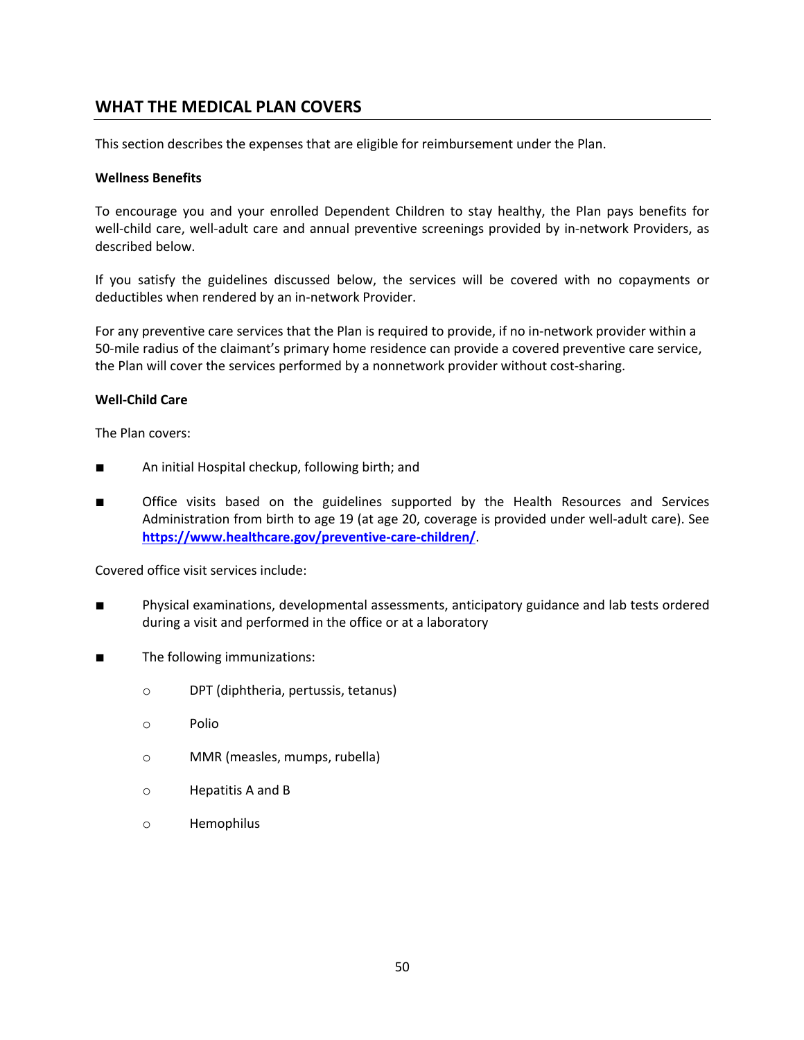## WHAT THE MEDICAL PLAN COVERS

This section describes the expenses that are eligible for reimbursement under the Plan.

**Wellness Benefits**

To encourage you and your enrolled Dependent Children to stay healthy, the Plan pays benefits for well-child care, well-adult care and annual preventive screenings provided by in-network Providers, as described below.

If you satisfy the guidelines discussed below, the services will be covered with no copayments or deductibles when rendered by an in-network Provider.

For any preventive care services that the Plan is required to provide, if no in-network provider within a 50-mile radius of the claimant's primary home residence can provide a covered preventive care service, the Plan will cover the services performed by a nonnetwork provider without cost-sharing.

**Well-Child Care**

The Plan covers:

- An initial Hospital checkup, following birth; and
- Office visits based on the guidelines supported by the Health Resources and Services Administration from birth to age 19 (at age 20, coverage is provided under well-adult care). See **https://www.healthcare.gov/preventive-care-children/**.

Covered office visit services include:

- Physical examinations, developmental assessments, anticipatory guidance and lab tests ordered during a visit and performed in the office or at a laboratory
- The following immunizations:
  - DPT (diphtheria, pertussis, tetanus)
  - Polio
  - MMR (measles, mumps, rubella)
  - Hepatitis A and B
  - Hemophilus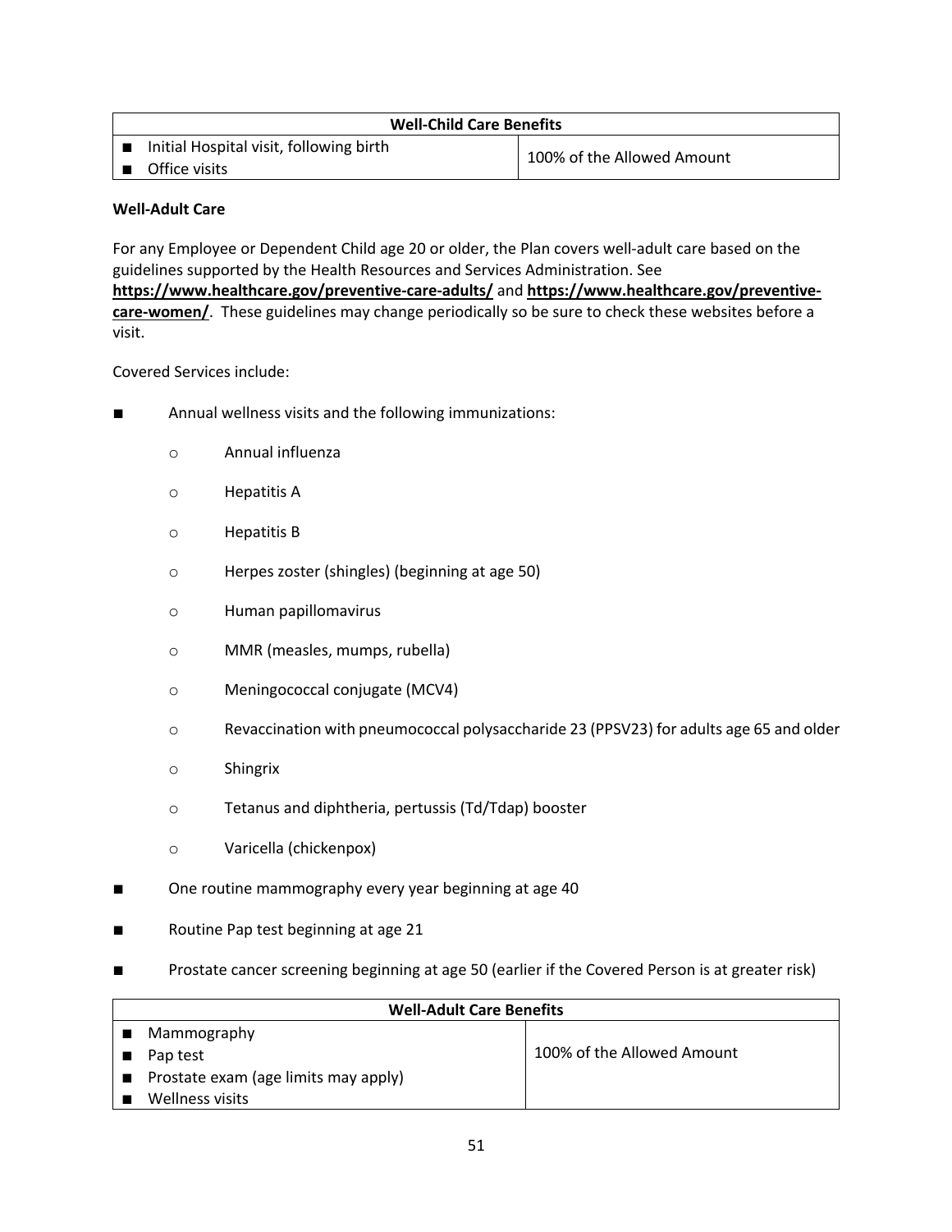| Well-Child Care Benefits | |
|---|---|
| ■ Initial Hospital visit, following birth<br>■ Office visits | 100% of the Allowed Amount |

**Well-Adult Care**

For any Employee or Dependent Child age 20 or older, the Plan covers well-adult care based on the guidelines supported by the Health Resources and Services Administration. See **https://www.healthcare.gov/preventive-care-adults/** and **https://www.healthcare.gov/preventive-care-women/**. These guidelines may change periodically so be sure to check these websites before a visit.

Covered Services include:

- Annual wellness visits and the following immunizations:
  - Annual influenza
  - Hepatitis A
  - Hepatitis B
  - Herpes zoster (shingles) (beginning at age 50)
  - Human papillomavirus
  - MMR (measles, mumps, rubella)
  - Meningococcal conjugate (MCV4)
  - Revaccination with pneumococcal polysaccharide 23 (PPSV23) for adults age 65 and older
  - Shingrix
  - Tetanus and diphtheria, pertussis (Td/Tdap) booster
  - Varicella (chickenpox)
- One routine mammography every year beginning at age 40
- Routine Pap test beginning at age 21
- Prostate cancer screening beginning at age 50 (earlier if the Covered Person is at greater risk)

| Well-Adult Care Benefits | |
|---|---|
| ■ Mammography<br>■ Pap test<br>■ Prostate exam (age limits may apply)<br>■ Wellness visits | 100% of the Allowed Amount |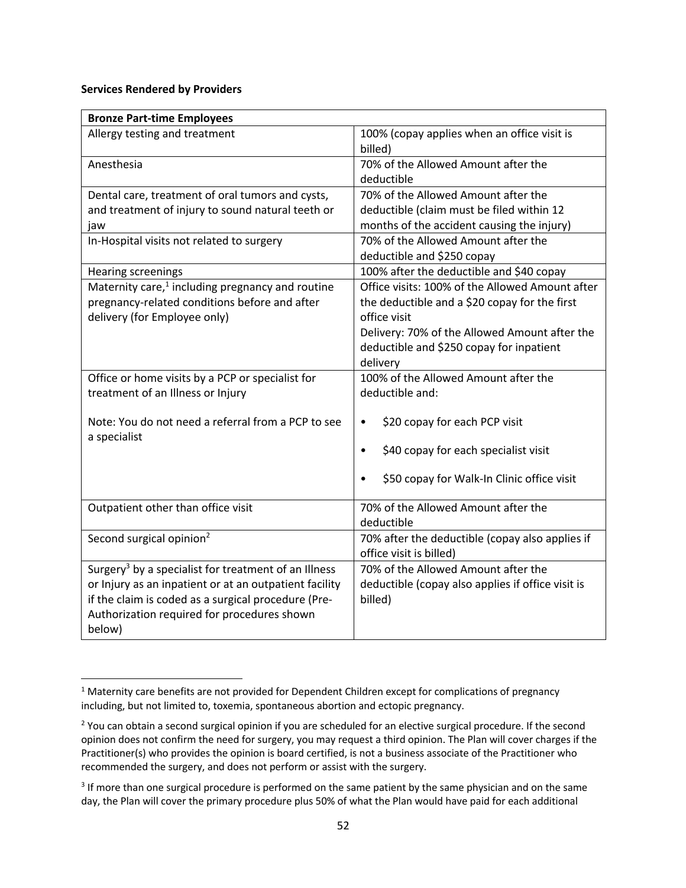**Services Rendered by Providers**

| Bronze Part-time Employees | |
|---|---|
| Allergy testing and treatment | 100% (copay applies when an office visit is billed) |
| Anesthesia | 70% of the Allowed Amount after the deductible |
| Dental care, treatment of oral tumors and cysts, and treatment of injury to sound natural teeth or jaw | 70% of the Allowed Amount after the deductible (claim must be filed within 12 months of the accident causing the injury) |
| In-Hospital visits not related to surgery | 70% of the Allowed Amount after the deductible and $250 copay |
| Hearing screenings | 100% after the deductible and $40 copay |
| Maternity care,[1] including pregnancy and routine pregnancy-related conditions before and after delivery (for Employee only) | Office visits: 100% of the Allowed Amount after the deductible and a $20 copay for the first office visit<br>Delivery: 70% of the Allowed Amount after the deductible and $250 copay for inpatient delivery |
| Office or home visits by a PCP or specialist for treatment of an Illness or Injury<br><br>Note: You do not need a referral from a PCP to see a specialist | 100% of the Allowed Amount after the deductible and:<br>• $20 copay for each PCP visit<br>• $40 copay for each specialist visit<br>• $50 copay for Walk-In Clinic office visit |
| Outpatient other than office visit | 70% of the Allowed Amount after the deductible |
| Second surgical opinion[2] | 70% after the deductible (copay also applies if office visit is billed) |
| Surgery[3] by a specialist for treatment of an Illness or Injury as an inpatient or at an outpatient facility if the claim is coded as a surgical procedure (Pre-Authorization required for procedures shown below) | 70% of the Allowed Amount after the deductible (copay also applies if office visit is billed) |

[1] Maternity care benefits are not provided for Dependent Children except for complications of pregnancy including, but not limited to, toxemia, spontaneous abortion and ectopic pregnancy.

[2] You can obtain a second surgical opinion if you are scheduled for an elective surgical procedure. If the second opinion does not confirm the need for surgery, you may request a third opinion. The Plan will cover charges if the Practitioner(s) who provides the opinion is board certified, is not a business associate of the Practitioner who recommended the surgery, and does not perform or assist with the surgery.

[3] If more than one surgical procedure is performed on the same patient by the same physician and on the same day, the Plan will cover the primary procedure plus 50% of what the Plan would have paid for each additional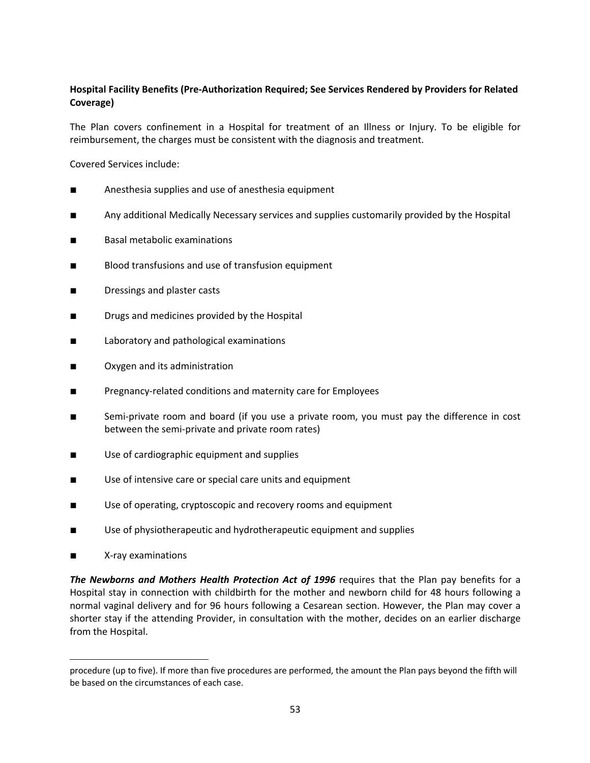**Hospital Facility Benefits (Pre-Authorization Required; See Services Rendered by Providers for Related Coverage)**

The Plan covers confinement in a Hospital for treatment of an Illness or Injury. To be eligible for reimbursement, the charges must be consistent with the diagnosis and treatment.

Covered Services include:

- Anesthesia supplies and use of anesthesia equipment
- Any additional Medically Necessary services and supplies customarily provided by the Hospital
- Basal metabolic examinations
- Blood transfusions and use of transfusion equipment
- Dressings and plaster casts
- Drugs and medicines provided by the Hospital
- Laboratory and pathological examinations
- Oxygen and its administration
- Pregnancy-related conditions and maternity care for Employees
- Semi-private room and board (if you use a private room, you must pay the difference in cost between the semi-private and private room rates)
- Use of cardiographic equipment and supplies
- Use of intensive care or special care units and equipment
- Use of operating, cryptoscopic and recovery rooms and equipment
- Use of physiotherapeutic and hydrotherapeutic equipment and supplies
- X-ray examinations

***The Newborns and Mothers Health Protection Act of 1996*** requires that the Plan pay benefits for a Hospital stay in connection with childbirth for the mother and newborn child for 48 hours following a normal vaginal delivery and for 96 hours following a Cesarean section. However, the Plan may cover a shorter stay if the attending Provider, in consultation with the mother, decides on an earlier discharge from the Hospital.

---

procedure (up to five). If more than five procedures are performed, the amount the Plan pays beyond the fifth will be based on the circumstances of each case.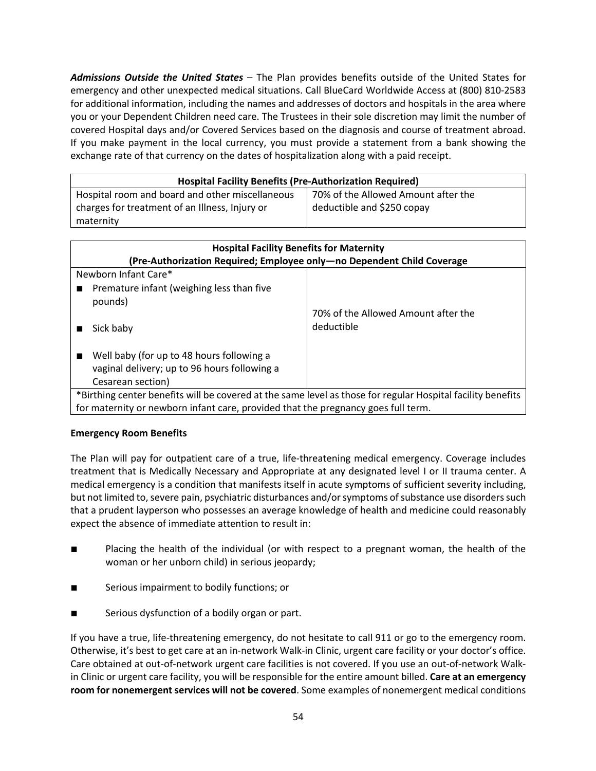***Admissions Outside the United States*** – The Plan provides benefits outside of the United States for emergency and other unexpected medical situations. Call BlueCard Worldwide Access at (800) 810-2583 for additional information, including the names and addresses of doctors and hospitals in the area where you or your Dependent Children need care. The Trustees in their sole discretion may limit the number of covered Hospital days and/or Covered Services based on the diagnosis and course of treatment abroad. If you make payment in the local currency, you must provide a statement from a bank showing the exchange rate of that currency on the dates of hospitalization along with a paid receipt.

| **Hospital Facility Benefits (Pre-Authorization Required)** | |
|---|---|
| Hospital room and board and other miscellaneous charges for treatment of an Illness, Injury or maternity | 70% of the Allowed Amount after the deductible and $250 copay |

| **Hospital Facility Benefits for Maternity (Pre-Authorization Required; Employee only—no Dependent Child Coverage** | |
|---|---|
| Newborn Infant Care*<br>■ Premature infant (weighing less than five pounds)<br>■ Sick baby<br>■ Well baby (for up to 48 hours following a vaginal delivery; up to 96 hours following a Cesarean section) | 70% of the Allowed Amount after the deductible |
| *Birthing center benefits will be covered at the same level as those for regular Hospital facility benefits for maternity or newborn infant care, provided that the pregnancy goes full term. | |

**Emergency Room Benefits**

The Plan will pay for outpatient care of a true, life-threatening medical emergency. Coverage includes treatment that is Medically Necessary and Appropriate at any designated level I or II trauma center. A medical emergency is a condition that manifests itself in acute symptoms of sufficient severity including, but not limited to, severe pain, psychiatric disturbances and/or symptoms of substance use disorders such that a prudent layperson who possesses an average knowledge of health and medicine could reasonably expect the absence of immediate attention to result in:

- Placing the health of the individual (or with respect to a pregnant woman, the health of the woman or her unborn child) in serious jeopardy;
- Serious impairment to bodily functions; or
- Serious dysfunction of a bodily organ or part.

If you have a true, life-threatening emergency, do not hesitate to call 911 or go to the emergency room. Otherwise, it's best to get care at an in-network Walk-in Clinic, urgent care facility or your doctor's office. Care obtained at out-of-network urgent care facilities is not covered. If you use an out-of-network Walk-in Clinic or urgent care facility, you will be responsible for the entire amount billed. **Care at an emergency room for nonemergent services will not be covered**. Some examples of nonemergent medical conditions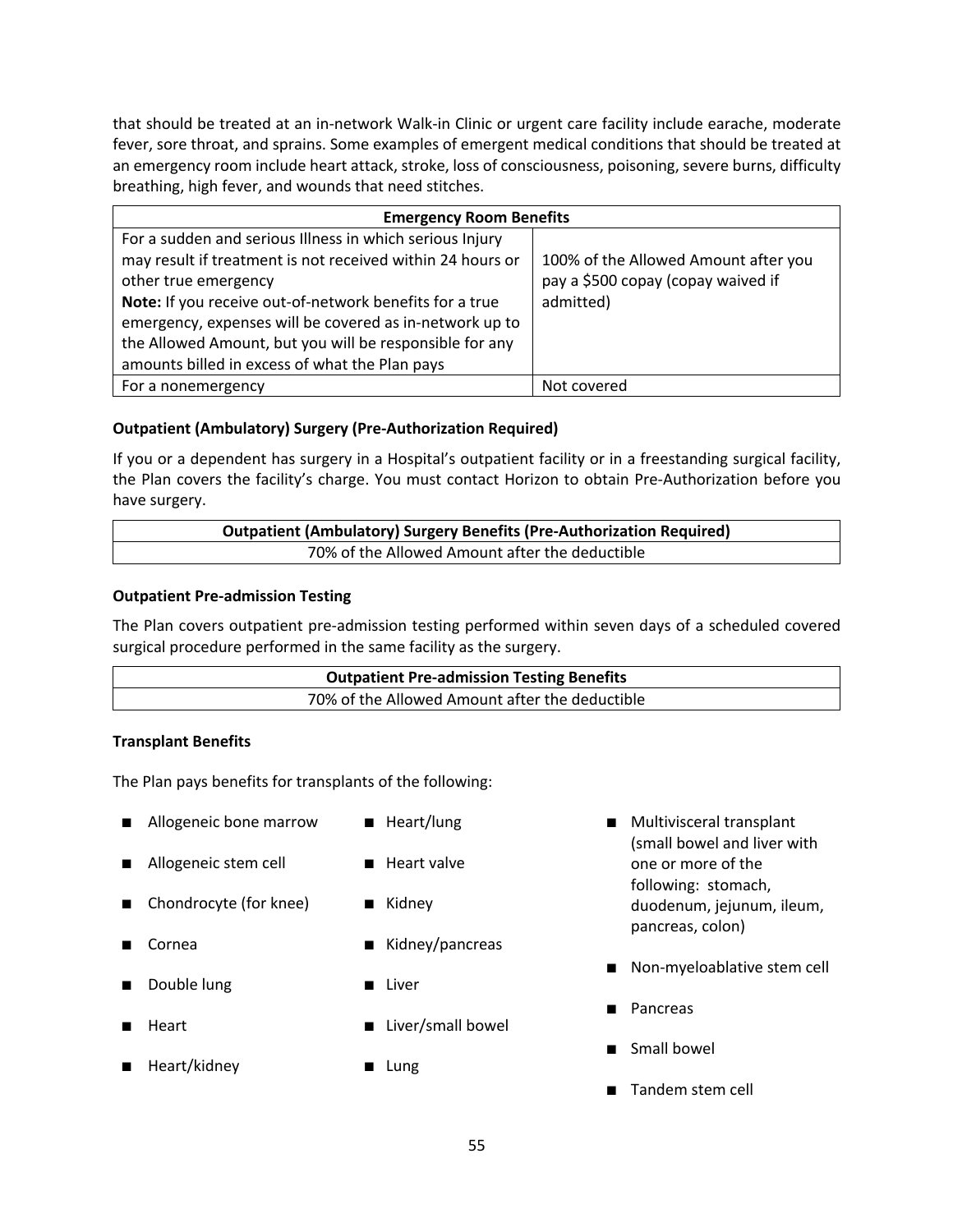that should be treated at an in-network Walk-in Clinic or urgent care facility include earache, moderate fever, sore throat, and sprains. Some examples of emergent medical conditions that should be treated at an emergency room include heart attack, stroke, loss of consciousness, poisoning, severe burns, difficulty breathing, high fever, and wounds that need stitches.

| **Emergency Room Benefits** | |
|---|---|
| For a sudden and serious Illness in which serious Injury may result if treatment is not received within 24 hours or other true emergency<br>**Note:** If you receive out-of-network benefits for a true emergency, expenses will be covered as in-network up to the Allowed Amount, but you will be responsible for any amounts billed in excess of what the Plan pays | 100% of the Allowed Amount after you pay a $500 copay (copay waived if admitted) |
| For a nonemergency | Not covered |

**Outpatient (Ambulatory) Surgery (Pre-Authorization Required)**

If you or a dependent has surgery in a Hospital's outpatient facility or in a freestanding surgical facility, the Plan covers the facility's charge. You must contact Horizon to obtain Pre-Authorization before you have surgery.

| **Outpatient (Ambulatory) Surgery Benefits (Pre-Authorization Required)** |
|---|
| 70% of the Allowed Amount after the deductible |

**Outpatient Pre-admission Testing**

The Plan covers outpatient pre-admission testing performed within seven days of a scheduled covered surgical procedure performed in the same facility as the surgery.

| **Outpatient Pre-admission Testing Benefits** |
|---|
| 70% of the Allowed Amount after the deductible |

**Transplant Benefits**

The Plan pays benefits for transplants of the following:

- Allogeneic bone marrow
- Allogeneic stem cell
- Chondrocyte (for knee)
- Cornea
- Double lung
- Heart
- Heart/kidney
- Heart/lung
- Heart valve
- Kidney
- Kidney/pancreas
- Liver
- Liver/small bowel
- Lung
- Multivisceral transplant (small bowel and liver with one or more of the following: stomach, duodenum, jejunum, ileum, pancreas, colon)
- Non-myeloablative stem cell
- Pancreas
- Small bowel
- Tandem stem cell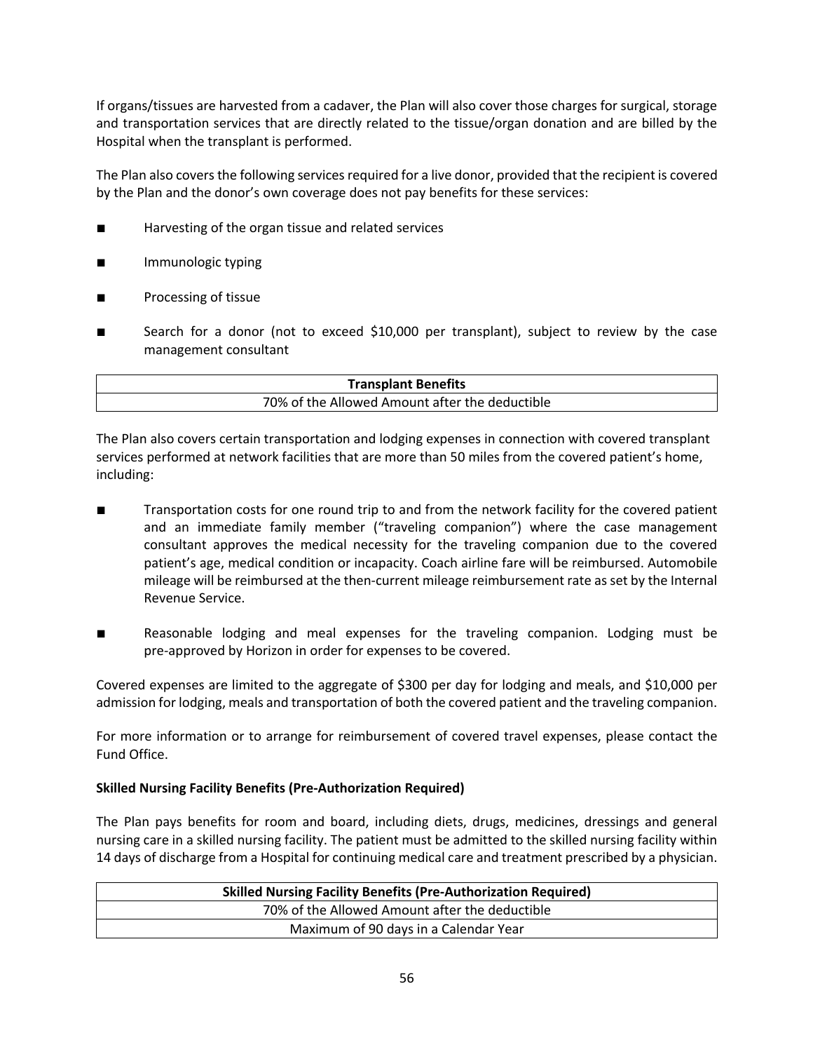If organs/tissues are harvested from a cadaver, the Plan will also cover those charges for surgical, storage and transportation services that are directly related to the tissue/organ donation and are billed by the Hospital when the transplant is performed.

The Plan also covers the following services required for a live donor, provided that the recipient is covered by the Plan and the donor's own coverage does not pay benefits for these services:

- Harvesting of the organ tissue and related services
- Immunologic typing
- Processing of tissue
- Search for a donor (not to exceed $10,000 per transplant), subject to review by the case management consultant

| **Transplant Benefits** |
|---|
| 70% of the Allowed Amount after the deductible |

The Plan also covers certain transportation and lodging expenses in connection with covered transplant services performed at network facilities that are more than 50 miles from the covered patient's home, including:

- Transportation costs for one round trip to and from the network facility for the covered patient and an immediate family member ("traveling companion") where the case management consultant approves the medical necessity for the traveling companion due to the covered patient's age, medical condition or incapacity. Coach airline fare will be reimbursed. Automobile mileage will be reimbursed at the then-current mileage reimbursement rate as set by the Internal Revenue Service.
- Reasonable lodging and meal expenses for the traveling companion. Lodging must be pre-approved by Horizon in order for expenses to be covered.

Covered expenses are limited to the aggregate of $300 per day for lodging and meals, and $10,000 per admission for lodging, meals and transportation of both the covered patient and the traveling companion.

For more information or to arrange for reimbursement of covered travel expenses, please contact the Fund Office.

**Skilled Nursing Facility Benefits (Pre-Authorization Required)**

The Plan pays benefits for room and board, including diets, drugs, medicines, dressings and general nursing care in a skilled nursing facility. The patient must be admitted to the skilled nursing facility within 14 days of discharge from a Hospital for continuing medical care and treatment prescribed by a physician.

| **Skilled Nursing Facility Benefits (Pre-Authorization Required)** |
|---|
| 70% of the Allowed Amount after the deductible |
| Maximum of 90 days in a Calendar Year |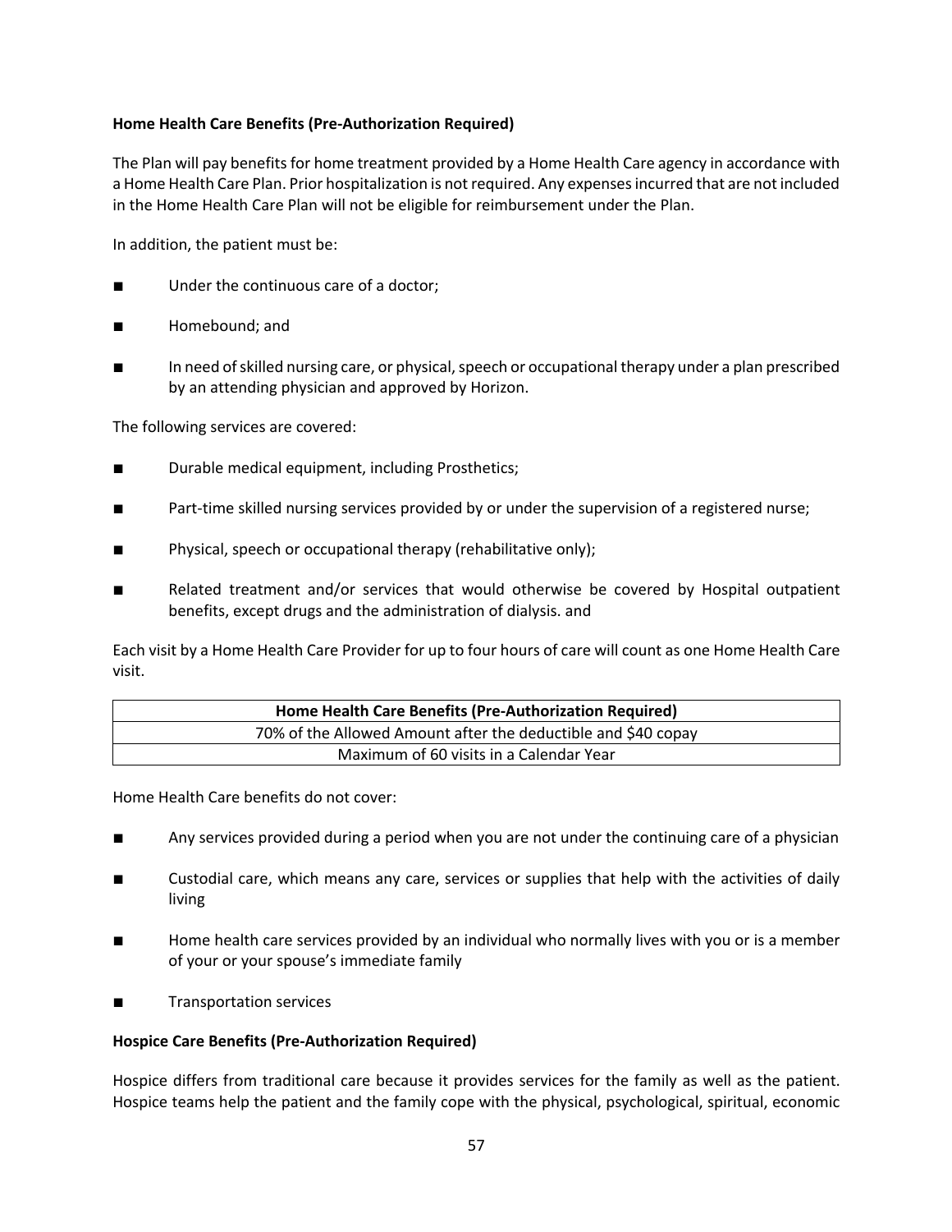**Home Health Care Benefits (Pre-Authorization Required)**

The Plan will pay benefits for home treatment provided by a Home Health Care agency in accordance with a Home Health Care Plan. Prior hospitalization is not required. Any expenses incurred that are not included in the Home Health Care Plan will not be eligible for reimbursement under the Plan.

In addition, the patient must be:

- Under the continuous care of a doctor;
- Homebound; and
- In need of skilled nursing care, or physical, speech or occupational therapy under a plan prescribed by an attending physician and approved by Horizon.

The following services are covered:

- Durable medical equipment, including Prosthetics;
- Part-time skilled nursing services provided by or under the supervision of a registered nurse;
- Physical, speech or occupational therapy (rehabilitative only);
- Related treatment and/or services that would otherwise be covered by Hospital outpatient benefits, except drugs and the administration of dialysis. and

Each visit by a Home Health Care Provider for up to four hours of care will count as one Home Health Care visit.

| Home Health Care Benefits (Pre-Authorization Required) |
|---|
| 70% of the Allowed Amount after the deductible and $40 copay |
| Maximum of 60 visits in a Calendar Year |

Home Health Care benefits do not cover:

- Any services provided during a period when you are not under the continuing care of a physician
- Custodial care, which means any care, services or supplies that help with the activities of daily living
- Home health care services provided by an individual who normally lives with you or is a member of your or your spouse's immediate family
- Transportation services

**Hospice Care Benefits (Pre-Authorization Required)**

Hospice differs from traditional care because it provides services for the family as well as the patient. Hospice teams help the patient and the family cope with the physical, psychological, spiritual, economic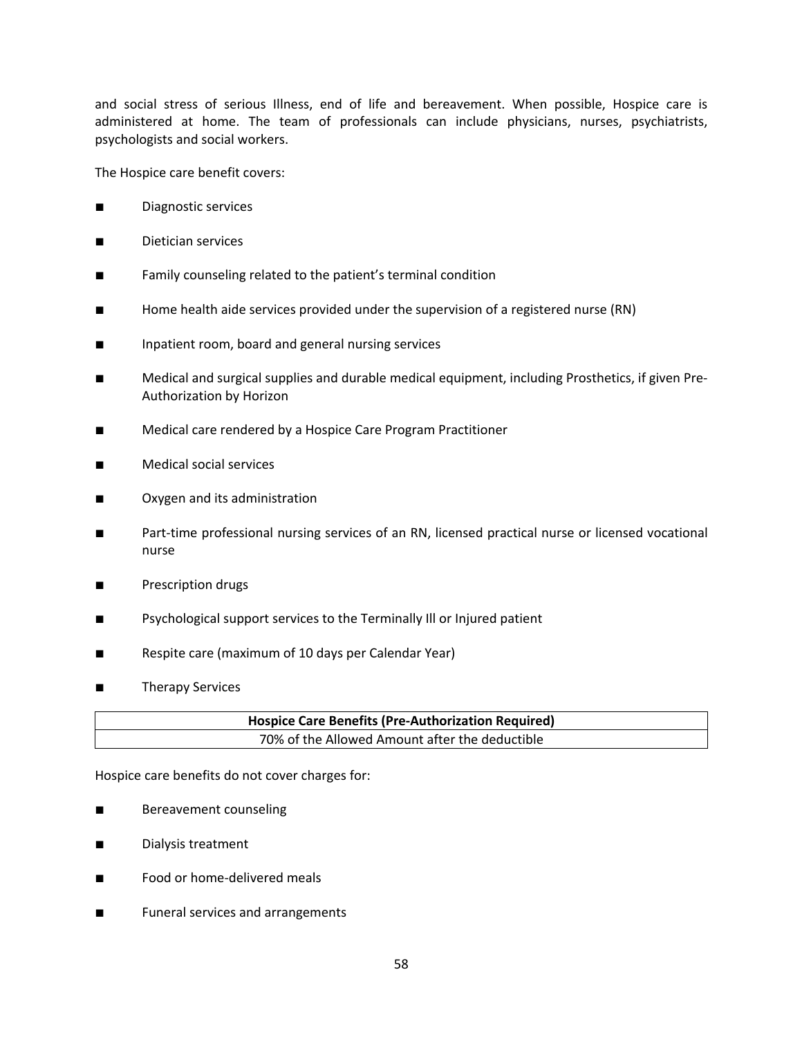and social stress of serious Illness, end of life and bereavement. When possible, Hospice care is administered at home. The team of professionals can include physicians, nurses, psychiatrists, psychologists and social workers.

The Hospice care benefit covers:

- Diagnostic services
- Dietician services
- Family counseling related to the patient's terminal condition
- Home health aide services provided under the supervision of a registered nurse (RN)
- Inpatient room, board and general nursing services
- Medical and surgical supplies and durable medical equipment, including Prosthetics, if given Pre-Authorization by Horizon
- Medical care rendered by a Hospice Care Program Practitioner
- Medical social services
- Oxygen and its administration
- Part-time professional nursing services of an RN, licensed practical nurse or licensed vocational nurse
- Prescription drugs
- Psychological support services to the Terminally Ill or Injured patient
- Respite care (maximum of 10 days per Calendar Year)
- Therapy Services

| **Hospice Care Benefits (Pre-Authorization Required)** |
| --- |
| 70% of the Allowed Amount after the deductible |

Hospice care benefits do not cover charges for:

- Bereavement counseling
- Dialysis treatment
- Food or home-delivered meals
- Funeral services and arrangements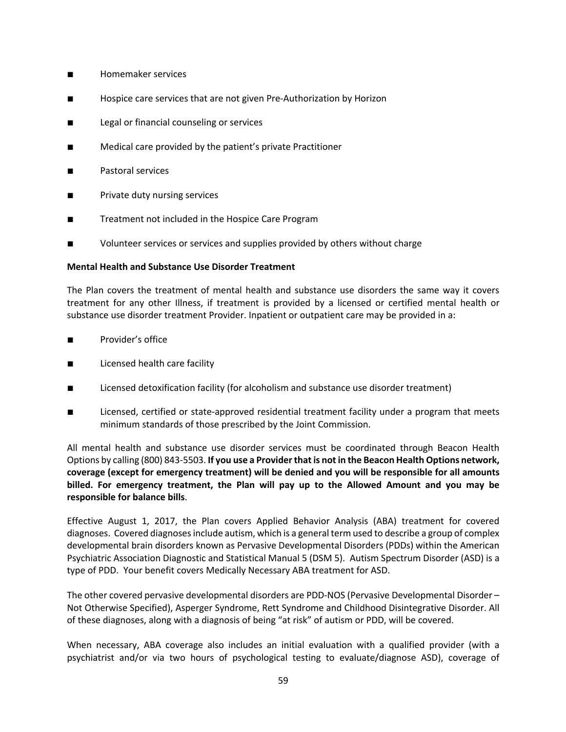- Homemaker services
- Hospice care services that are not given Pre-Authorization by Horizon
- Legal or financial counseling or services
- Medical care provided by the patient's private Practitioner
- Pastoral services
- Private duty nursing services
- Treatment not included in the Hospice Care Program
- Volunteer services or services and supplies provided by others without charge

**Mental Health and Substance Use Disorder Treatment**

The Plan covers the treatment of mental health and substance use disorders the same way it covers treatment for any other Illness, if treatment is provided by a licensed or certified mental health or substance use disorder treatment Provider. Inpatient or outpatient care may be provided in a:

- Provider's office
- Licensed health care facility
- Licensed detoxification facility (for alcoholism and substance use disorder treatment)
- Licensed, certified or state-approved residential treatment facility under a program that meets minimum standards of those prescribed by the Joint Commission.

All mental health and substance use disorder services must be coordinated through Beacon Health Options by calling (800) 843-5503. **If you use a Provider that is not in the Beacon Health Options network, coverage (except for emergency treatment) will be denied and you will be responsible for all amounts billed. For emergency treatment, the Plan will pay up to the Allowed Amount and you may be responsible for balance bills**.

Effective August 1, 2017, the Plan covers Applied Behavior Analysis (ABA) treatment for covered diagnoses. Covered diagnoses include autism, which is a general term used to describe a group of complex developmental brain disorders known as Pervasive Developmental Disorders (PDDs) within the American Psychiatric Association Diagnostic and Statistical Manual 5 (DSM 5). Autism Spectrum Disorder (ASD) is a type of PDD. Your benefit covers Medically Necessary ABA treatment for ASD.

The other covered pervasive developmental disorders are PDD-NOS (Pervasive Developmental Disorder – Not Otherwise Specified), Asperger Syndrome, Rett Syndrome and Childhood Disintegrative Disorder. All of these diagnoses, along with a diagnosis of being "at risk" of autism or PDD, will be covered.

When necessary, ABA coverage also includes an initial evaluation with a qualified provider (with a psychiatrist and/or via two hours of psychological testing to evaluate/diagnose ASD), coverage of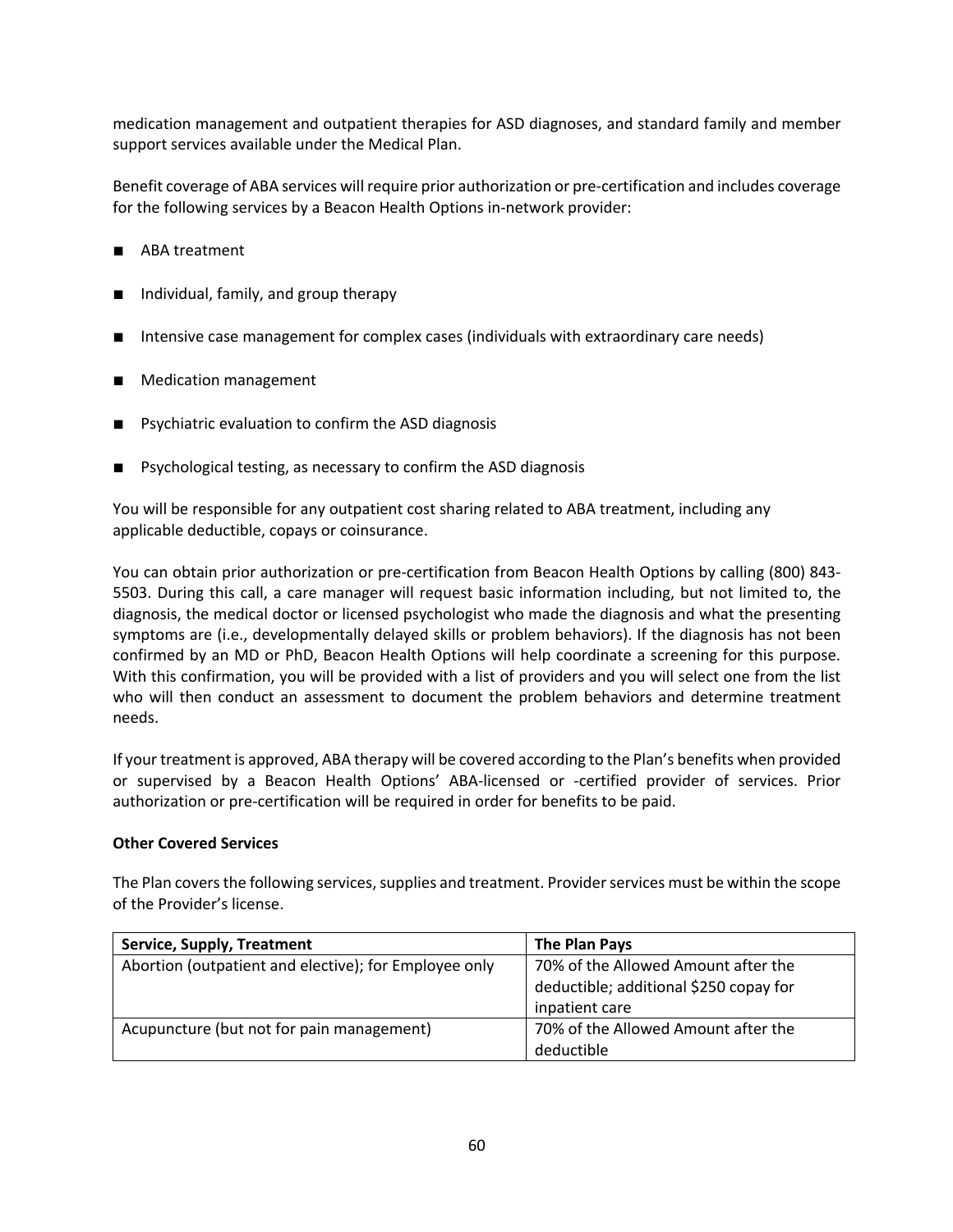medication management and outpatient therapies for ASD diagnoses, and standard family and member support services available under the Medical Plan.

Benefit coverage of ABA services will require prior authorization or pre-certification and includes coverage for the following services by a Beacon Health Options in-network provider:

- ABA treatment
- Individual, family, and group therapy
- Intensive case management for complex cases (individuals with extraordinary care needs)
- Medication management
- Psychiatric evaluation to confirm the ASD diagnosis
- Psychological testing, as necessary to confirm the ASD diagnosis

You will be responsible for any outpatient cost sharing related to ABA treatment, including any applicable deductible, copays or coinsurance.

You can obtain prior authorization or pre-certification from Beacon Health Options by calling (800) 843-5503. During this call, a care manager will request basic information including, but not limited to, the diagnosis, the medical doctor or licensed psychologist who made the diagnosis and what the presenting symptoms are (i.e., developmentally delayed skills or problem behaviors). If the diagnosis has not been confirmed by an MD or PhD, Beacon Health Options will help coordinate a screening for this purpose. With this confirmation, you will be provided with a list of providers and you will select one from the list who will then conduct an assessment to document the problem behaviors and determine treatment needs.

If your treatment is approved, ABA therapy will be covered according to the Plan's benefits when provided or supervised by a Beacon Health Options' ABA-licensed or -certified provider of services. Prior authorization or pre-certification will be required in order for benefits to be paid.

**Other Covered Services**

The Plan covers the following services, supplies and treatment. Provider services must be within the scope of the Provider's license.

| Service, Supply, Treatment | The Plan Pays |
| --- | --- |
| Abortion (outpatient and elective); for Employee only | 70% of the Allowed Amount after the deductible; additional $250 copay for inpatient care |
| Acupuncture (but not for pain management) | 70% of the Allowed Amount after the deductible |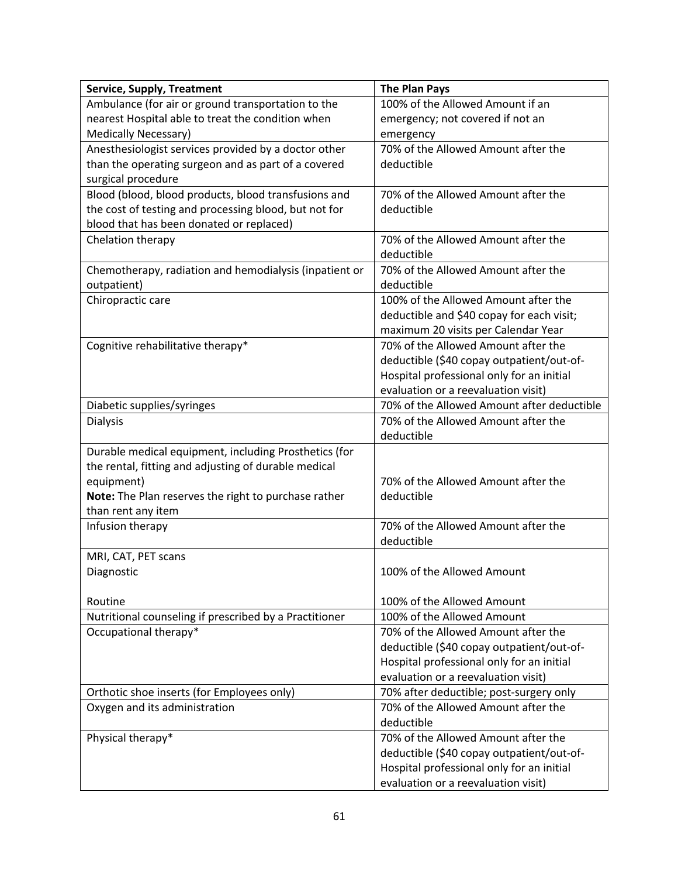| Service, Supply, Treatment | The Plan Pays |
|---|---|
| Ambulance (for air or ground transportation to the nearest Hospital able to treat the condition when Medically Necessary) | 100% of the Allowed Amount if an emergency; not covered if not an emergency |
| Anesthesiologist services provided by a doctor other than the operating surgeon and as part of a covered surgical procedure | 70% of the Allowed Amount after the deductible |
| Blood (blood, blood products, blood transfusions and the cost of testing and processing blood, but not for blood that has been donated or replaced) | 70% of the Allowed Amount after the deductible |
| Chelation therapy | 70% of the Allowed Amount after the deductible |
| Chemotherapy, radiation and hemodialysis (inpatient or outpatient) | 70% of the Allowed Amount after the deductible |
| Chiropractic care | 100% of the Allowed Amount after the deductible and $40 copay for each visit; maximum 20 visits per Calendar Year |
| Cognitive rehabilitative therapy* | 70% of the Allowed Amount after the deductible ($40 copay outpatient/out-of-Hospital professional only for an initial evaluation or a reevaluation visit) |
| Diabetic supplies/syringes | 70% of the Allowed Amount after deductible |
| Dialysis | 70% of the Allowed Amount after the deductible |
| Durable medical equipment, including Prosthetics (for the rental, fitting and adjusting of durable medical equipment)<br>**Note:** The Plan reserves the right to purchase rather than rent any item | 70% of the Allowed Amount after the deductible |
| Infusion therapy | 70% of the Allowed Amount after the deductible |
| MRI, CAT, PET scans<br>Diagnostic<br><br>Routine | <br>100% of the Allowed Amount<br><br>100% of the Allowed Amount |
| Nutritional counseling if prescribed by a Practitioner | 100% of the Allowed Amount |
| Occupational therapy* | 70% of the Allowed Amount after the deductible ($40 copay outpatient/out-of-Hospital professional only for an initial evaluation or a reevaluation visit) |
| Orthotic shoe inserts (for Employees only) | 70% after deductible; post-surgery only |
| Oxygen and its administration | 70% of the Allowed Amount after the deductible |
| Physical therapy* | 70% of the Allowed Amount after the deductible ($40 copay outpatient/out-of-Hospital professional only for an initial evaluation or a reevaluation visit) |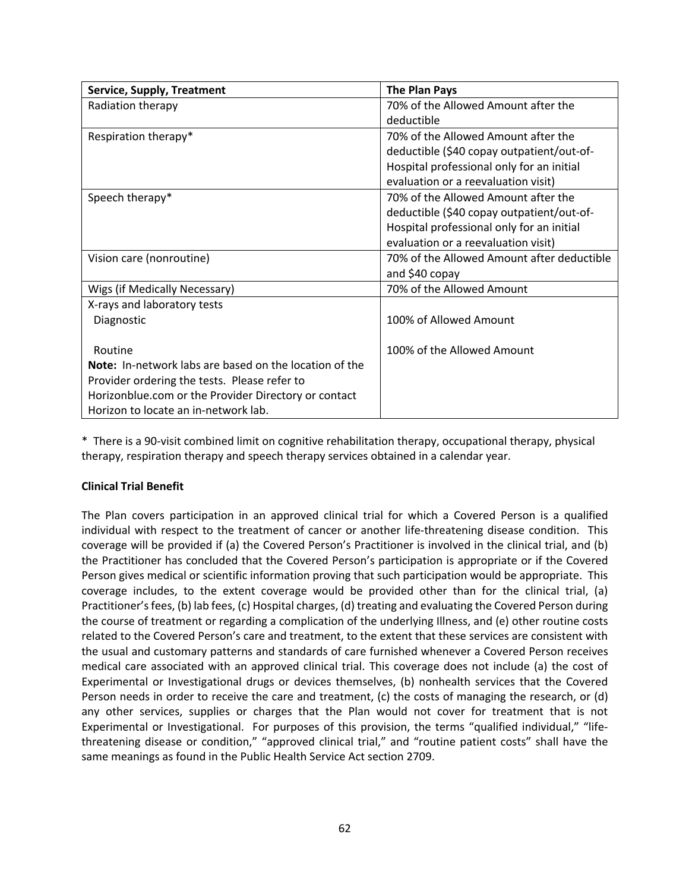| Service, Supply, Treatment | The Plan Pays |
|---|---|
| Radiation therapy | 70% of the Allowed Amount after the deductible |
| Respiration therapy* | 70% of the Allowed Amount after the deductible ($40 copay outpatient/out-of-Hospital professional only for an initial evaluation or a reevaluation visit) |
| Speech therapy* | 70% of the Allowed Amount after the deductible ($40 copay outpatient/out-of-Hospital professional only for an initial evaluation or a reevaluation visit) |
| Vision care (nonroutine) | 70% of the Allowed Amount after deductible and $40 copay |
| Wigs (if Medically Necessary) | 70% of the Allowed Amount |
| X-rays and laboratory tests | |
| Diagnostic | 100% of Allowed Amount |
| Routine<br>**Note:** In-network labs are based on the location of the Provider ordering the tests. Please refer to Horizonblue.com or the Provider Directory or contact Horizon to locate an in-network lab. | 100% of the Allowed Amount |

* There is a 90-visit combined limit on cognitive rehabilitation therapy, occupational therapy, physical therapy, respiration therapy and speech therapy services obtained in a calendar year.

**Clinical Trial Benefit**

The Plan covers participation in an approved clinical trial for which a Covered Person is a qualified individual with respect to the treatment of cancer or another life-threatening disease condition. This coverage will be provided if (a) the Covered Person's Practitioner is involved in the clinical trial, and (b) the Practitioner has concluded that the Covered Person's participation is appropriate or if the Covered Person gives medical or scientific information proving that such participation would be appropriate. This coverage includes, to the extent coverage would be provided other than for the clinical trial, (a) Practitioner's fees, (b) lab fees, (c) Hospital charges, (d) treating and evaluating the Covered Person during the course of treatment or regarding a complication of the underlying Illness, and (e) other routine costs related to the Covered Person's care and treatment, to the extent that these services are consistent with the usual and customary patterns and standards of care furnished whenever a Covered Person receives medical care associated with an approved clinical trial. This coverage does not include (a) the cost of Experimental or Investigational drugs or devices themselves, (b) nonhealth services that the Covered Person needs in order to receive the care and treatment, (c) the costs of managing the research, or (d) any other services, supplies or charges that the Plan would not cover for treatment that is not Experimental or Investigational. For purposes of this provision, the terms "qualified individual," "life-threatening disease or condition," "approved clinical trial," and "routine patient costs" shall have the same meanings as found in the Public Health Service Act section 2709.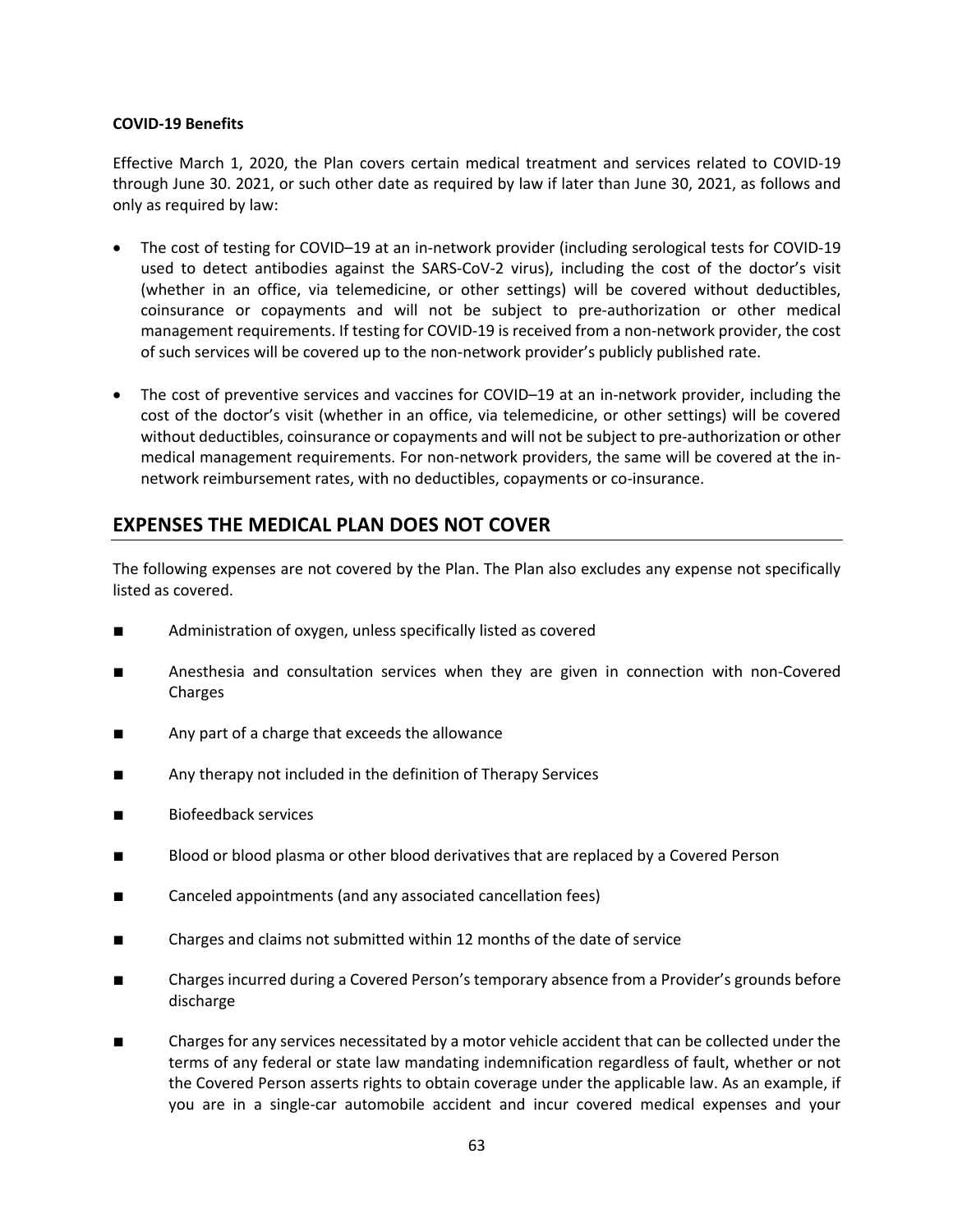**COVID-19 Benefits**

Effective March 1, 2020, the Plan covers certain medical treatment and services related to COVID-19 through June 30. 2021, or such other date as required by law if later than June 30, 2021, as follows and only as required by law:

- The cost of testing for COVID–19 at an in-network provider (including serological tests for COVID-19 used to detect antibodies against the SARS-CoV-2 virus), including the cost of the doctor's visit (whether in an office, via telemedicine, or other settings) will be covered without deductibles, coinsurance or copayments and will not be subject to pre-authorization or other medical management requirements. If testing for COVID-19 is received from a non-network provider, the cost of such services will be covered up to the non-network provider's publicly published rate.

- The cost of preventive services and vaccines for COVID–19 at an in-network provider, including the cost of the doctor's visit (whether in an office, via telemedicine, or other settings) will be covered without deductibles, coinsurance or copayments and will not be subject to pre-authorization or other medical management requirements. For non-network providers, the same will be covered at the in-network reimbursement rates, with no deductibles, copayments or co-insurance.

## EXPENSES THE MEDICAL PLAN DOES NOT COVER

The following expenses are not covered by the Plan. The Plan also excludes any expense not specifically listed as covered.

- Administration of oxygen, unless specifically listed as covered
- Anesthesia and consultation services when they are given in connection with non-Covered Charges
- Any part of a charge that exceeds the allowance
- Any therapy not included in the definition of Therapy Services
- Biofeedback services
- Blood or blood plasma or other blood derivatives that are replaced by a Covered Person
- Canceled appointments (and any associated cancellation fees)
- Charges and claims not submitted within 12 months of the date of service
- Charges incurred during a Covered Person's temporary absence from a Provider's grounds before discharge
- Charges for any services necessitated by a motor vehicle accident that can be collected under the terms of any federal or state law mandating indemnification regardless of fault, whether or not the Covered Person asserts rights to obtain coverage under the applicable law. As an example, if you are in a single-car automobile accident and incur covered medical expenses and your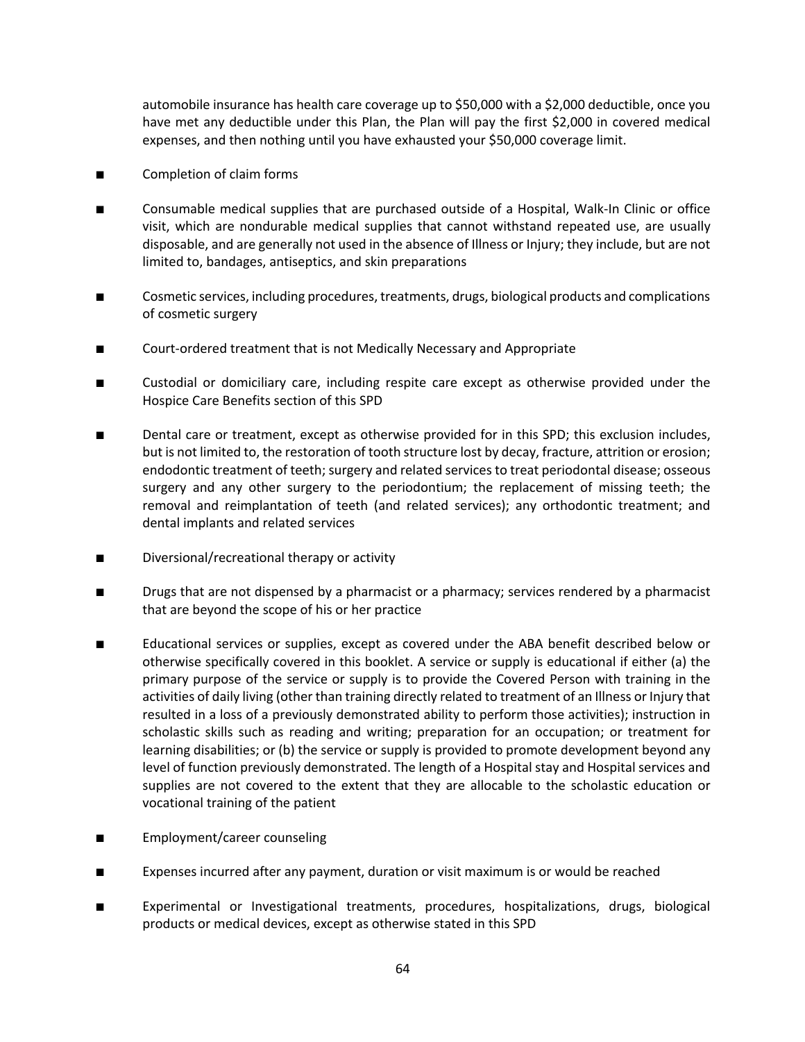automobile insurance has health care coverage up to $50,000 with a $2,000 deductible, once you have met any deductible under this Plan, the Plan will pay the first $2,000 in covered medical expenses, and then nothing until you have exhausted your $50,000 coverage limit.

- Completion of claim forms
- Consumable medical supplies that are purchased outside of a Hospital, Walk-In Clinic or office visit, which are nondurable medical supplies that cannot withstand repeated use, are usually disposable, and are generally not used in the absence of Illness or Injury; they include, but are not limited to, bandages, antiseptics, and skin preparations
- Cosmetic services, including procedures, treatments, drugs, biological products and complications of cosmetic surgery
- Court-ordered treatment that is not Medically Necessary and Appropriate
- Custodial or domiciliary care, including respite care except as otherwise provided under the Hospice Care Benefits section of this SPD
- Dental care or treatment, except as otherwise provided for in this SPD; this exclusion includes, but is not limited to, the restoration of tooth structure lost by decay, fracture, attrition or erosion; endodontic treatment of teeth; surgery and related services to treat periodontal disease; osseous surgery and any other surgery to the periodontium; the replacement of missing teeth; the removal and reimplantation of teeth (and related services); any orthodontic treatment; and dental implants and related services
- Diversional/recreational therapy or activity
- Drugs that are not dispensed by a pharmacist or a pharmacy; services rendered by a pharmacist that are beyond the scope of his or her practice
- Educational services or supplies, except as covered under the ABA benefit described below or otherwise specifically covered in this booklet. A service or supply is educational if either (a) the primary purpose of the service or supply is to provide the Covered Person with training in the activities of daily living (other than training directly related to treatment of an Illness or Injury that resulted in a loss of a previously demonstrated ability to perform those activities); instruction in scholastic skills such as reading and writing; preparation for an occupation; or treatment for learning disabilities; or (b) the service or supply is provided to promote development beyond any level of function previously demonstrated. The length of a Hospital stay and Hospital services and supplies are not covered to the extent that they are allocable to the scholastic education or vocational training of the patient
- Employment/career counseling
- Expenses incurred after any payment, duration or visit maximum is or would be reached
- Experimental or Investigational treatments, procedures, hospitalizations, drugs, biological products or medical devices, except as otherwise stated in this SPD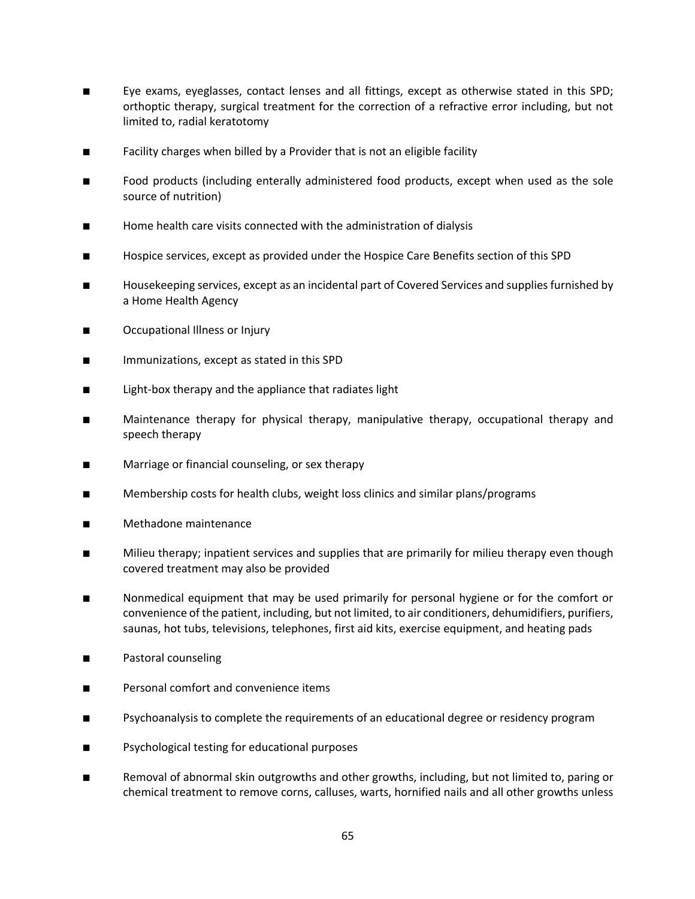- Eye exams, eyeglasses, contact lenses and all fittings, except as otherwise stated in this SPD; orthoptic therapy, surgical treatment for the correction of a refractive error including, but not limited to, radial keratotomy

- Facility charges when billed by a Provider that is not an eligible facility

- Food products (including enterally administered food products, except when used as the sole source of nutrition)

- Home health care visits connected with the administration of dialysis

- Hospice services, except as provided under the Hospice Care Benefits section of this SPD

- Housekeeping services, except as an incidental part of Covered Services and supplies furnished by a Home Health Agency

- Occupational Illness or Injury

- Immunizations, except as stated in this SPD

- Light-box therapy and the appliance that radiates light

- Maintenance therapy for physical therapy, manipulative therapy, occupational therapy and speech therapy

- Marriage or financial counseling, or sex therapy

- Membership costs for health clubs, weight loss clinics and similar plans/programs

- Methadone maintenance

- Milieu therapy; inpatient services and supplies that are primarily for milieu therapy even though covered treatment may also be provided

- Nonmedical equipment that may be used primarily for personal hygiene or for the comfort or convenience of the patient, including, but not limited, to air conditioners, dehumidifiers, purifiers, saunas, hot tubs, televisions, telephones, first aid kits, exercise equipment, and heating pads

- Pastoral counseling

- Personal comfort and convenience items

- Psychoanalysis to complete the requirements of an educational degree or residency program

- Psychological testing for educational purposes

- Removal of abnormal skin outgrowths and other growths, including, but not limited to, paring or chemical treatment to remove corns, calluses, warts, hornified nails and all other growths unless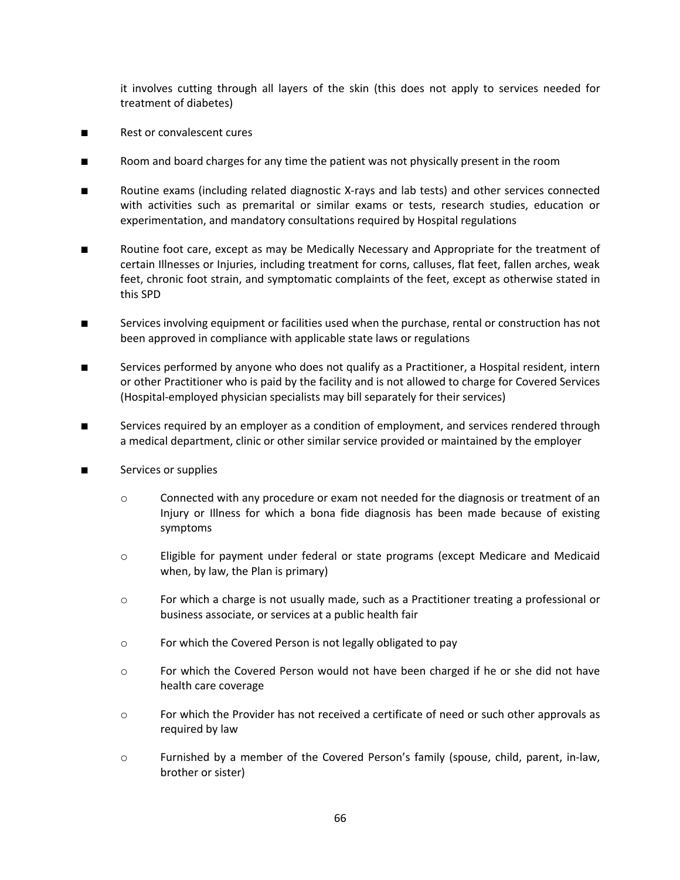it involves cutting through all layers of the skin (this does not apply to services needed for treatment of diabetes)

- Rest or convalescent cures
- Room and board charges for any time the patient was not physically present in the room
- Routine exams (including related diagnostic X-rays and lab tests) and other services connected with activities such as premarital or similar exams or tests, research studies, education or experimentation, and mandatory consultations required by Hospital regulations
- Routine foot care, except as may be Medically Necessary and Appropriate for the treatment of certain Illnesses or Injuries, including treatment for corns, calluses, flat feet, fallen arches, weak feet, chronic foot strain, and symptomatic complaints of the feet, except as otherwise stated in this SPD
- Services involving equipment or facilities used when the purchase, rental or construction has not been approved in compliance with applicable state laws or regulations
- Services performed by anyone who does not qualify as a Practitioner, a Hospital resident, intern or other Practitioner who is paid by the facility and is not allowed to charge for Covered Services (Hospital-employed physician specialists may bill separately for their services)
- Services required by an employer as a condition of employment, and services rendered through a medical department, clinic or other similar service provided or maintained by the employer
- Services or supplies
  - Connected with any procedure or exam not needed for the diagnosis or treatment of an Injury or Illness for which a bona fide diagnosis has been made because of existing symptoms
  - Eligible for payment under federal or state programs (except Medicare and Medicaid when, by law, the Plan is primary)
  - For which a charge is not usually made, such as a Practitioner treating a professional or business associate, or services at a public health fair
  - For which the Covered Person is not legally obligated to pay
  - For which the Covered Person would not have been charged if he or she did not have health care coverage
  - For which the Provider has not received a certificate of need or such other approvals as required by law
  - Furnished by a member of the Covered Person's family (spouse, child, parent, in-law, brother or sister)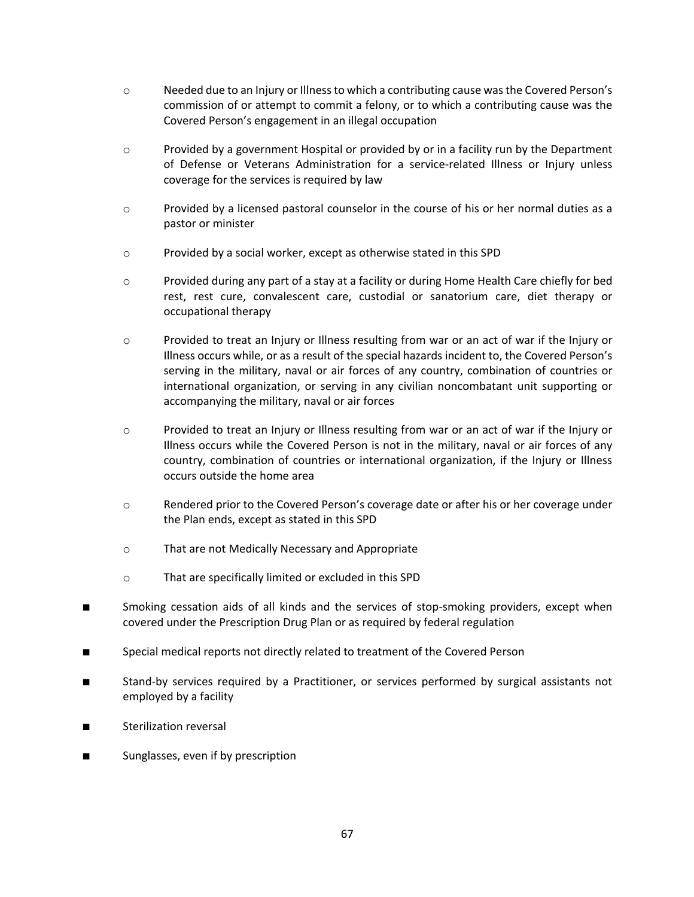- Needed due to an Injury or Illness to which a contributing cause was the Covered Person's commission of or attempt to commit a felony, or to which a contributing cause was the Covered Person's engagement in an illegal occupation
  - Provided by a government Hospital or provided by or in a facility run by the Department of Defense or Veterans Administration for a service-related Illness or Injury unless coverage for the services is required by law
  - Provided by a licensed pastoral counselor in the course of his or her normal duties as a pastor or minister
  - Provided by a social worker, except as otherwise stated in this SPD
  - Provided during any part of a stay at a facility or during Home Health Care chiefly for bed rest, rest cure, convalescent care, custodial or sanatorium care, diet therapy or occupational therapy
  - Provided to treat an Injury or Illness resulting from war or an act of war if the Injury or Illness occurs while, or as a result of the special hazards incident to, the Covered Person's serving in the military, naval or air forces of any country, combination of countries or international organization, or serving in any civilian noncombatant unit supporting or accompanying the military, naval or air forces
  - Provided to treat an Injury or Illness resulting from war or an act of war if the Injury or Illness occurs while the Covered Person is not in the military, naval or air forces of any country, combination of countries or international organization, if the Injury or Illness occurs outside the home area
  - Rendered prior to the Covered Person's coverage date or after his or her coverage under the Plan ends, except as stated in this SPD
  - That are not Medically Necessary and Appropriate
  - That are specifically limited or excluded in this SPD

- Smoking cessation aids of all kinds and the services of stop-smoking providers, except when covered under the Prescription Drug Plan or as required by federal regulation
- Special medical reports not directly related to treatment of the Covered Person
- Stand-by services required by a Practitioner, or services performed by surgical assistants not employed by a facility
- Sterilization reversal
- Sunglasses, even if by prescription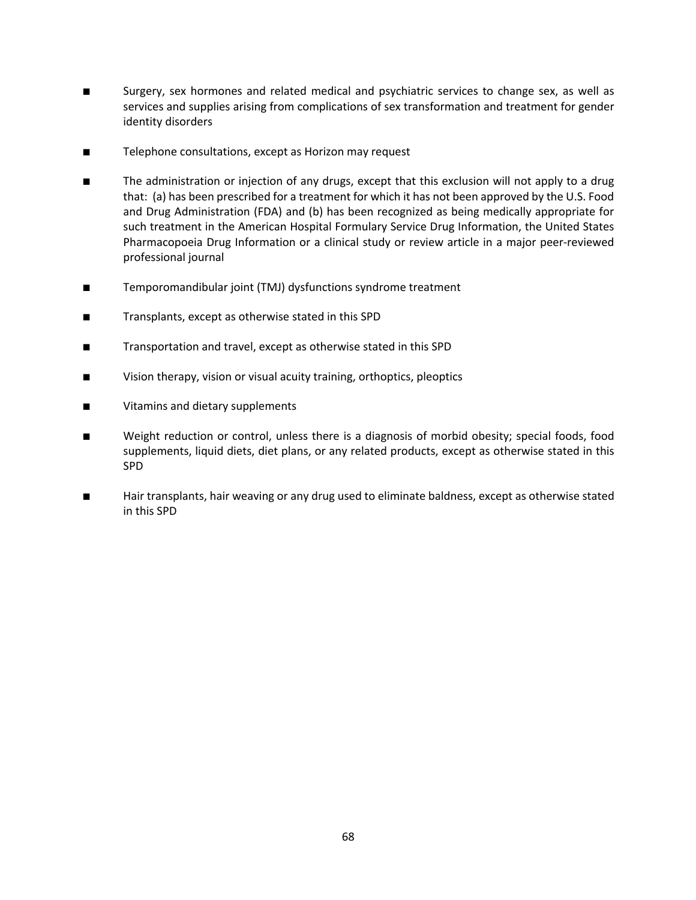- Surgery, sex hormones and related medical and psychiatric services to change sex, as well as services and supplies arising from complications of sex transformation and treatment for gender identity disorders

- Telephone consultations, except as Horizon may request

- The administration or injection of any drugs, except that this exclusion will not apply to a drug that: (a) has been prescribed for a treatment for which it has not been approved by the U.S. Food and Drug Administration (FDA) and (b) has been recognized as being medically appropriate for such treatment in the American Hospital Formulary Service Drug Information, the United States Pharmacopoeia Drug Information or a clinical study or review article in a major peer-reviewed professional journal

- Temporomandibular joint (TMJ) dysfunctions syndrome treatment

- Transplants, except as otherwise stated in this SPD

- Transportation and travel, except as otherwise stated in this SPD

- Vision therapy, vision or visual acuity training, orthoptics, pleoptics

- Vitamins and dietary supplements

- Weight reduction or control, unless there is a diagnosis of morbid obesity; special foods, food supplements, liquid diets, diet plans, or any related products, except as otherwise stated in this SPD

- Hair transplants, hair weaving or any drug used to eliminate baldness, except as otherwise stated in this SPD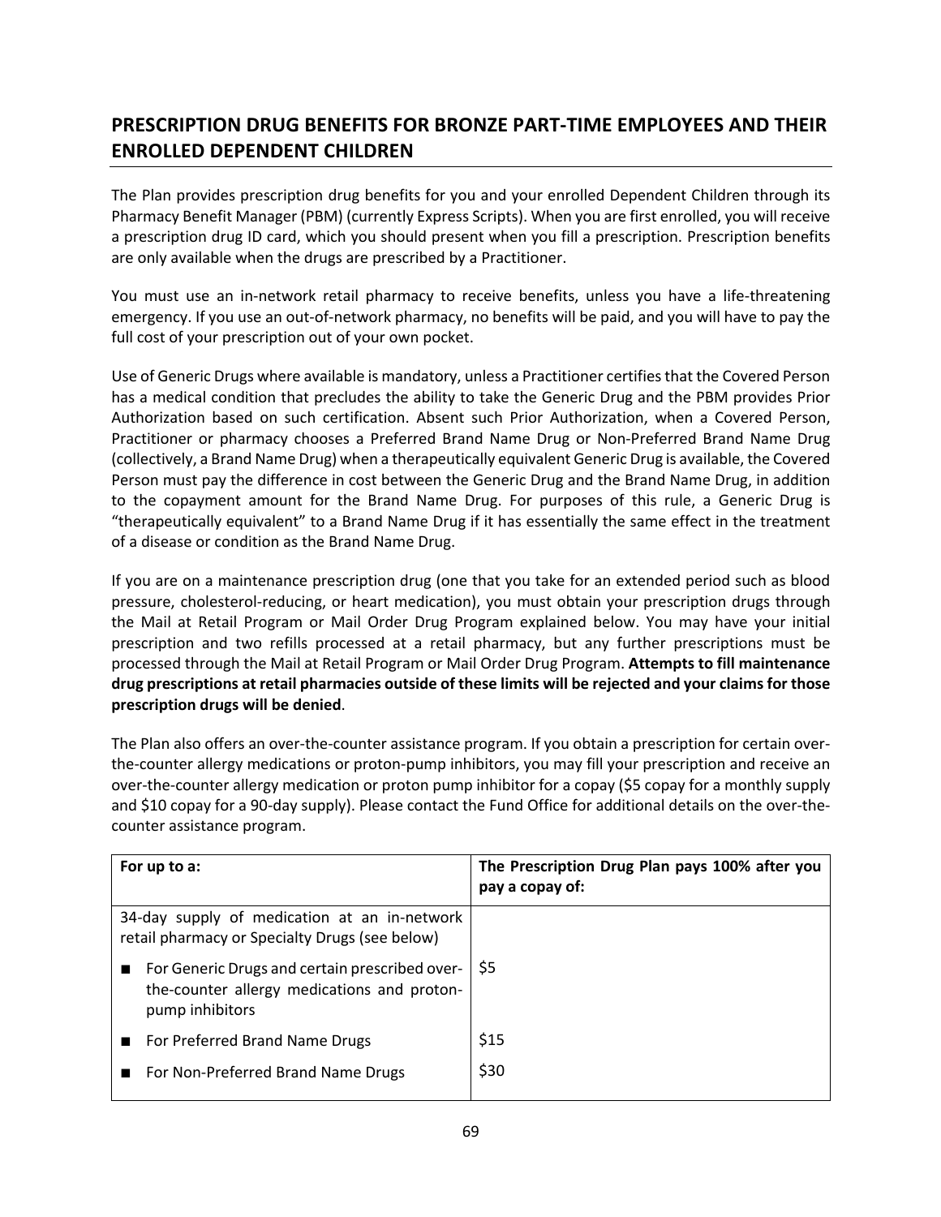## PRESCRIPTION DRUG BENEFITS FOR BRONZE PART-TIME EMPLOYEES AND THEIR ENROLLED DEPENDENT CHILDREN

The Plan provides prescription drug benefits for you and your enrolled Dependent Children through its Pharmacy Benefit Manager (PBM) (currently Express Scripts). When you are first enrolled, you will receive a prescription drug ID card, which you should present when you fill a prescription. Prescription benefits are only available when the drugs are prescribed by a Practitioner.

You must use an in-network retail pharmacy to receive benefits, unless you have a life-threatening emergency. If you use an out-of-network pharmacy, no benefits will be paid, and you will have to pay the full cost of your prescription out of your own pocket.

Use of Generic Drugs where available is mandatory, unless a Practitioner certifies that the Covered Person has a medical condition that precludes the ability to take the Generic Drug and the PBM provides Prior Authorization based on such certification. Absent such Prior Authorization, when a Covered Person, Practitioner or pharmacy chooses a Preferred Brand Name Drug or Non-Preferred Brand Name Drug (collectively, a Brand Name Drug) when a therapeutically equivalent Generic Drug is available, the Covered Person must pay the difference in cost between the Generic Drug and the Brand Name Drug, in addition to the copayment amount for the Brand Name Drug. For purposes of this rule, a Generic Drug is "therapeutically equivalent" to a Brand Name Drug if it has essentially the same effect in the treatment of a disease or condition as the Brand Name Drug.

If you are on a maintenance prescription drug (one that you take for an extended period such as blood pressure, cholesterol-reducing, or heart medication), you must obtain your prescription drugs through the Mail at Retail Program or Mail Order Drug Program explained below. You may have your initial prescription and two refills processed at a retail pharmacy, but any further prescriptions must be processed through the Mail at Retail Program or Mail Order Drug Program. **Attempts to fill maintenance drug prescriptions at retail pharmacies outside of these limits will be rejected and your claims for those prescription drugs will be denied**.

The Plan also offers an over-the-counter assistance program. If you obtain a prescription for certain over-the-counter allergy medications or proton-pump inhibitors, you may fill your prescription and receive an over-the-counter allergy medication or proton pump inhibitor for a copay ($5 copay for a monthly supply and $10 copay for a 90-day supply). Please contact the Fund Office for additional details on the over-the-counter assistance program.

| For up to a: | The Prescription Drug Plan pays 100% after you pay a copay of: |
|---|---|
| 34-day supply of medication at an in-network retail pharmacy or Specialty Drugs (see below) | |
| ■ For Generic Drugs and certain prescribed over-the-counter allergy medications and proton-pump inhibitors | $5 |
| ■ For Preferred Brand Name Drugs | $15 |
| ■ For Non-Preferred Brand Name Drugs | $30 |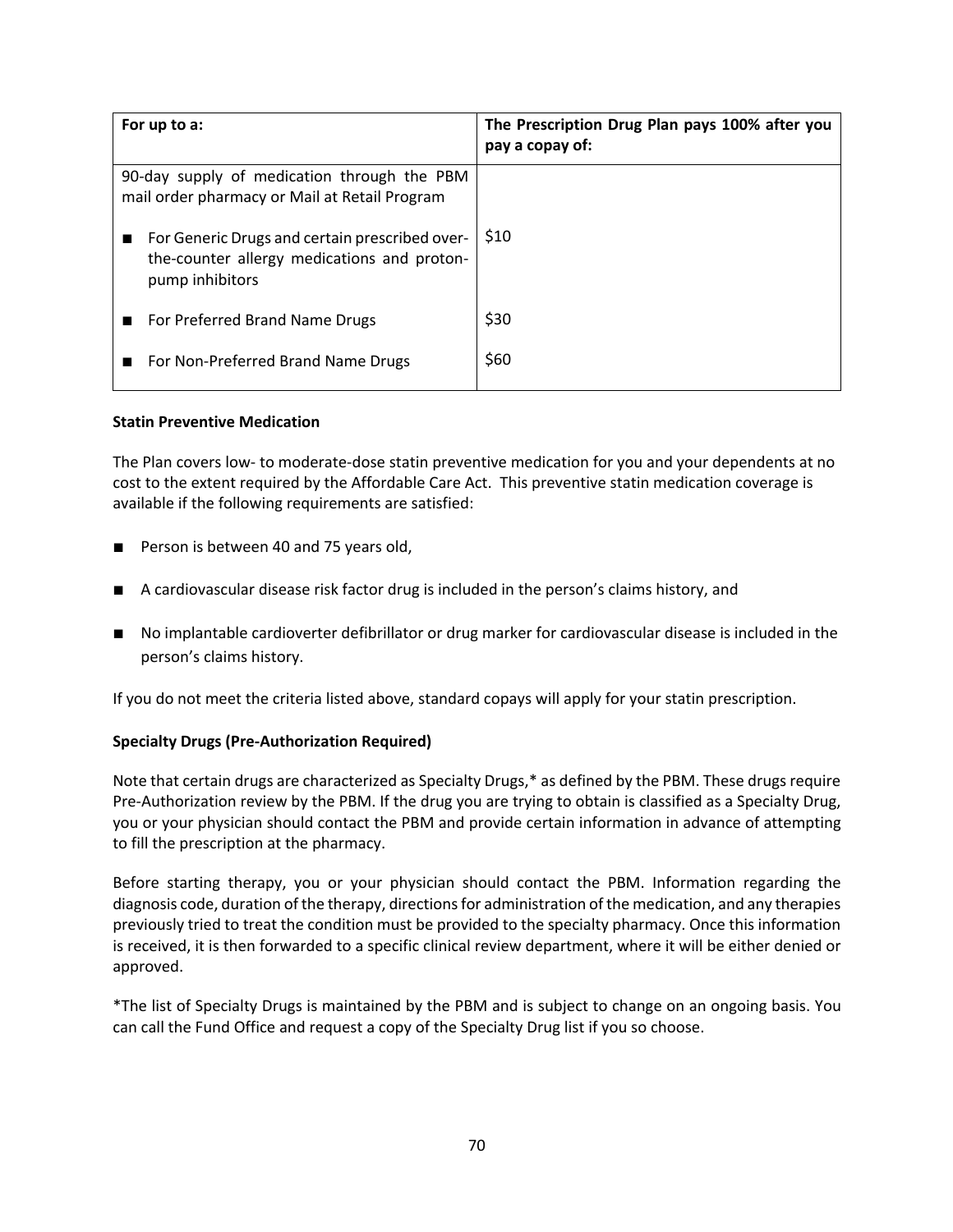| For up to a: | The Prescription Drug Plan pays 100% after you pay a copay of: |
|---|---|
| 90-day supply of medication through the PBM mail order pharmacy or Mail at Retail Program | |
| ■ For Generic Drugs and certain prescribed over-the-counter allergy medications and proton-pump inhibitors | $10 |
| ■ For Preferred Brand Name Drugs | $30 |
| ■ For Non-Preferred Brand Name Drugs | $60 |

**Statin Preventive Medication**

The Plan covers low- to moderate-dose statin preventive medication for you and your dependents at no cost to the extent required by the Affordable Care Act. This preventive statin medication coverage is available if the following requirements are satisfied:

- Person is between 40 and 75 years old,
- A cardiovascular disease risk factor drug is included in the person's claims history, and
- No implantable cardioverter defibrillator or drug marker for cardiovascular disease is included in the person's claims history.

If you do not meet the criteria listed above, standard copays will apply for your statin prescription.

**Specialty Drugs (Pre-Authorization Required)**

Note that certain drugs are characterized as Specialty Drugs,* as defined by the PBM. These drugs require Pre-Authorization review by the PBM. If the drug you are trying to obtain is classified as a Specialty Drug, you or your physician should contact the PBM and provide certain information in advance of attempting to fill the prescription at the pharmacy.

Before starting therapy, you or your physician should contact the PBM. Information regarding the diagnosis code, duration of the therapy, directions for administration of the medication, and any therapies previously tried to treat the condition must be provided to the specialty pharmacy. Once this information is received, it is then forwarded to a specific clinical review department, where it will be either denied or approved.

*The list of Specialty Drugs is maintained by the PBM and is subject to change on an ongoing basis. You can call the Fund Office and request a copy of the Specialty Drug list if you so choose.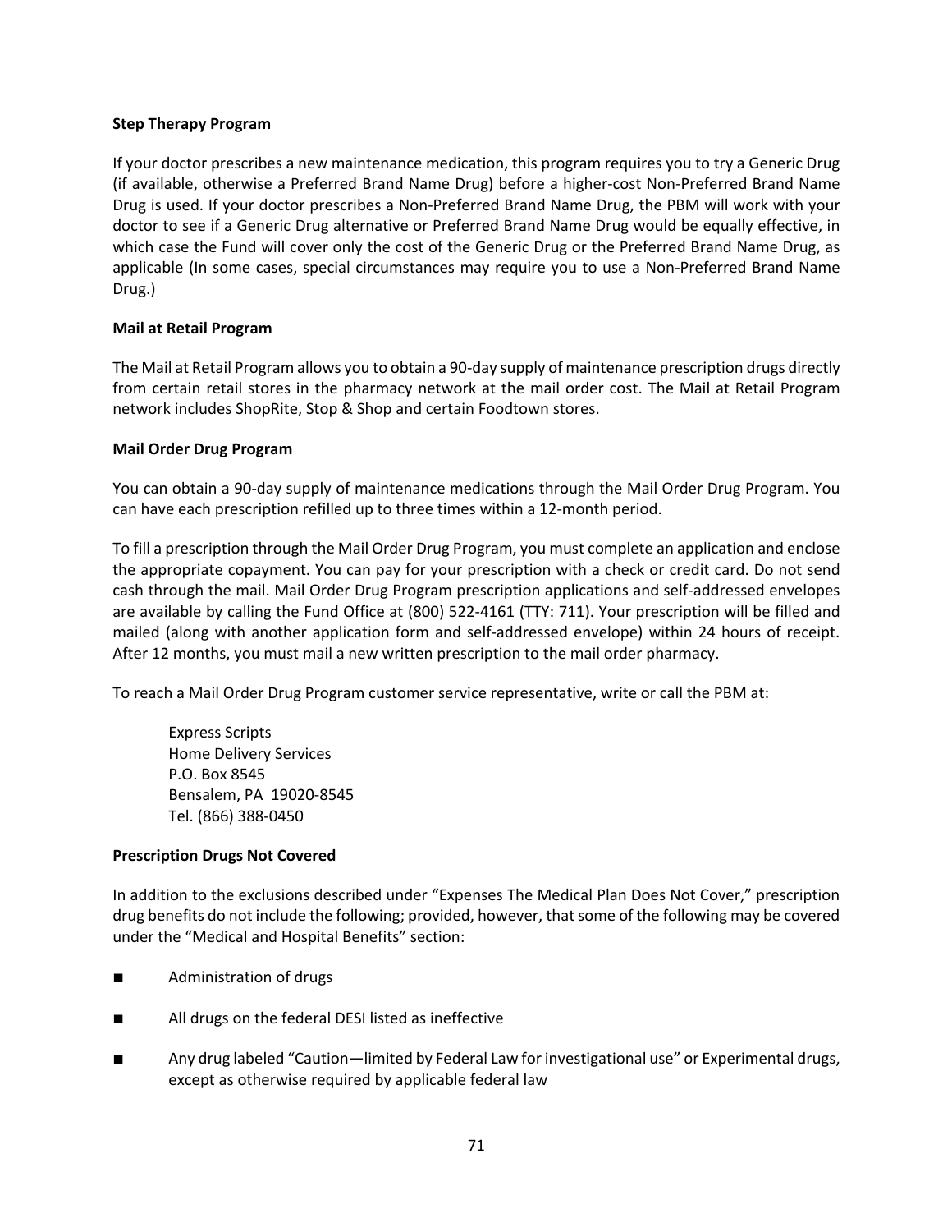**Step Therapy Program**

If your doctor prescribes a new maintenance medication, this program requires you to try a Generic Drug (if available, otherwise a Preferred Brand Name Drug) before a higher-cost Non-Preferred Brand Name Drug is used. If your doctor prescribes a Non-Preferred Brand Name Drug, the PBM will work with your doctor to see if a Generic Drug alternative or Preferred Brand Name Drug would be equally effective, in which case the Fund will cover only the cost of the Generic Drug or the Preferred Brand Name Drug, as applicable (In some cases, special circumstances may require you to use a Non-Preferred Brand Name Drug.)

**Mail at Retail Program**

The Mail at Retail Program allows you to obtain a 90-day supply of maintenance prescription drugs directly from certain retail stores in the pharmacy network at the mail order cost. The Mail at Retail Program network includes ShopRite, Stop & Shop and certain Foodtown stores.

**Mail Order Drug Program**

You can obtain a 90-day supply of maintenance medications through the Mail Order Drug Program. You can have each prescription refilled up to three times within a 12-month period.

To fill a prescription through the Mail Order Drug Program, you must complete an application and enclose the appropriate copayment. You can pay for your prescription with a check or credit card. Do not send cash through the mail. Mail Order Drug Program prescription applications and self-addressed envelopes are available by calling the Fund Office at (800) 522-4161 (TTY: 711). Your prescription will be filled and mailed (along with another application form and self-addressed envelope) within 24 hours of receipt. After 12 months, you must mail a new written prescription to the mail order pharmacy.

To reach a Mail Order Drug Program customer service representative, write or call the PBM at:

Express Scripts
Home Delivery Services
P.O. Box 8545
Bensalem, PA 19020-8545
Tel. (866) 388-0450

**Prescription Drugs Not Covered**

In addition to the exclusions described under "Expenses The Medical Plan Does Not Cover," prescription drug benefits do not include the following; provided, however, that some of the following may be covered under the "Medical and Hospital Benefits" section:

- Administration of drugs
- All drugs on the federal DESI listed as ineffective
- Any drug labeled "Caution—limited by Federal Law for investigational use" or Experimental drugs, except as otherwise required by applicable federal law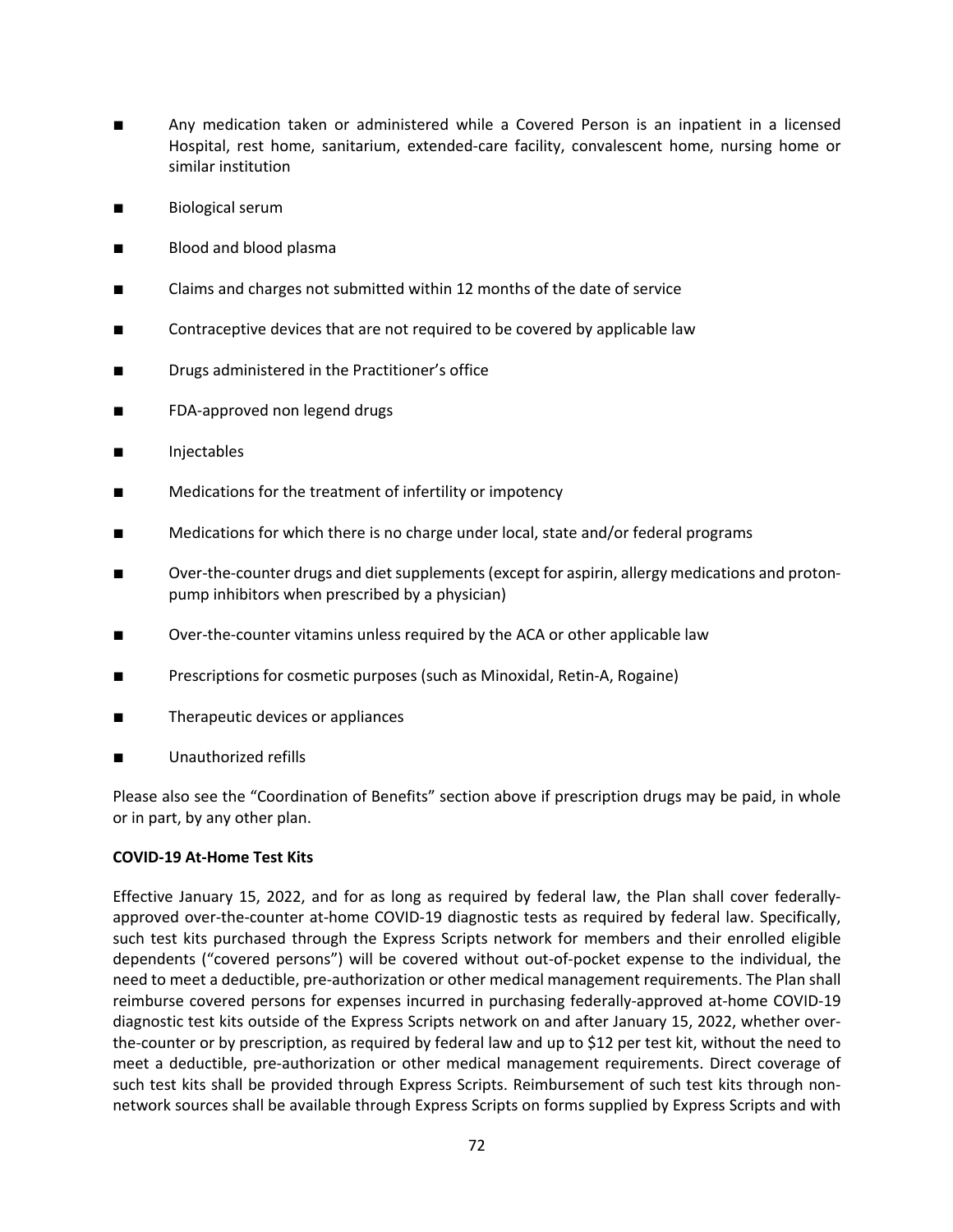- Any medication taken or administered while a Covered Person is an inpatient in a licensed Hospital, rest home, sanitarium, extended-care facility, convalescent home, nursing home or similar institution
- Biological serum
- Blood and blood plasma
- Claims and charges not submitted within 12 months of the date of service
- Contraceptive devices that are not required to be covered by applicable law
- Drugs administered in the Practitioner's office
- FDA-approved non legend drugs
- Injectables
- Medications for the treatment of infertility or impotency
- Medications for which there is no charge under local, state and/or federal programs
- Over-the-counter drugs and diet supplements (except for aspirin, allergy medications and proton-pump inhibitors when prescribed by a physician)
- Over-the-counter vitamins unless required by the ACA or other applicable law
- Prescriptions for cosmetic purposes (such as Minoxidal, Retin-A, Rogaine)
- Therapeutic devices or appliances
- Unauthorized refills

Please also see the "Coordination of Benefits" section above if prescription drugs may be paid, in whole or in part, by any other plan.

**COVID-19 At-Home Test Kits**

Effective January 15, 2022, and for as long as required by federal law, the Plan shall cover federally-approved over-the-counter at-home COVID-19 diagnostic tests as required by federal law. Specifically, such test kits purchased through the Express Scripts network for members and their enrolled eligible dependents ("covered persons") will be covered without out-of-pocket expense to the individual, the need to meet a deductible, pre-authorization or other medical management requirements. The Plan shall reimburse covered persons for expenses incurred in purchasing federally-approved at-home COVID-19 diagnostic test kits outside of the Express Scripts network on and after January 15, 2022, whether over-the-counter or by prescription, as required by federal law and up to $12 per test kit, without the need to meet a deductible, pre-authorization or other medical management requirements. Direct coverage of such test kits shall be provided through Express Scripts. Reimbursement of such test kits through non-network sources shall be available through Express Scripts on forms supplied by Express Scripts and with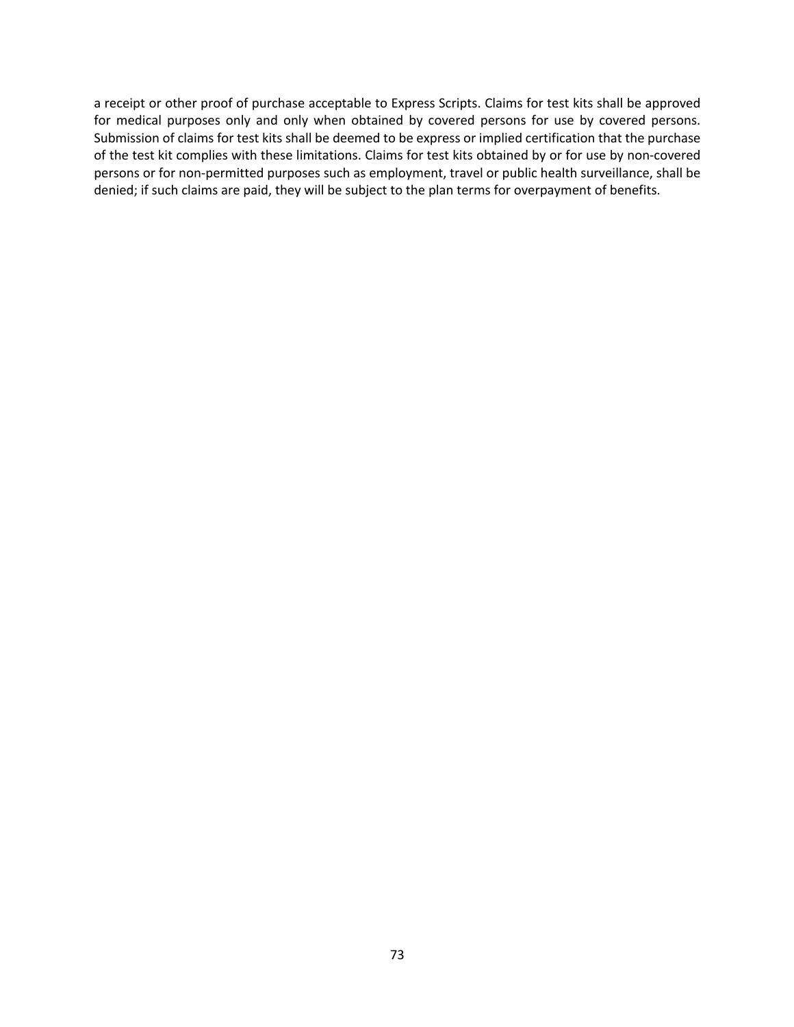a receipt or other proof of purchase acceptable to Express Scripts. Claims for test kits shall be approved for medical purposes only and only when obtained by covered persons for use by covered persons. Submission of claims for test kits shall be deemed to be express or implied certification that the purchase of the test kit complies with these limitations. Claims for test kits obtained by or for use by non-covered persons or for non-permitted purposes such as employment, travel or public health surveillance, shall be denied; if such claims are paid, they will be subject to the plan terms for overpayment of benefits.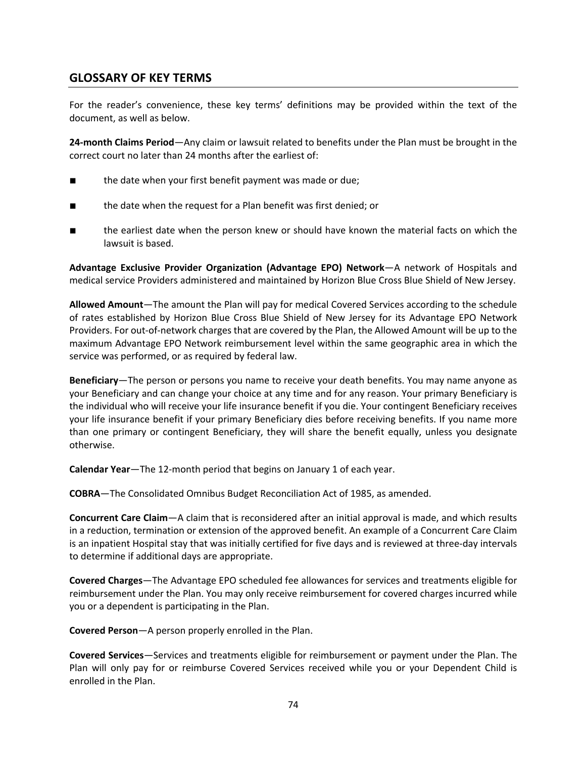## GLOSSARY OF KEY TERMS

For the reader's convenience, these key terms' definitions may be provided within the text of the document, as well as below.

**24-month Claims Period**—Any claim or lawsuit related to benefits under the Plan must be brought in the correct court no later than 24 months after the earliest of:

- the date when your first benefit payment was made or due;
- the date when the request for a Plan benefit was first denied; or
- the earliest date when the person knew or should have known the material facts on which the lawsuit is based.

**Advantage Exclusive Provider Organization (Advantage EPO) Network**—A network of Hospitals and medical service Providers administered and maintained by Horizon Blue Cross Blue Shield of New Jersey.

**Allowed Amount**—The amount the Plan will pay for medical Covered Services according to the schedule of rates established by Horizon Blue Cross Blue Shield of New Jersey for its Advantage EPO Network Providers. For out-of-network charges that are covered by the Plan, the Allowed Amount will be up to the maximum Advantage EPO Network reimbursement level within the same geographic area in which the service was performed, or as required by federal law.

**Beneficiary**—The person or persons you name to receive your death benefits. You may name anyone as your Beneficiary and can change your choice at any time and for any reason. Your primary Beneficiary is the individual who will receive your life insurance benefit if you die. Your contingent Beneficiary receives your life insurance benefit if your primary Beneficiary dies before receiving benefits. If you name more than one primary or contingent Beneficiary, they will share the benefit equally, unless you designate otherwise.

**Calendar Year**—The 12-month period that begins on January 1 of each year.

**COBRA**—The Consolidated Omnibus Budget Reconciliation Act of 1985, as amended.

**Concurrent Care Claim**—A claim that is reconsidered after an initial approval is made, and which results in a reduction, termination or extension of the approved benefit. An example of a Concurrent Care Claim is an inpatient Hospital stay that was initially certified for five days and is reviewed at three-day intervals to determine if additional days are appropriate.

**Covered Charges**—The Advantage EPO scheduled fee allowances for services and treatments eligible for reimbursement under the Plan. You may only receive reimbursement for covered charges incurred while you or a dependent is participating in the Plan.

**Covered Person**—A person properly enrolled in the Plan.

**Covered Services**—Services and treatments eligible for reimbursement or payment under the Plan. The Plan will only pay for or reimburse Covered Services received while you or your Dependent Child is enrolled in the Plan.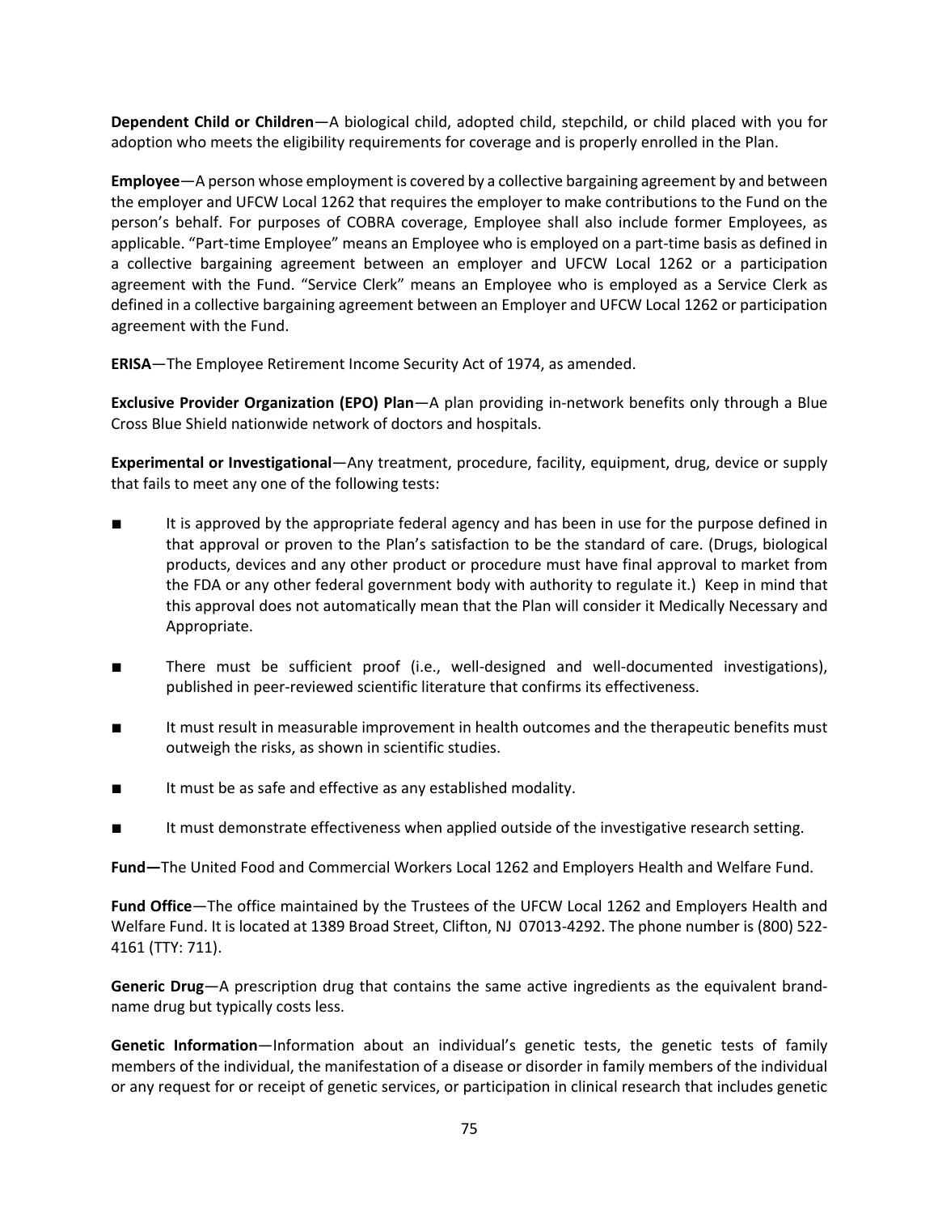**Dependent Child or Children**—A biological child, adopted child, stepchild, or child placed with you for adoption who meets the eligibility requirements for coverage and is properly enrolled in the Plan.

**Employee**—A person whose employment is covered by a collective bargaining agreement by and between the employer and UFCW Local 1262 that requires the employer to make contributions to the Fund on the person's behalf. For purposes of COBRA coverage, Employee shall also include former Employees, as applicable. "Part-time Employee" means an Employee who is employed on a part-time basis as defined in a collective bargaining agreement between an employer and UFCW Local 1262 or a participation agreement with the Fund. "Service Clerk" means an Employee who is employed as a Service Clerk as defined in a collective bargaining agreement between an Employer and UFCW Local 1262 or participation agreement with the Fund.

**ERISA**—The Employee Retirement Income Security Act of 1974, as amended.

**Exclusive Provider Organization (EPO) Plan**—A plan providing in-network benefits only through a Blue Cross Blue Shield nationwide network of doctors and hospitals.

**Experimental or Investigational**—Any treatment, procedure, facility, equipment, drug, device or supply that fails to meet any one of the following tests:

- It is approved by the appropriate federal agency and has been in use for the purpose defined in that approval or proven to the Plan's satisfaction to be the standard of care. (Drugs, biological products, devices and any other product or procedure must have final approval to market from the FDA or any other federal government body with authority to regulate it.) Keep in mind that this approval does not automatically mean that the Plan will consider it Medically Necessary and Appropriate.
- There must be sufficient proof (i.e., well-designed and well-documented investigations), published in peer-reviewed scientific literature that confirms its effectiveness.
- It must result in measurable improvement in health outcomes and the therapeutic benefits must outweigh the risks, as shown in scientific studies.
- It must be as safe and effective as any established modality.
- It must demonstrate effectiveness when applied outside of the investigative research setting.

**Fund—**The United Food and Commercial Workers Local 1262 and Employers Health and Welfare Fund.

**Fund Office**—The office maintained by the Trustees of the UFCW Local 1262 and Employers Health and Welfare Fund. It is located at 1389 Broad Street, Clifton, NJ 07013-4292. The phone number is (800) 522-4161 (TTY: 711).

**Generic Drug**—A prescription drug that contains the same active ingredients as the equivalent brand-name drug but typically costs less.

**Genetic Information**—Information about an individual's genetic tests, the genetic tests of family members of the individual, the manifestation of a disease or disorder in family members of the individual or any request for or receipt of genetic services, or participation in clinical research that includes genetic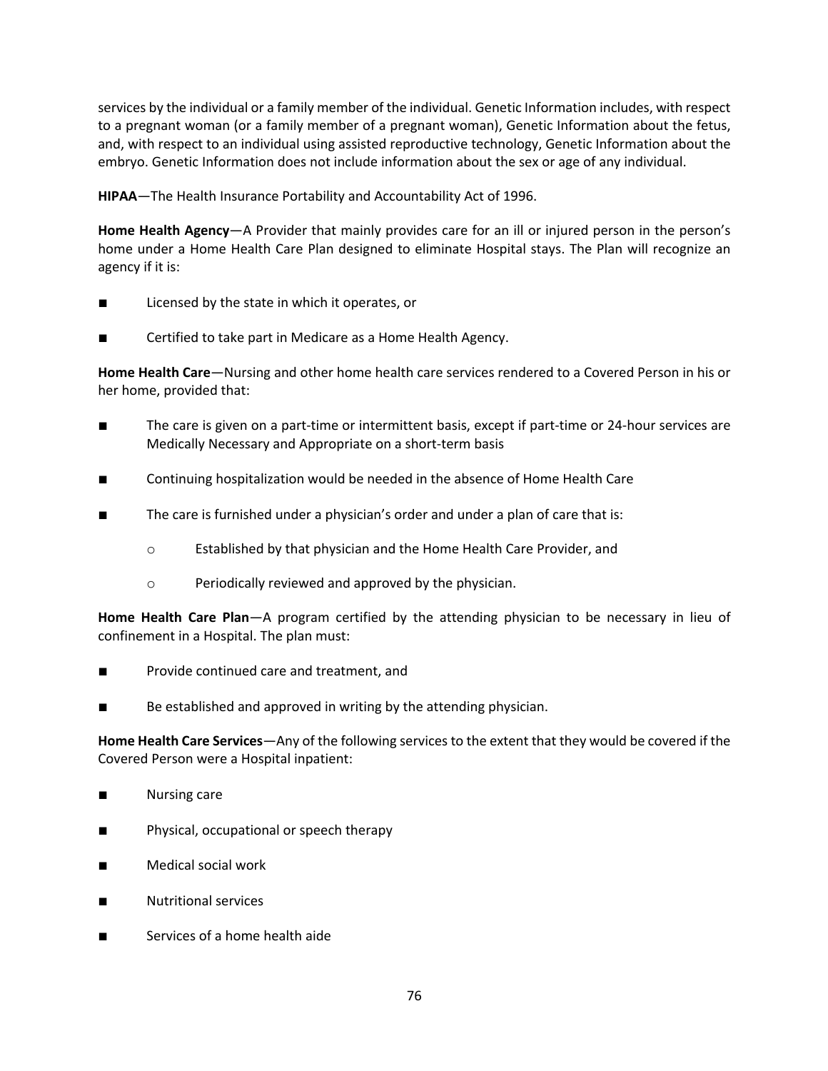services by the individual or a family member of the individual. Genetic Information includes, with respect to a pregnant woman (or a family member of a pregnant woman), Genetic Information about the fetus, and, with respect to an individual using assisted reproductive technology, Genetic Information about the embryo. Genetic Information does not include information about the sex or age of any individual.

**HIPAA**—The Health Insurance Portability and Accountability Act of 1996.

**Home Health Agency**—A Provider that mainly provides care for an ill or injured person in the person's home under a Home Health Care Plan designed to eliminate Hospital stays. The Plan will recognize an agency if it is:

- Licensed by the state in which it operates, or
- Certified to take part in Medicare as a Home Health Agency.

**Home Health Care**—Nursing and other home health care services rendered to a Covered Person in his or her home, provided that:

- The care is given on a part-time or intermittent basis, except if part-time or 24-hour services are Medically Necessary and Appropriate on a short-term basis
- Continuing hospitalization would be needed in the absence of Home Health Care
- The care is furnished under a physician's order and under a plan of care that is:
  - Established by that physician and the Home Health Care Provider, and
  - Periodically reviewed and approved by the physician.

**Home Health Care Plan**—A program certified by the attending physician to be necessary in lieu of confinement in a Hospital. The plan must:

- Provide continued care and treatment, and
- Be established and approved in writing by the attending physician.

**Home Health Care Services**—Any of the following services to the extent that they would be covered if the Covered Person were a Hospital inpatient:

- Nursing care
- Physical, occupational or speech therapy
- Medical social work
- Nutritional services
- Services of a home health aide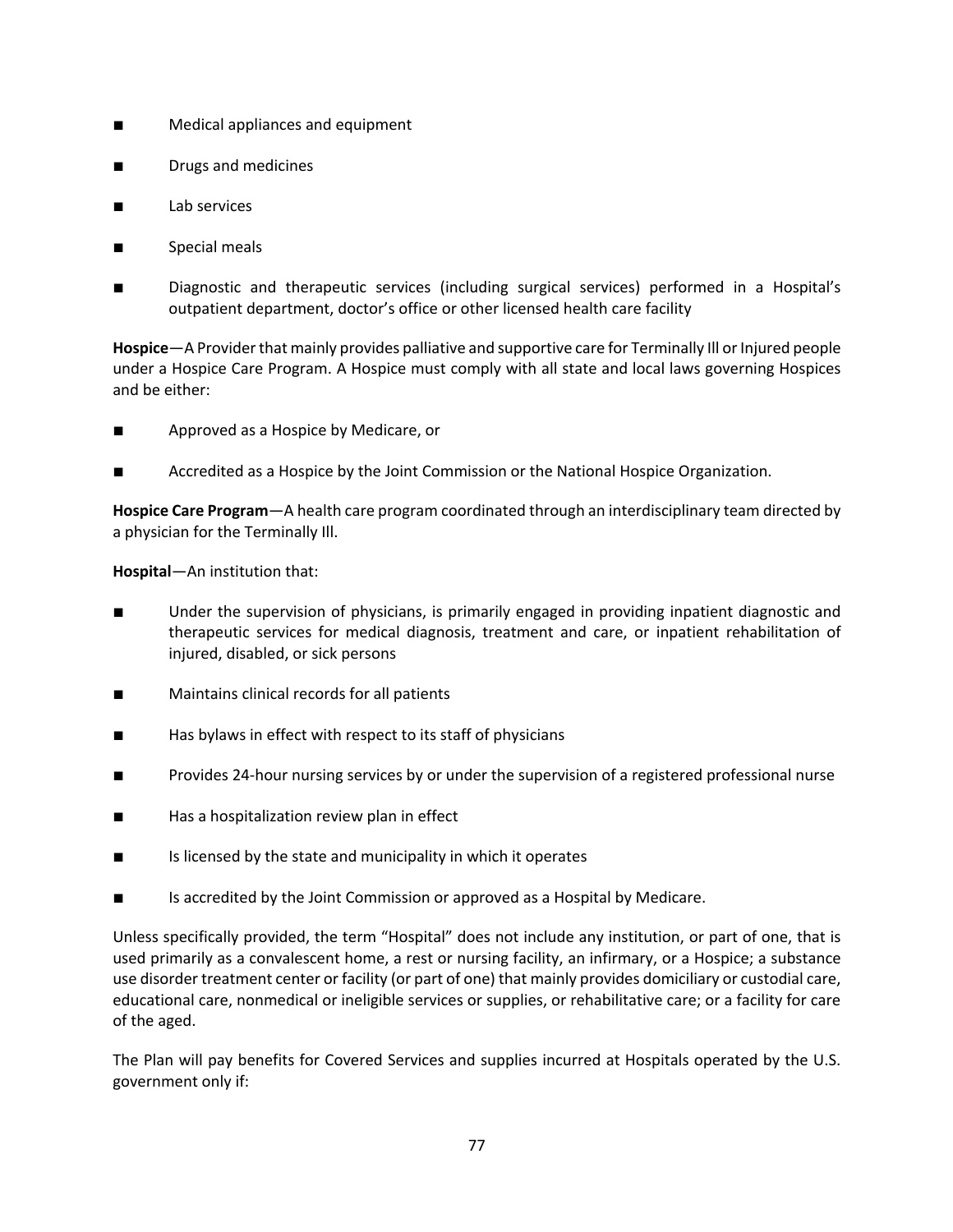- Medical appliances and equipment
- Drugs and medicines
- Lab services
- Special meals
- Diagnostic and therapeutic services (including surgical services) performed in a Hospital's outpatient department, doctor's office or other licensed health care facility

**Hospice**—A Provider that mainly provides palliative and supportive care for Terminally Ill or Injured people under a Hospice Care Program. A Hospice must comply with all state and local laws governing Hospices and be either:

- Approved as a Hospice by Medicare, or
- Accredited as a Hospice by the Joint Commission or the National Hospice Organization.

**Hospice Care Program**—A health care program coordinated through an interdisciplinary team directed by a physician for the Terminally Ill.

**Hospital**—An institution that:

- Under the supervision of physicians, is primarily engaged in providing inpatient diagnostic and therapeutic services for medical diagnosis, treatment and care, or inpatient rehabilitation of injured, disabled, or sick persons
- Maintains clinical records for all patients
- Has bylaws in effect with respect to its staff of physicians
- Provides 24-hour nursing services by or under the supervision of a registered professional nurse
- Has a hospitalization review plan in effect
- Is licensed by the state and municipality in which it operates
- Is accredited by the Joint Commission or approved as a Hospital by Medicare.

Unless specifically provided, the term "Hospital" does not include any institution, or part of one, that is used primarily as a convalescent home, a rest or nursing facility, an infirmary, or a Hospice; a substance use disorder treatment center or facility (or part of one) that mainly provides domiciliary or custodial care, educational care, nonmedical or ineligible services or supplies, or rehabilitative care; or a facility for care of the aged.

The Plan will pay benefits for Covered Services and supplies incurred at Hospitals operated by the U.S. government only if: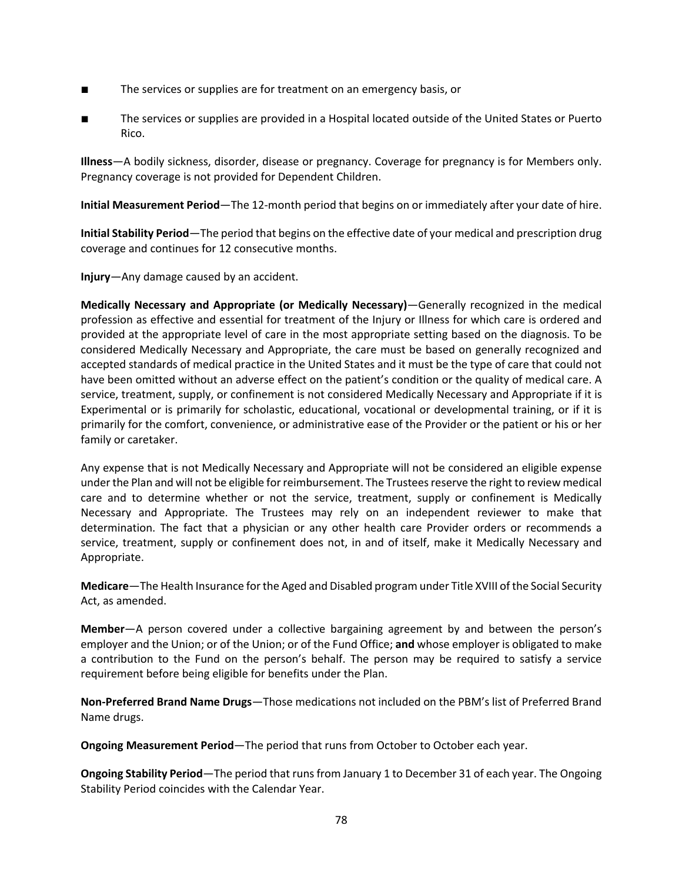- The services or supplies are for treatment on an emergency basis, or
- The services or supplies are provided in a Hospital located outside of the United States or Puerto Rico.

**Illness**—A bodily sickness, disorder, disease or pregnancy. Coverage for pregnancy is for Members only. Pregnancy coverage is not provided for Dependent Children.

**Initial Measurement Period**—The 12-month period that begins on or immediately after your date of hire.

**Initial Stability Period**—The period that begins on the effective date of your medical and prescription drug coverage and continues for 12 consecutive months.

**Injury**—Any damage caused by an accident.

**Medically Necessary and Appropriate (or Medically Necessary)**—Generally recognized in the medical profession as effective and essential for treatment of the Injury or Illness for which care is ordered and provided at the appropriate level of care in the most appropriate setting based on the diagnosis. To be considered Medically Necessary and Appropriate, the care must be based on generally recognized and accepted standards of medical practice in the United States and it must be the type of care that could not have been omitted without an adverse effect on the patient's condition or the quality of medical care. A service, treatment, supply, or confinement is not considered Medically Necessary and Appropriate if it is Experimental or is primarily for scholastic, educational, vocational or developmental training, or if it is primarily for the comfort, convenience, or administrative ease of the Provider or the patient or his or her family or caretaker.

Any expense that is not Medically Necessary and Appropriate will not be considered an eligible expense under the Plan and will not be eligible for reimbursement. The Trustees reserve the right to review medical care and to determine whether or not the service, treatment, supply or confinement is Medically Necessary and Appropriate. The Trustees may rely on an independent reviewer to make that determination. The fact that a physician or any other health care Provider orders or recommends a service, treatment, supply or confinement does not, in and of itself, make it Medically Necessary and Appropriate.

**Medicare**—The Health Insurance for the Aged and Disabled program under Title XVIII of the Social Security Act, as amended.

**Member**—A person covered under a collective bargaining agreement by and between the person's employer and the Union; or of the Union; or of the Fund Office; **and** whose employer is obligated to make a contribution to the Fund on the person's behalf. The person may be required to satisfy a service requirement before being eligible for benefits under the Plan.

**Non-Preferred Brand Name Drugs**—Those medications not included on the PBM's list of Preferred Brand Name drugs.

**Ongoing Measurement Period**—The period that runs from October to October each year.

**Ongoing Stability Period**—The period that runs from January 1 to December 31 of each year. The Ongoing Stability Period coincides with the Calendar Year.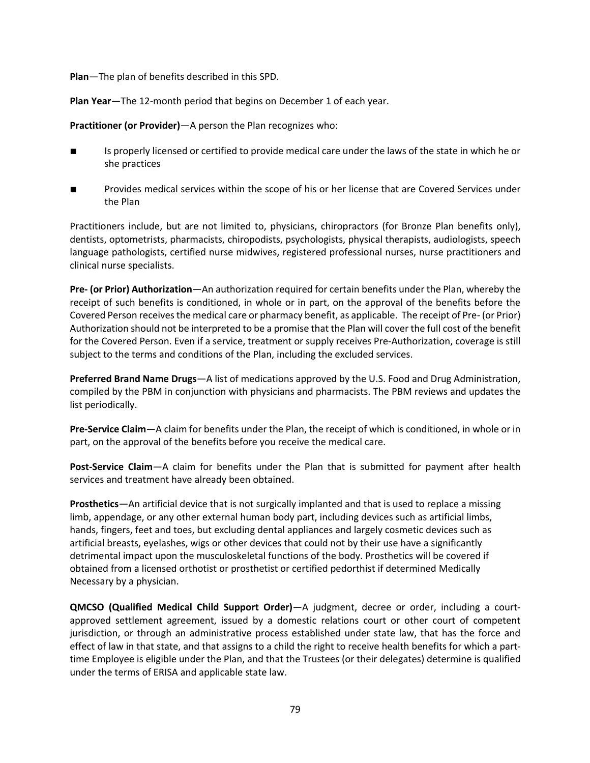**Plan**—The plan of benefits described in this SPD.

**Plan Year**—The 12-month period that begins on December 1 of each year.

**Practitioner (or Provider)**—A person the Plan recognizes who:

- Is properly licensed or certified to provide medical care under the laws of the state in which he or she practices
- Provides medical services within the scope of his or her license that are Covered Services under the Plan

Practitioners include, but are not limited to, physicians, chiropractors (for Bronze Plan benefits only), dentists, optometrists, pharmacists, chiropodists, psychologists, physical therapists, audiologists, speech language pathologists, certified nurse midwives, registered professional nurses, nurse practitioners and clinical nurse specialists.

**Pre- (or Prior) Authorization**—An authorization required for certain benefits under the Plan, whereby the receipt of such benefits is conditioned, in whole or in part, on the approval of the benefits before the Covered Person receives the medical care or pharmacy benefit, as applicable. The receipt of Pre- (or Prior) Authorization should not be interpreted to be a promise that the Plan will cover the full cost of the benefit for the Covered Person. Even if a service, treatment or supply receives Pre-Authorization, coverage is still subject to the terms and conditions of the Plan, including the excluded services.

**Preferred Brand Name Drugs**—A list of medications approved by the U.S. Food and Drug Administration, compiled by the PBM in conjunction with physicians and pharmacists. The PBM reviews and updates the list periodically.

**Pre-Service Claim**—A claim for benefits under the Plan, the receipt of which is conditioned, in whole or in part, on the approval of the benefits before you receive the medical care.

**Post-Service Claim**—A claim for benefits under the Plan that is submitted for payment after health services and treatment have already been obtained.

**Prosthetics**—An artificial device that is not surgically implanted and that is used to replace a missing limb, appendage, or any other external human body part, including devices such as artificial limbs, hands, fingers, feet and toes, but excluding dental appliances and largely cosmetic devices such as artificial breasts, eyelashes, wigs or other devices that could not by their use have a significantly detrimental impact upon the musculoskeletal functions of the body. Prosthetics will be covered if obtained from a licensed orthotist or prosthetist or certified pedorthist if determined Medically Necessary by a physician.

**QMCSO (Qualified Medical Child Support Order)**—A judgment, decree or order, including a court-approved settlement agreement, issued by a domestic relations court or other court of competent jurisdiction, or through an administrative process established under state law, that has the force and effect of law in that state, and that assigns to a child the right to receive health benefits for which a part-time Employee is eligible under the Plan, and that the Trustees (or their delegates) determine is qualified under the terms of ERISA and applicable state law.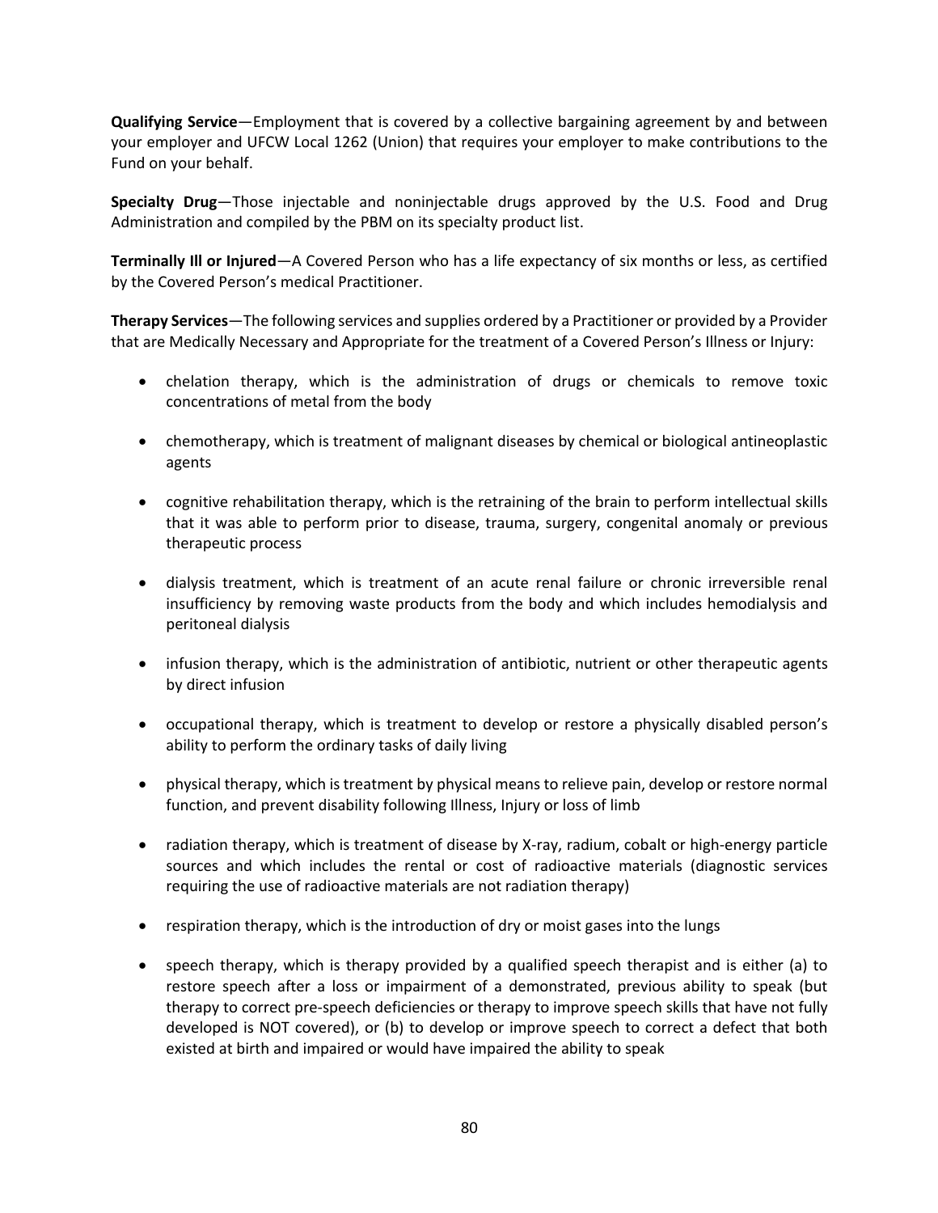**Qualifying Service**—Employment that is covered by a collective bargaining agreement by and between your employer and UFCW Local 1262 (Union) that requires your employer to make contributions to the Fund on your behalf.

**Specialty Drug**—Those injectable and noninjectable drugs approved by the U.S. Food and Drug Administration and compiled by the PBM on its specialty product list.

**Terminally Ill or Injured**—A Covered Person who has a life expectancy of six months or less, as certified by the Covered Person's medical Practitioner.

**Therapy Services**—The following services and supplies ordered by a Practitioner or provided by a Provider that are Medically Necessary and Appropriate for the treatment of a Covered Person's Illness or Injury:

- chelation therapy, which is the administration of drugs or chemicals to remove toxic concentrations of metal from the body
- chemotherapy, which is treatment of malignant diseases by chemical or biological antineoplastic agents
- cognitive rehabilitation therapy, which is the retraining of the brain to perform intellectual skills that it was able to perform prior to disease, trauma, surgery, congenital anomaly or previous therapeutic process
- dialysis treatment, which is treatment of an acute renal failure or chronic irreversible renal insufficiency by removing waste products from the body and which includes hemodialysis and peritoneal dialysis
- infusion therapy, which is the administration of antibiotic, nutrient or other therapeutic agents by direct infusion
- occupational therapy, which is treatment to develop or restore a physically disabled person's ability to perform the ordinary tasks of daily living
- physical therapy, which is treatment by physical means to relieve pain, develop or restore normal function, and prevent disability following Illness, Injury or loss of limb
- radiation therapy, which is treatment of disease by X-ray, radium, cobalt or high-energy particle sources and which includes the rental or cost of radioactive materials (diagnostic services requiring the use of radioactive materials are not radiation therapy)
- respiration therapy, which is the introduction of dry or moist gases into the lungs
- speech therapy, which is therapy provided by a qualified speech therapist and is either (a) to restore speech after a loss or impairment of a demonstrated, previous ability to speak (but therapy to correct pre-speech deficiencies or therapy to improve speech skills that have not fully developed is NOT covered), or (b) to develop or improve speech to correct a defect that both existed at birth and impaired or would have impaired the ability to speak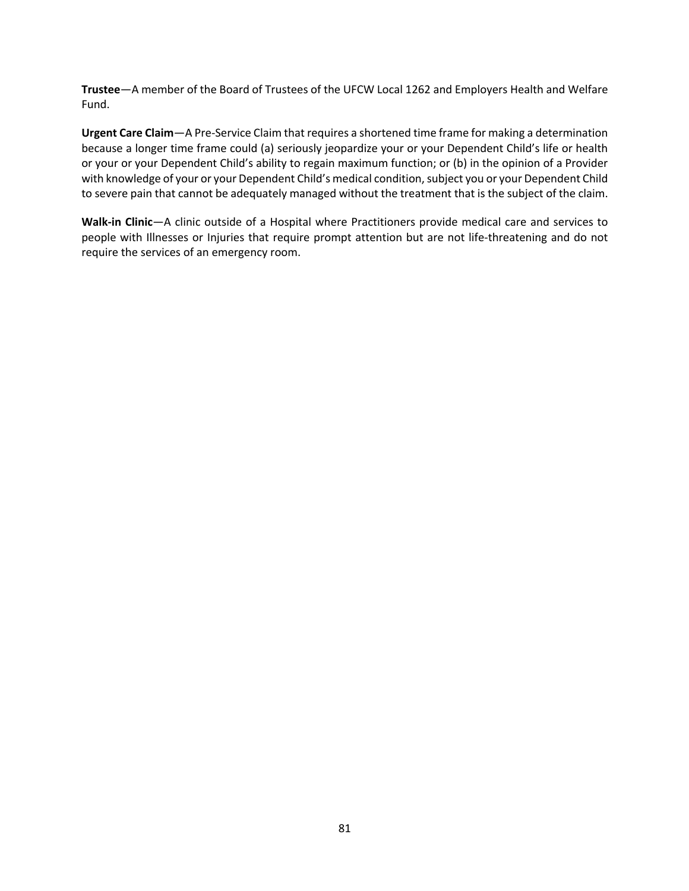**Trustee**—A member of the Board of Trustees of the UFCW Local 1262 and Employers Health and Welfare Fund.

**Urgent Care Claim**—A Pre-Service Claim that requires a shortened time frame for making a determination because a longer time frame could (a) seriously jeopardize your or your Dependent Child's life or health or your or your Dependent Child's ability to regain maximum function; or (b) in the opinion of a Provider with knowledge of your or your Dependent Child's medical condition, subject you or your Dependent Child to severe pain that cannot be adequately managed without the treatment that is the subject of the claim.

**Walk-in Clinic**—A clinic outside of a Hospital where Practitioners provide medical care and services to people with Illnesses or Injuries that require prompt attention but are not life-threatening and do not require the services of an emergency room.